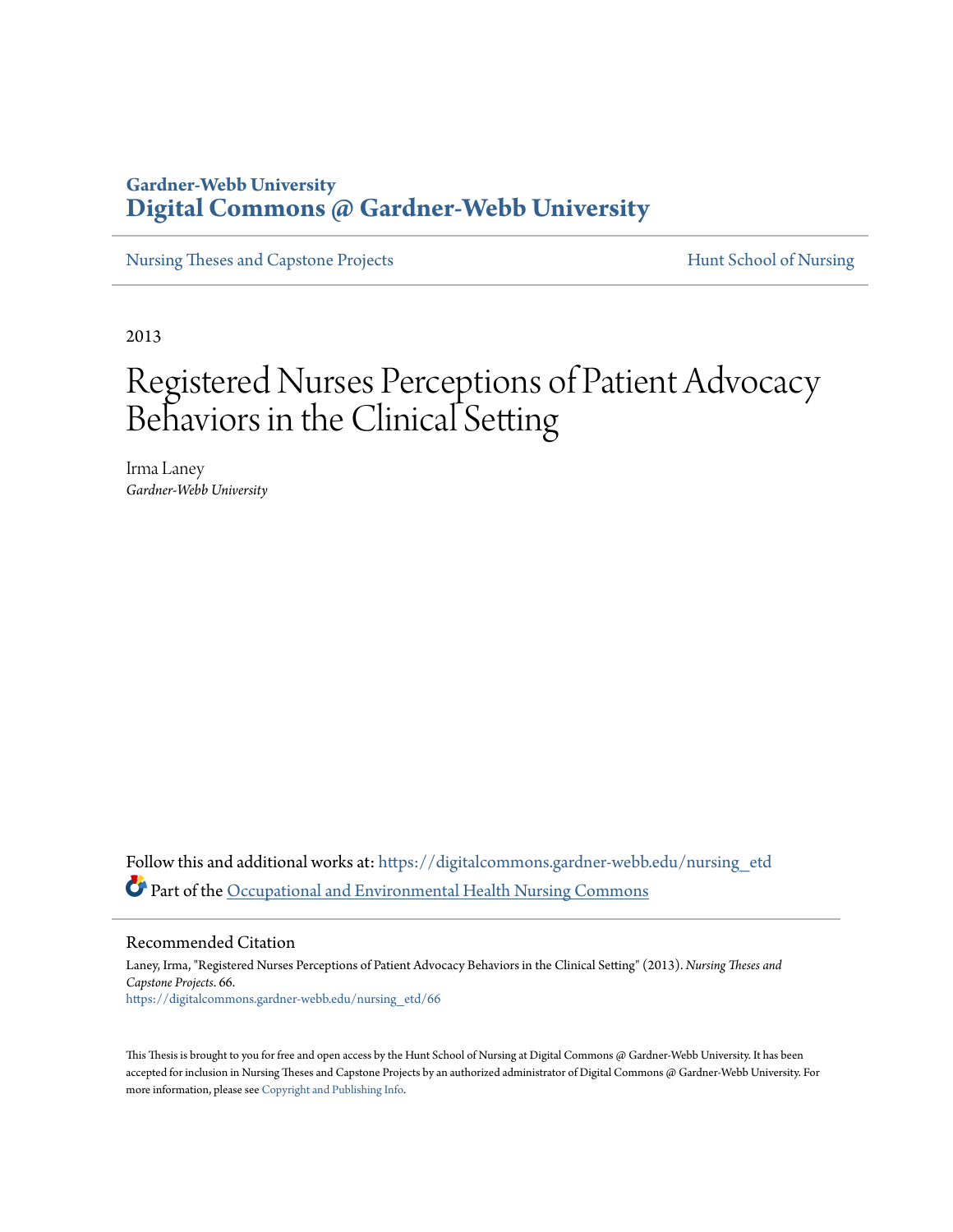Gardner-Webb University
**Digital Commons @ Gardner-Webb University**

Nursing Theses and Capstone Projects | Hunt School of Nursing

2013

# Registered Nurses Perceptions of Patient Advocacy Behaviors in the Clinical Setting

Irma Laney
*Gardner-Webb University*

Follow this and additional works at: https://digitalcommons.gardner-webb.edu/nursing_etd

Part of the Occupational and Environmental Health Nursing Commons

## Recommended Citation

Laney, Irma, "Registered Nurses Perceptions of Patient Advocacy Behaviors in the Clinical Setting" (2013). *Nursing Theses and Capstone Projects*. 66.
https://digitalcommons.gardner-webb.edu/nursing_etd/66

This Thesis is brought to you for free and open access by the Hunt School of Nursing at Digital Commons @ Gardner-Webb University. It has been accepted for inclusion in Nursing Theses and Capstone Projects by an authorized administrator of Digital Commons @ Gardner-Webb University. For more information, please see Copyright and Publishing Info.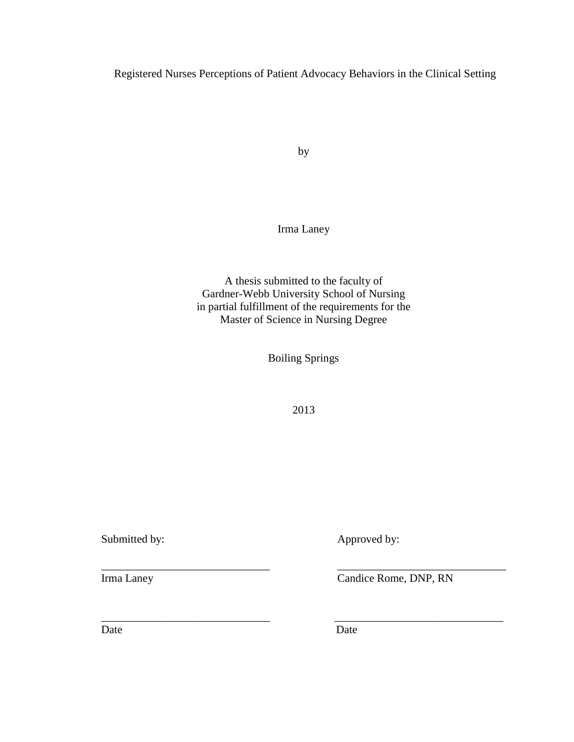Registered Nurses Perceptions of Patient Advocacy Behaviors in the Clinical Setting

by

Irma Laney

A thesis submitted to the faculty of
Gardner-Webb University School of Nursing
in partial fulfillment of the requirements for the
Master of Science in Nursing Degree

Boiling Springs

2013

| Submitted by: | Approved by: |
|---|---|
| ______________________________ | ______________________________ |
| Irma Laney | Candice Rome, DNP, RN |
| ______________________________ | ______________________________ |
| Date | Date |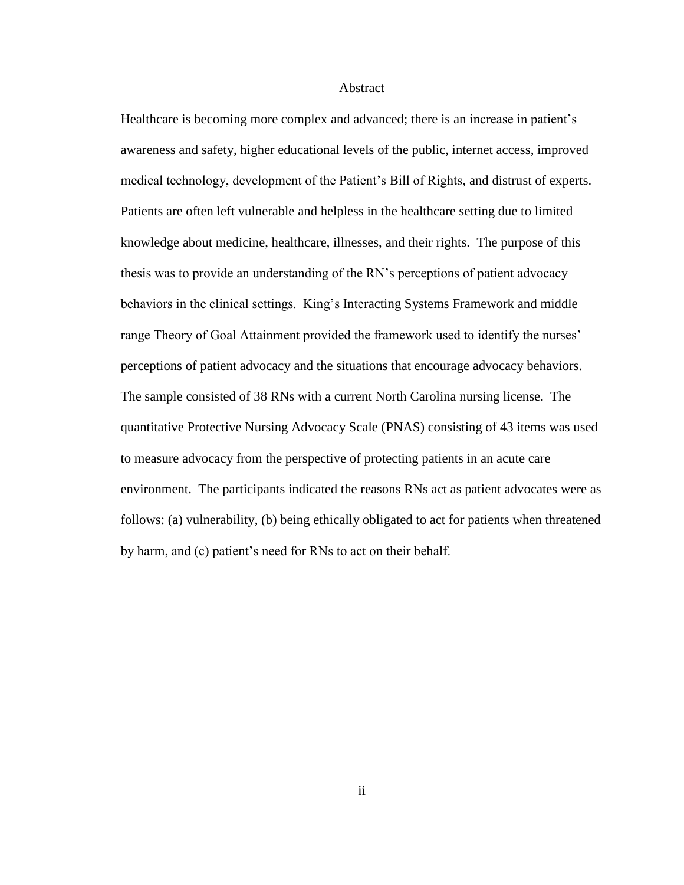# Abstract

Healthcare is becoming more complex and advanced; there is an increase in patient's awareness and safety, higher educational levels of the public, internet access, improved medical technology, development of the Patient's Bill of Rights, and distrust of experts. Patients are often left vulnerable and helpless in the healthcare setting due to limited knowledge about medicine, healthcare, illnesses, and their rights. The purpose of this thesis was to provide an understanding of the RN's perceptions of patient advocacy behaviors in the clinical settings. King's Interacting Systems Framework and middle range Theory of Goal Attainment provided the framework used to identify the nurses' perceptions of patient advocacy and the situations that encourage advocacy behaviors. The sample consisted of 38 RNs with a current North Carolina nursing license. The quantitative Protective Nursing Advocacy Scale (PNAS) consisting of 43 items was used to measure advocacy from the perspective of protecting patients in an acute care environment. The participants indicated the reasons RNs act as patient advocates were as follows: (a) vulnerability, (b) being ethically obligated to act for patients when threatened by harm, and (c) patient's need for RNs to act on their behalf.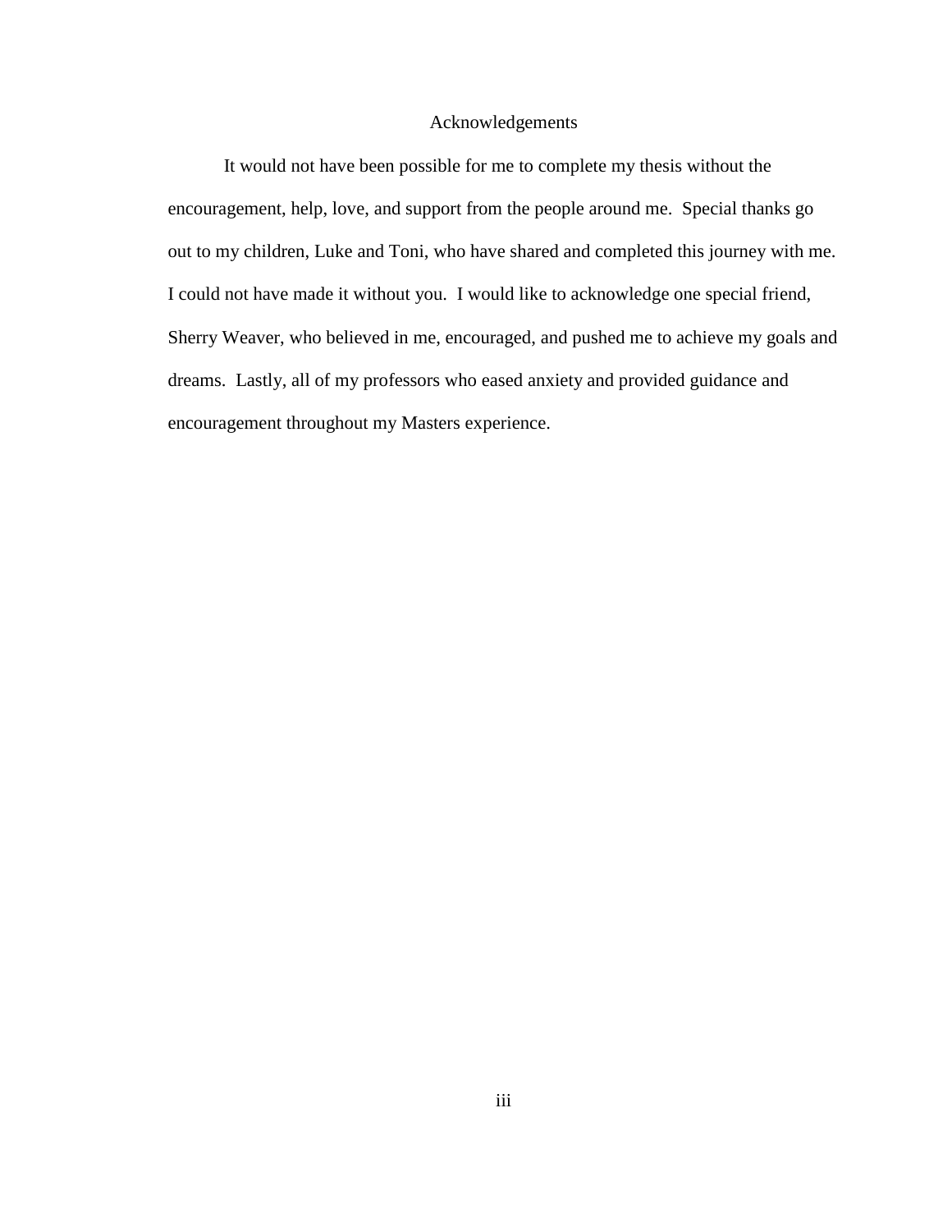# Acknowledgements

It would not have been possible for me to complete my thesis without the encouragement, help, love, and support from the people around me. Special thanks go out to my children, Luke and Toni, who have shared and completed this journey with me. I could not have made it without you. I would like to acknowledge one special friend, Sherry Weaver, who believed in me, encouraged, and pushed me to achieve my goals and dreams. Lastly, all of my professors who eased anxiety and provided guidance and encouragement throughout my Masters experience.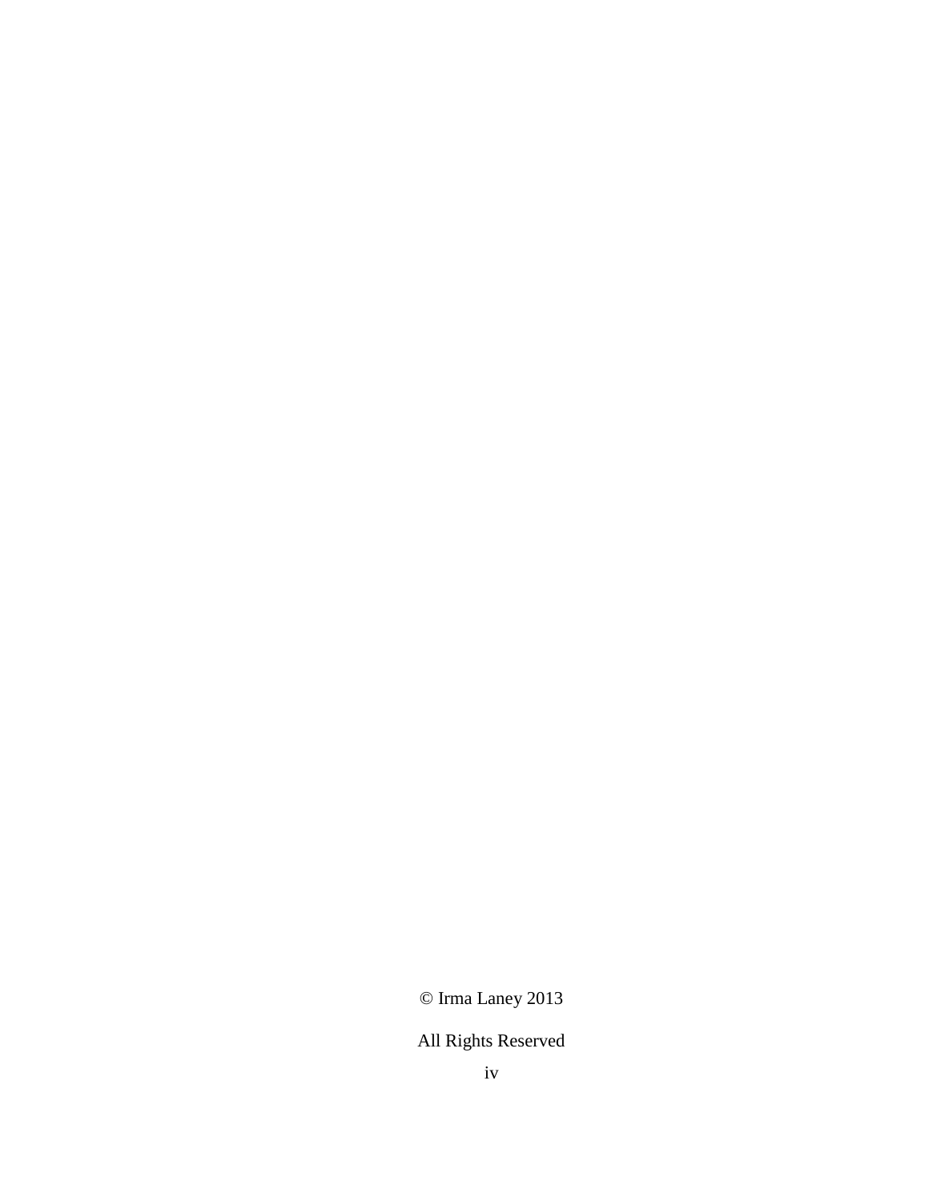© Irma Laney 2013

All Rights Reserved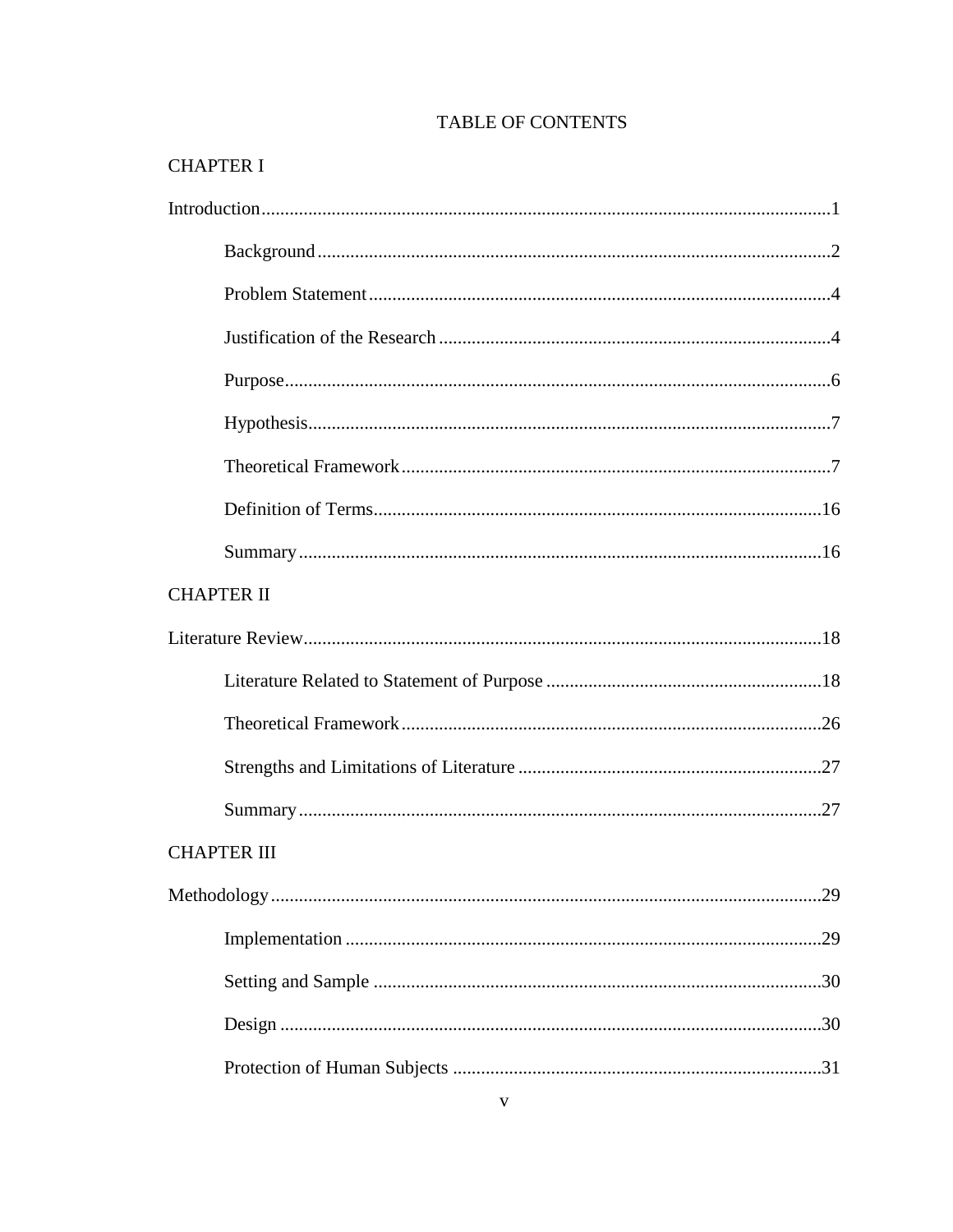# TABLE OF CONTENTS

CHAPTER I

Introduction ........................................................................................................ 1

- Background ........................................................................................... 2
- Problem Statement ................................................................................ 4
- Justification of the Research ................................................................. 4
- Purpose ................................................................................................. 6
- Hypothesis ............................................................................................ 7
- Theoretical Framework ......................................................................... 7
- Definition of Terms ............................................................................. 16
- Summary ............................................................................................. 16

CHAPTER II

Literature Review ............................................................................................ 18

- Literature Related to Statement of Purpose ......................................... 18
- Theoretical Framework ....................................................................... 26
- Strengths and Limitations of Literature ............................................... 27
- Summary ............................................................................................. 27

CHAPTER III

Methodology .................................................................................................... 29

- Implementation .................................................................................... 29
- Setting and Sample .............................................................................. 30
- Design .................................................................................................. 30
- Protection of Human Subjects ............................................................. 31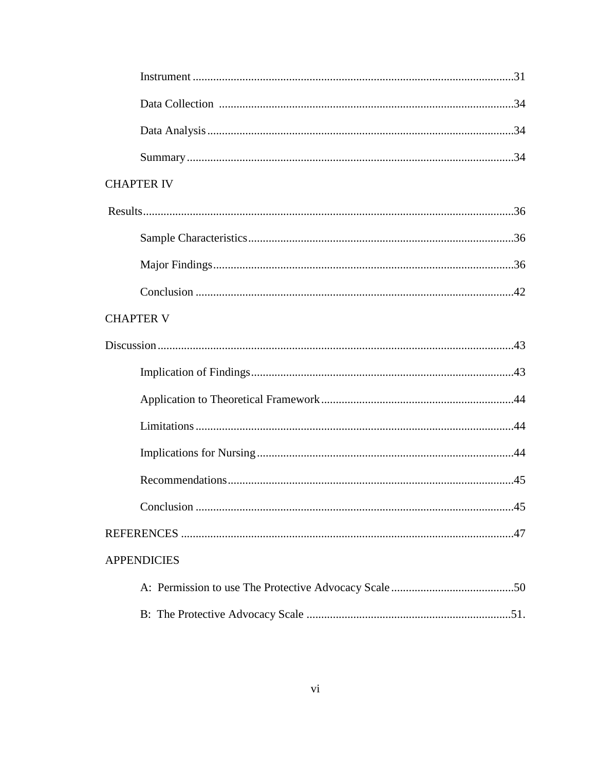Instrument .............................................................................................................31

Data Collection ....................................................................................................34

Data Analysis........................................................................................................34

Summary...............................................................................................................34

CHAPTER IV

Results..............................................................................................................................36

Sample Characteristics..........................................................................................36

Major Findings......................................................................................................36

Conclusion ............................................................................................................42

CHAPTER V

Discussion.........................................................................................................................43

Implication of Findings.........................................................................................43

Application to Theoretical Framework.................................................................44

Limitations............................................................................................................44

Implications for Nursing.......................................................................................44

Recommendations.................................................................................................45

Conclusion ............................................................................................................45

REFERENCES .................................................................................................................47

APPENDICIES

A: Permission to use The Protective Advocacy Scale..........................................50

B: The Protective Advocacy Scale .....................................................................51.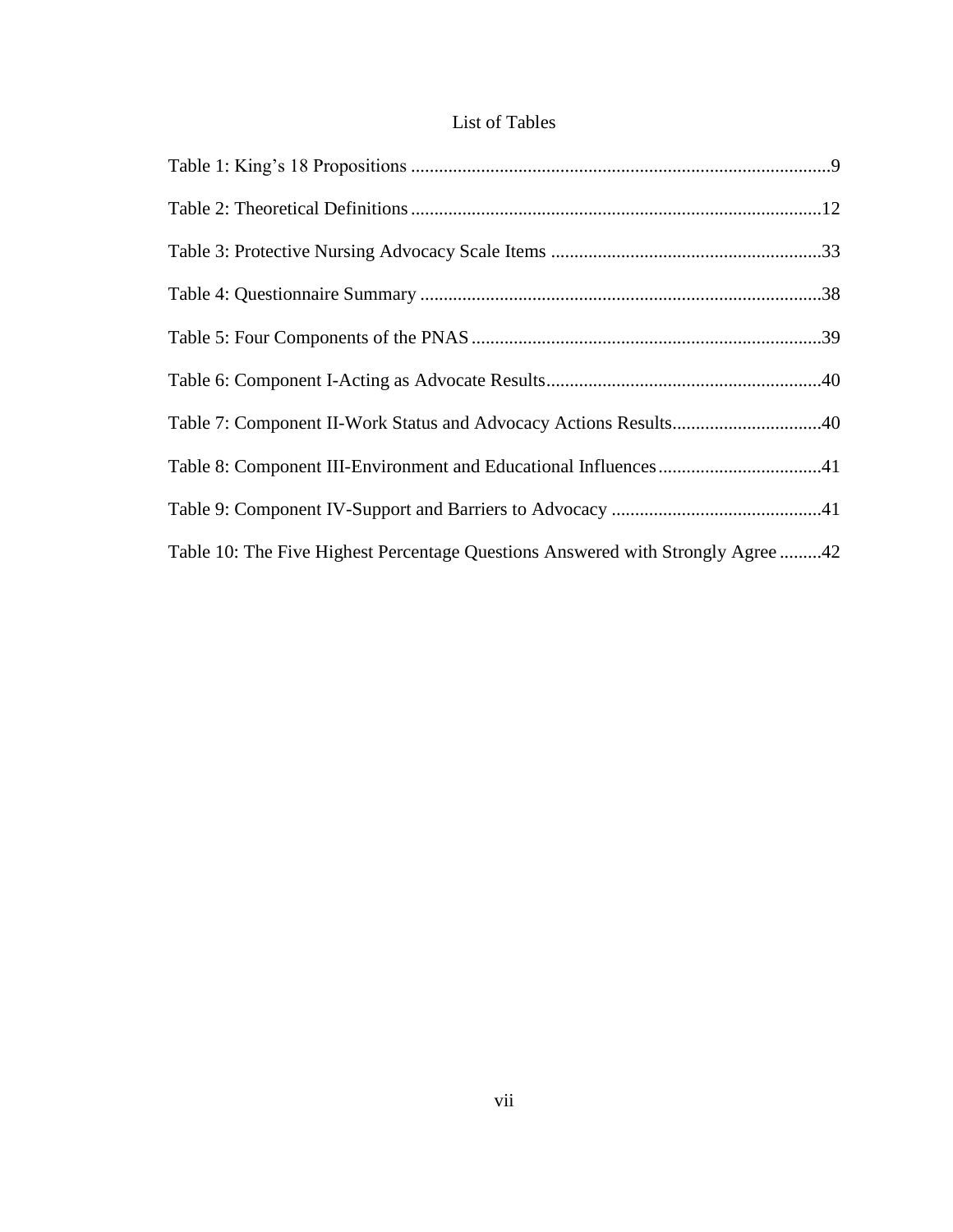# List of Tables

Table 1: King's 18 Propositions .........................................................................................9

Table 2: Theoretical Definitions .......................................................................................12

Table 3: Protective Nursing Advocacy Scale Items ..........................................................33

Table 4: Questionnaire Summary ......................................................................................38

Table 5: Four Components of the PNAS ...........................................................................39

Table 6: Component I-Acting as Advocate Results...........................................................40

Table 7: Component II-Work Status and Advocacy Actions Results................................40

Table 8: Component III-Environment and Educational Influences...................................41

Table 9: Component IV-Support and Barriers to Advocacy .............................................41

Table 10: The Five Highest Percentage Questions Answered with Strongly Agree .........42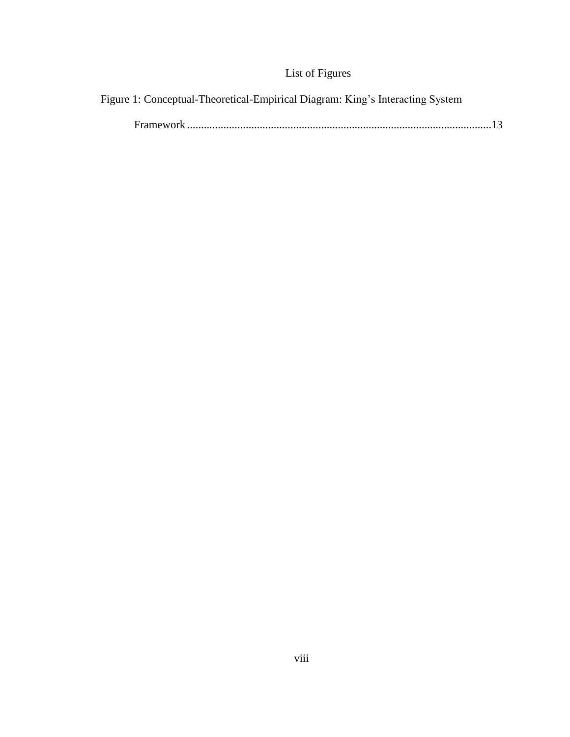# List of Figures

Figure 1: Conceptual-Theoretical-Empirical Diagram: King's Interacting System Framework ....................................................................................................... 13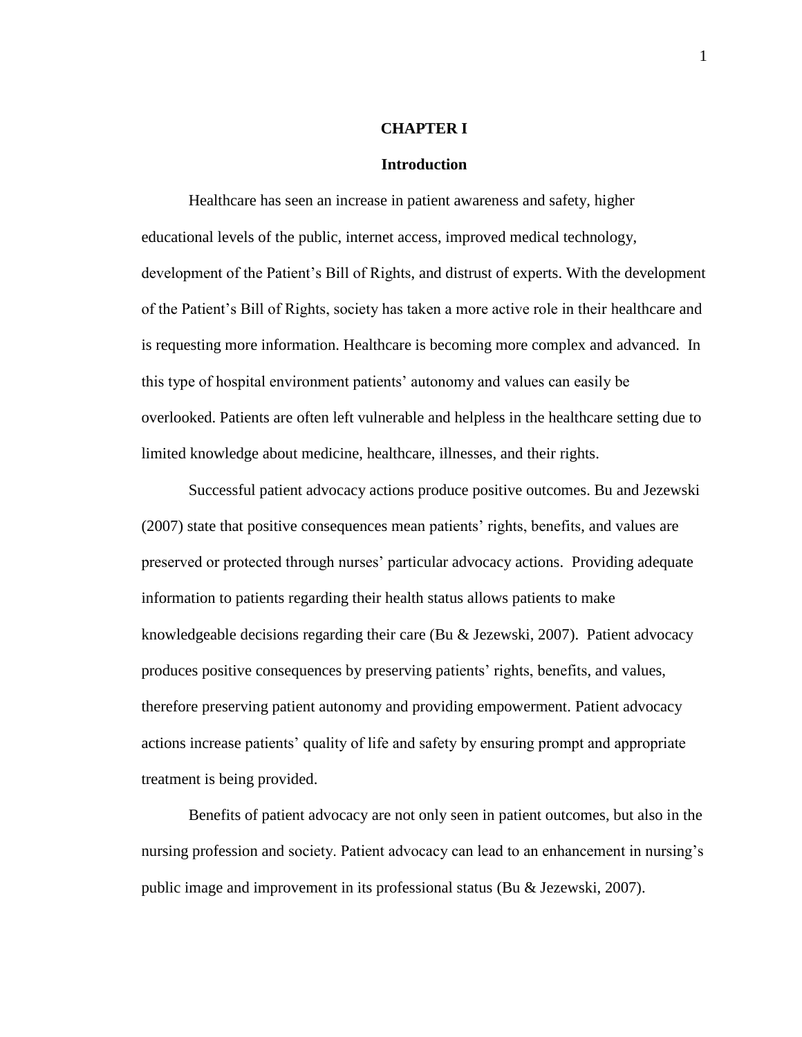# CHAPTER I

## Introduction

Healthcare has seen an increase in patient awareness and safety, higher educational levels of the public, internet access, improved medical technology, development of the Patient's Bill of Rights, and distrust of experts. With the development of the Patient's Bill of Rights, society has taken a more active role in their healthcare and is requesting more information. Healthcare is becoming more complex and advanced. In this type of hospital environment patients' autonomy and values can easily be overlooked. Patients are often left vulnerable and helpless in the healthcare setting due to limited knowledge about medicine, healthcare, illnesses, and their rights.

Successful patient advocacy actions produce positive outcomes. Bu and Jezewski (2007) state that positive consequences mean patients' rights, benefits, and values are preserved or protected through nurses' particular advocacy actions. Providing adequate information to patients regarding their health status allows patients to make knowledgeable decisions regarding their care (Bu & Jezewski, 2007). Patient advocacy produces positive consequences by preserving patients' rights, benefits, and values, therefore preserving patient autonomy and providing empowerment. Patient advocacy actions increase patients' quality of life and safety by ensuring prompt and appropriate treatment is being provided.

Benefits of patient advocacy are not only seen in patient outcomes, but also in the nursing profession and society. Patient advocacy can lead to an enhancement in nursing's public image and improvement in its professional status (Bu & Jezewski, 2007).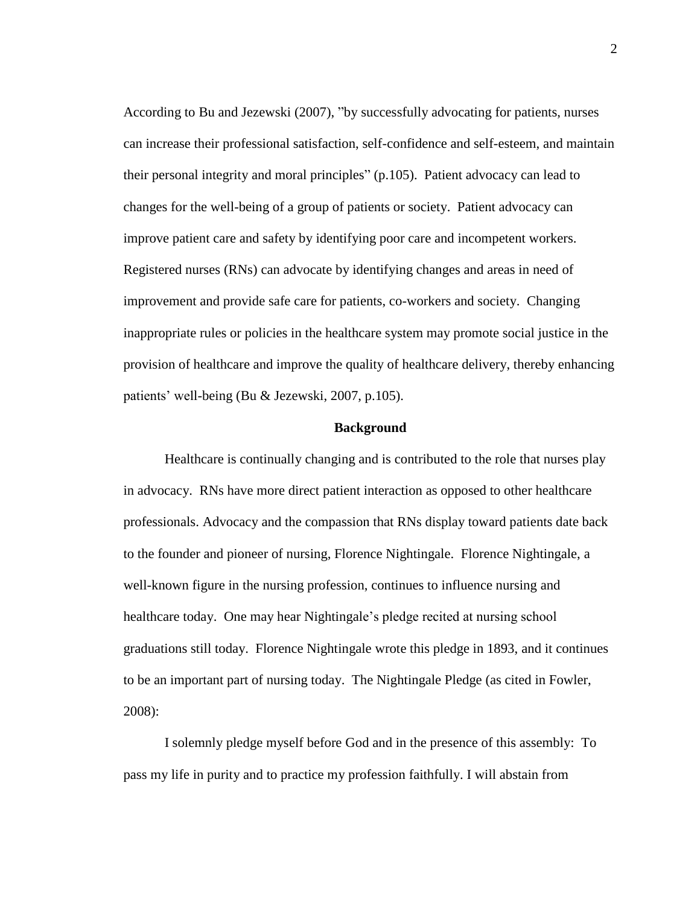According to Bu and Jezewski (2007), "by successfully advocating for patients, nurses can increase their professional satisfaction, self-confidence and self-esteem, and maintain their personal integrity and moral principles" (p.105). Patient advocacy can lead to changes for the well-being of a group of patients or society. Patient advocacy can improve patient care and safety by identifying poor care and incompetent workers. Registered nurses (RNs) can advocate by identifying changes and areas in need of improvement and provide safe care for patients, co-workers and society. Changing inappropriate rules or policies in the healthcare system may promote social justice in the provision of healthcare and improve the quality of healthcare delivery, thereby enhancing patients' well-being (Bu & Jezewski, 2007, p.105).

## Background

Healthcare is continually changing and is contributed to the role that nurses play in advocacy. RNs have more direct patient interaction as opposed to other healthcare professionals. Advocacy and the compassion that RNs display toward patients date back to the founder and pioneer of nursing, Florence Nightingale. Florence Nightingale, a well-known figure in the nursing profession, continues to influence nursing and healthcare today. One may hear Nightingale's pledge recited at nursing school graduations still today. Florence Nightingale wrote this pledge in 1893, and it continues to be an important part of nursing today. The Nightingale Pledge (as cited in Fowler, 2008):

I solemnly pledge myself before God and in the presence of this assembly: To pass my life in purity and to practice my profession faithfully. I will abstain from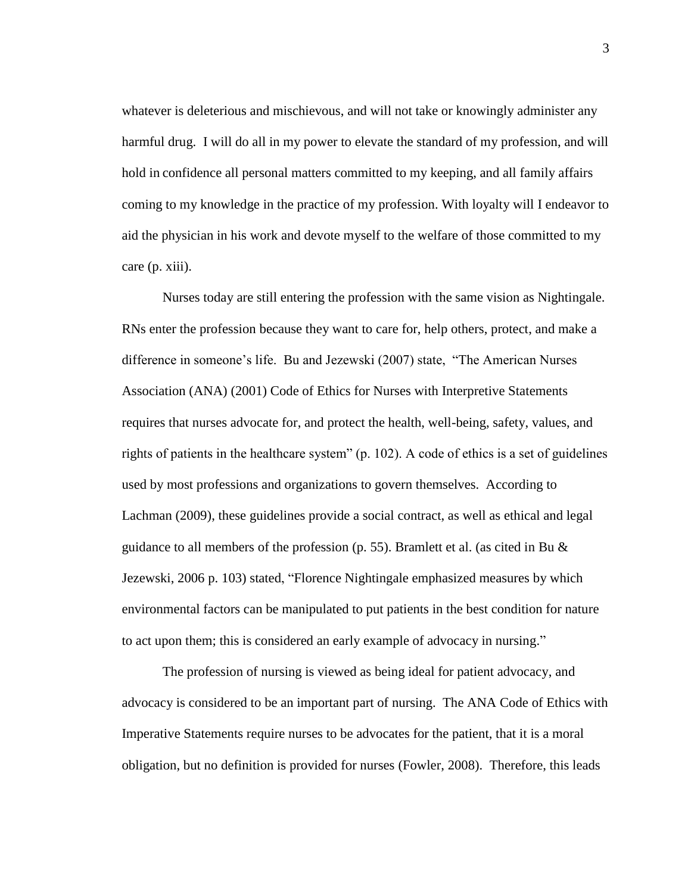whatever is deleterious and mischievous, and will not take or knowingly administer any harmful drug. I will do all in my power to elevate the standard of my profession, and will hold in confidence all personal matters committed to my keeping, and all family affairs coming to my knowledge in the practice of my profession. With loyalty will I endeavor to aid the physician in his work and devote myself to the welfare of those committed to my care (p. xiii).

Nurses today are still entering the profession with the same vision as Nightingale. RNs enter the profession because they want to care for, help others, protect, and make a difference in someone's life. Bu and Jezewski (2007) state, "The American Nurses Association (ANA) (2001) Code of Ethics for Nurses with Interpretive Statements requires that nurses advocate for, and protect the health, well-being, safety, values, and rights of patients in the healthcare system" (p. 102). A code of ethics is a set of guidelines used by most professions and organizations to govern themselves. According to Lachman (2009), these guidelines provide a social contract, as well as ethical and legal guidance to all members of the profession (p. 55). Bramlett et al. (as cited in Bu & Jezewski, 2006 p. 103) stated, "Florence Nightingale emphasized measures by which environmental factors can be manipulated to put patients in the best condition for nature to act upon them; this is considered an early example of advocacy in nursing."

The profession of nursing is viewed as being ideal for patient advocacy, and advocacy is considered to be an important part of nursing. The ANA Code of Ethics with Imperative Statements require nurses to be advocates for the patient, that it is a moral obligation, but no definition is provided for nurses (Fowler, 2008). Therefore, this leads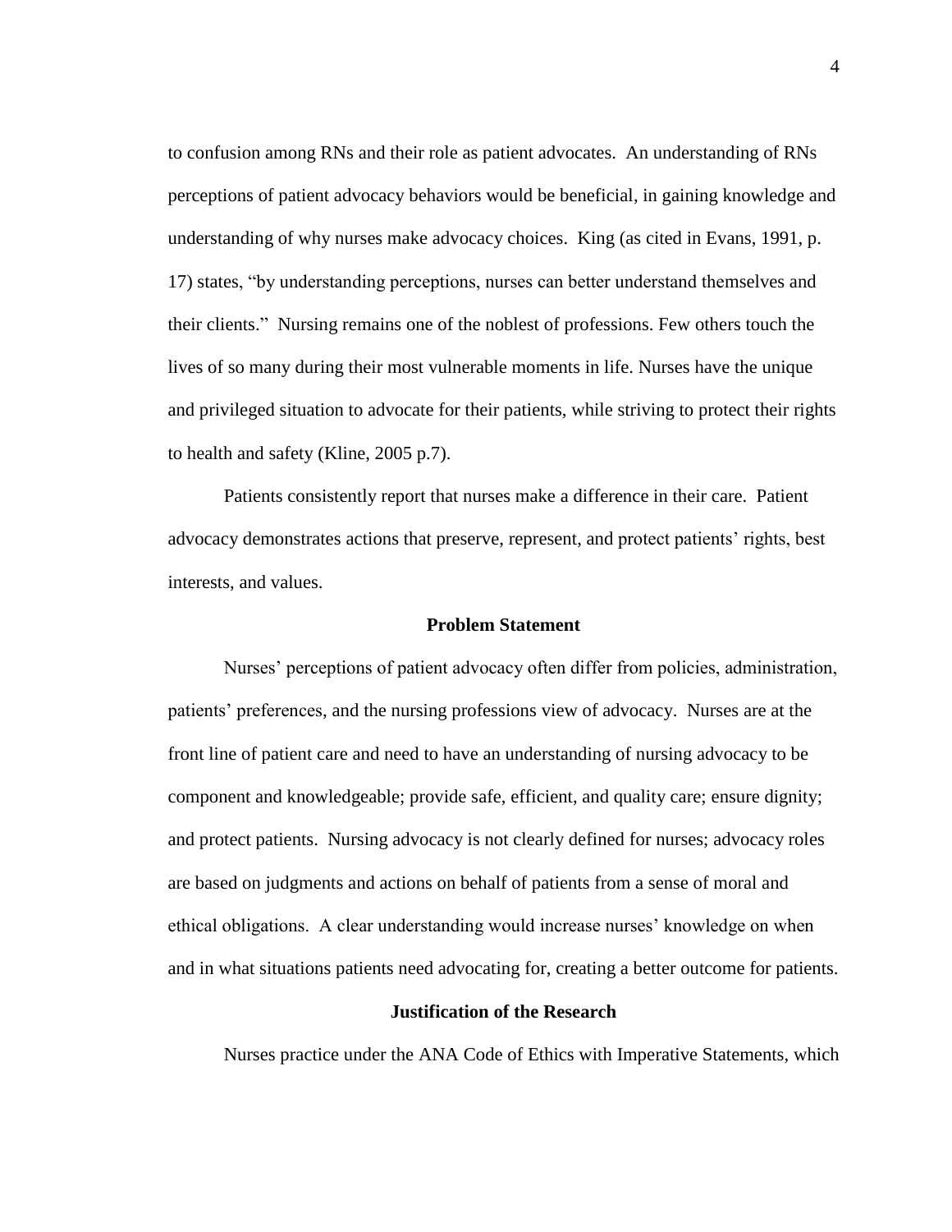to confusion among RNs and their role as patient advocates. An understanding of RNs perceptions of patient advocacy behaviors would be beneficial, in gaining knowledge and understanding of why nurses make advocacy choices. King (as cited in Evans, 1991, p. 17) states, "by understanding perceptions, nurses can better understand themselves and their clients." Nursing remains one of the noblest of professions. Few others touch the lives of so many during their most vulnerable moments in life. Nurses have the unique and privileged situation to advocate for their patients, while striving to protect their rights to health and safety (Kline, 2005 p.7).

Patients consistently report that nurses make a difference in their care. Patient advocacy demonstrates actions that preserve, represent, and protect patients' rights, best interests, and values.

## Problem Statement

Nurses' perceptions of patient advocacy often differ from policies, administration, patients' preferences, and the nursing professions view of advocacy. Nurses are at the front line of patient care and need to have an understanding of nursing advocacy to be component and knowledgeable; provide safe, efficient, and quality care; ensure dignity; and protect patients. Nursing advocacy is not clearly defined for nurses; advocacy roles are based on judgments and actions on behalf of patients from a sense of moral and ethical obligations. A clear understanding would increase nurses' knowledge on when and in what situations patients need advocating for, creating a better outcome for patients.

## Justification of the Research

Nurses practice under the ANA Code of Ethics with Imperative Statements, which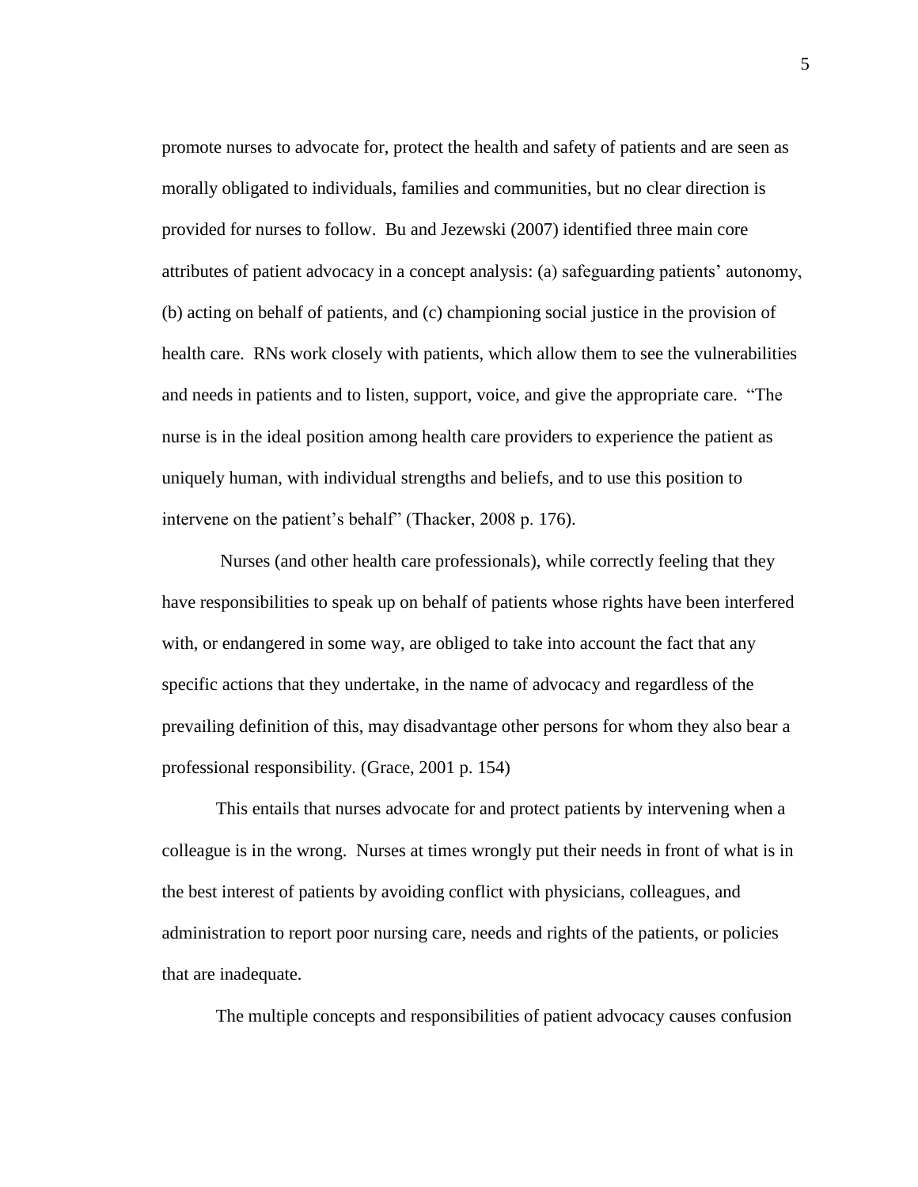promote nurses to advocate for, protect the health and safety of patients and are seen as morally obligated to individuals, families and communities, but no clear direction is provided for nurses to follow. Bu and Jezewski (2007) identified three main core attributes of patient advocacy in a concept analysis: (a) safeguarding patients' autonomy, (b) acting on behalf of patients, and (c) championing social justice in the provision of health care. RNs work closely with patients, which allow them to see the vulnerabilities and needs in patients and to listen, support, voice, and give the appropriate care. "The nurse is in the ideal position among health care providers to experience the patient as uniquely human, with individual strengths and beliefs, and to use this position to intervene on the patient's behalf" (Thacker, 2008 p. 176).

> Nurses (and other health care professionals), while correctly feeling that they have responsibilities to speak up on behalf of patients whose rights have been interfered with, or endangered in some way, are obliged to take into account the fact that any specific actions that they undertake, in the name of advocacy and regardless of the prevailing definition of this, may disadvantage other persons for whom they also bear a professional responsibility. (Grace, 2001 p. 154)

This entails that nurses advocate for and protect patients by intervening when a colleague is in the wrong. Nurses at times wrongly put their needs in front of what is in the best interest of patients by avoiding conflict with physicians, colleagues, and administration to report poor nursing care, needs and rights of the patients, or policies that are inadequate.

The multiple concepts and responsibilities of patient advocacy causes confusion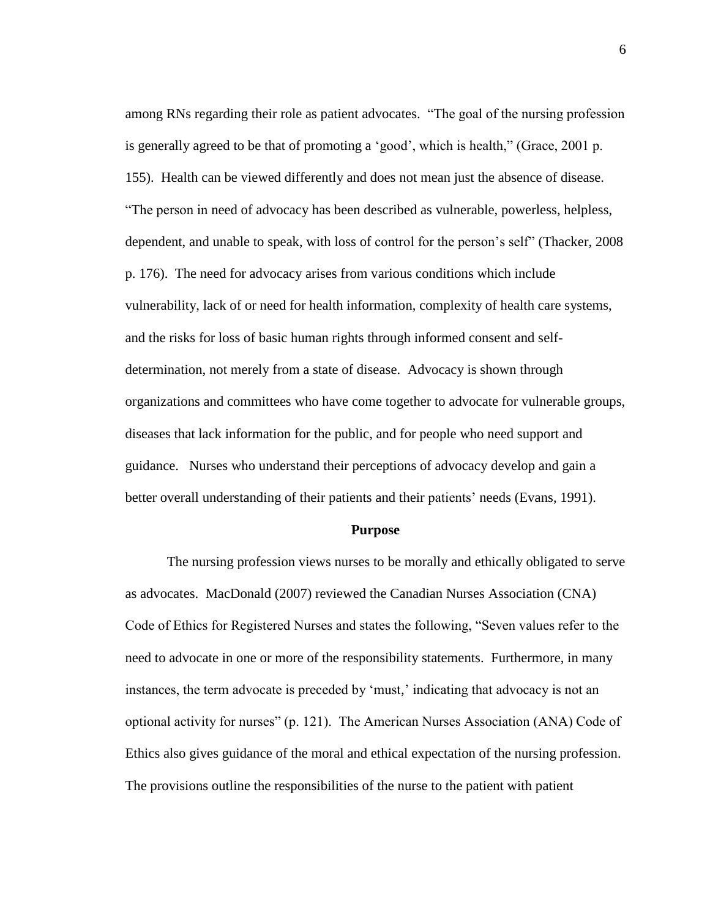among RNs regarding their role as patient advocates. "The goal of the nursing profession is generally agreed to be that of promoting a 'good', which is health," (Grace, 2001 p. 155). Health can be viewed differently and does not mean just the absence of disease. "The person in need of advocacy has been described as vulnerable, powerless, helpless, dependent, and unable to speak, with loss of control for the person's self" (Thacker, 2008 p. 176). The need for advocacy arises from various conditions which include vulnerability, lack of or need for health information, complexity of health care systems, and the risks for loss of basic human rights through informed consent and self-determination, not merely from a state of disease. Advocacy is shown through organizations and committees who have come together to advocate for vulnerable groups, diseases that lack information for the public, and for people who need support and guidance. Nurses who understand their perceptions of advocacy develop and gain a better overall understanding of their patients and their patients' needs (Evans, 1991).

## Purpose

The nursing profession views nurses to be morally and ethically obligated to serve as advocates. MacDonald (2007) reviewed the Canadian Nurses Association (CNA) Code of Ethics for Registered Nurses and states the following, "Seven values refer to the need to advocate in one or more of the responsibility statements. Furthermore, in many instances, the term advocate is preceded by 'must,' indicating that advocacy is not an optional activity for nurses" (p. 121). The American Nurses Association (ANA) Code of Ethics also gives guidance of the moral and ethical expectation of the nursing profession. The provisions outline the responsibilities of the nurse to the patient with patient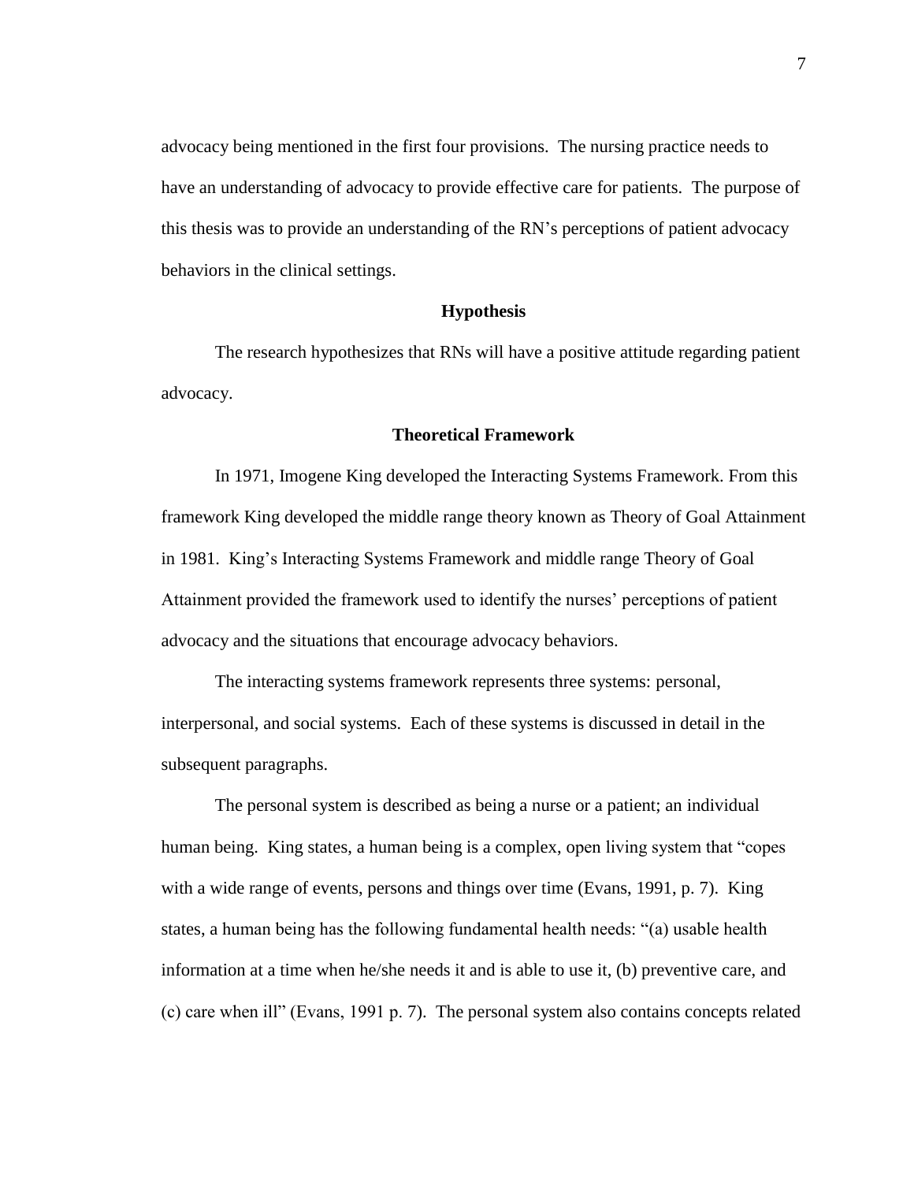advocacy being mentioned in the first four provisions. The nursing practice needs to have an understanding of advocacy to provide effective care for patients. The purpose of this thesis was to provide an understanding of the RN's perceptions of patient advocacy behaviors in the clinical settings.

## Hypothesis

The research hypothesizes that RNs will have a positive attitude regarding patient advocacy.

## Theoretical Framework

In 1971, Imogene King developed the Interacting Systems Framework. From this framework King developed the middle range theory known as Theory of Goal Attainment in 1981. King's Interacting Systems Framework and middle range Theory of Goal Attainment provided the framework used to identify the nurses' perceptions of patient advocacy and the situations that encourage advocacy behaviors.

The interacting systems framework represents three systems: personal, interpersonal, and social systems. Each of these systems is discussed in detail in the subsequent paragraphs.

The personal system is described as being a nurse or a patient; an individual human being. King states, a human being is a complex, open living system that "copes with a wide range of events, persons and things over time (Evans, 1991, p. 7). King states, a human being has the following fundamental health needs: "(a) usable health information at a time when he/she needs it and is able to use it, (b) preventive care, and (c) care when ill" (Evans, 1991 p. 7). The personal system also contains concepts related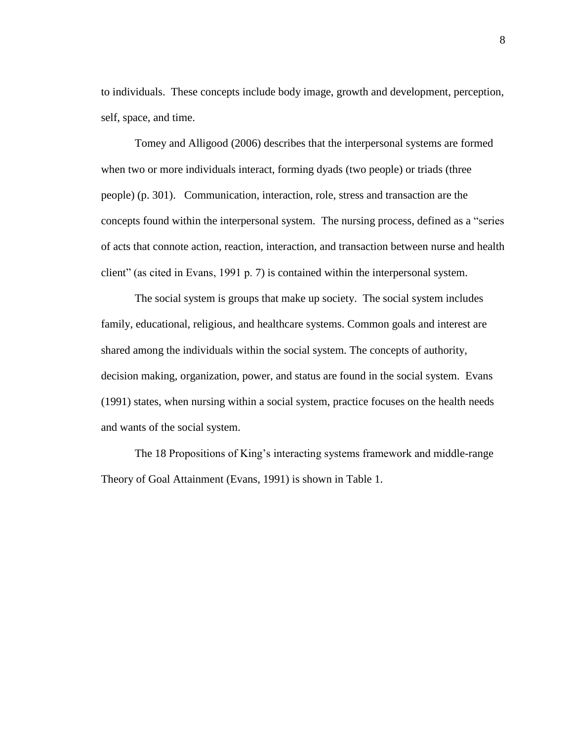to individuals. These concepts include body image, growth and development, perception, self, space, and time.

Tomey and Alligood (2006) describes that the interpersonal systems are formed when two or more individuals interact, forming dyads (two people) or triads (three people) (p. 301). Communication, interaction, role, stress and transaction are the concepts found within the interpersonal system. The nursing process, defined as a "series of acts that connote action, reaction, interaction, and transaction between nurse and health client" (as cited in Evans, 1991 p. 7) is contained within the interpersonal system.

The social system is groups that make up society. The social system includes family, educational, religious, and healthcare systems. Common goals and interest are shared among the individuals within the social system. The concepts of authority, decision making, organization, power, and status are found in the social system. Evans (1991) states, when nursing within a social system, practice focuses on the health needs and wants of the social system.

The 18 Propositions of King's interacting systems framework and middle-range Theory of Goal Attainment (Evans, 1991) is shown in Table 1.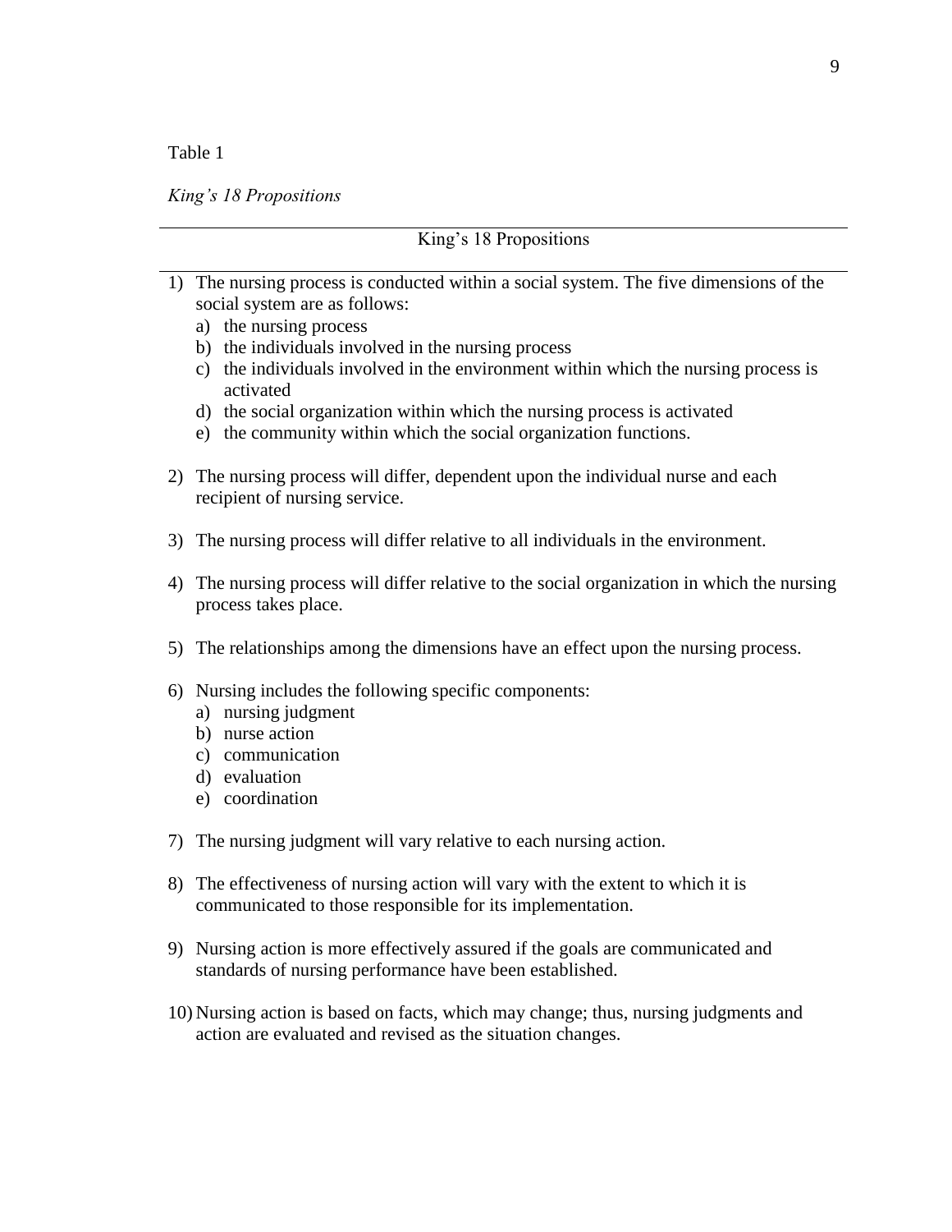Table 1

*King's 18 Propositions*

| King's 18 Propositions |
| --- |
| 1) The nursing process is conducted within a social system. The five dimensions of the social system are as follows:<br>a) the nursing process<br>b) the individuals involved in the nursing process<br>c) the individuals involved in the environment within which the nursing process is activated<br>d) the social organization within which the nursing process is activated<br>e) the community within which the social organization functions. |
| 2) The nursing process will differ, dependent upon the individual nurse and each recipient of nursing service. |
| 3) The nursing process will differ relative to all individuals in the environment. |
| 4) The nursing process will differ relative to the social organization in which the nursing process takes place. |
| 5) The relationships among the dimensions have an effect upon the nursing process. |
| 6) Nursing includes the following specific components:<br>a) nursing judgment<br>b) nurse action<br>c) communication<br>d) evaluation<br>e) coordination |
| 7) The nursing judgment will vary relative to each nursing action. |
| 8) The effectiveness of nursing action will vary with the extent to which it is communicated to those responsible for its implementation. |
| 9) Nursing action is more effectively assured if the goals are communicated and standards of nursing performance have been established. |
| 10) Nursing action is based on facts, which may change; thus, nursing judgments and action are evaluated and revised as the situation changes. |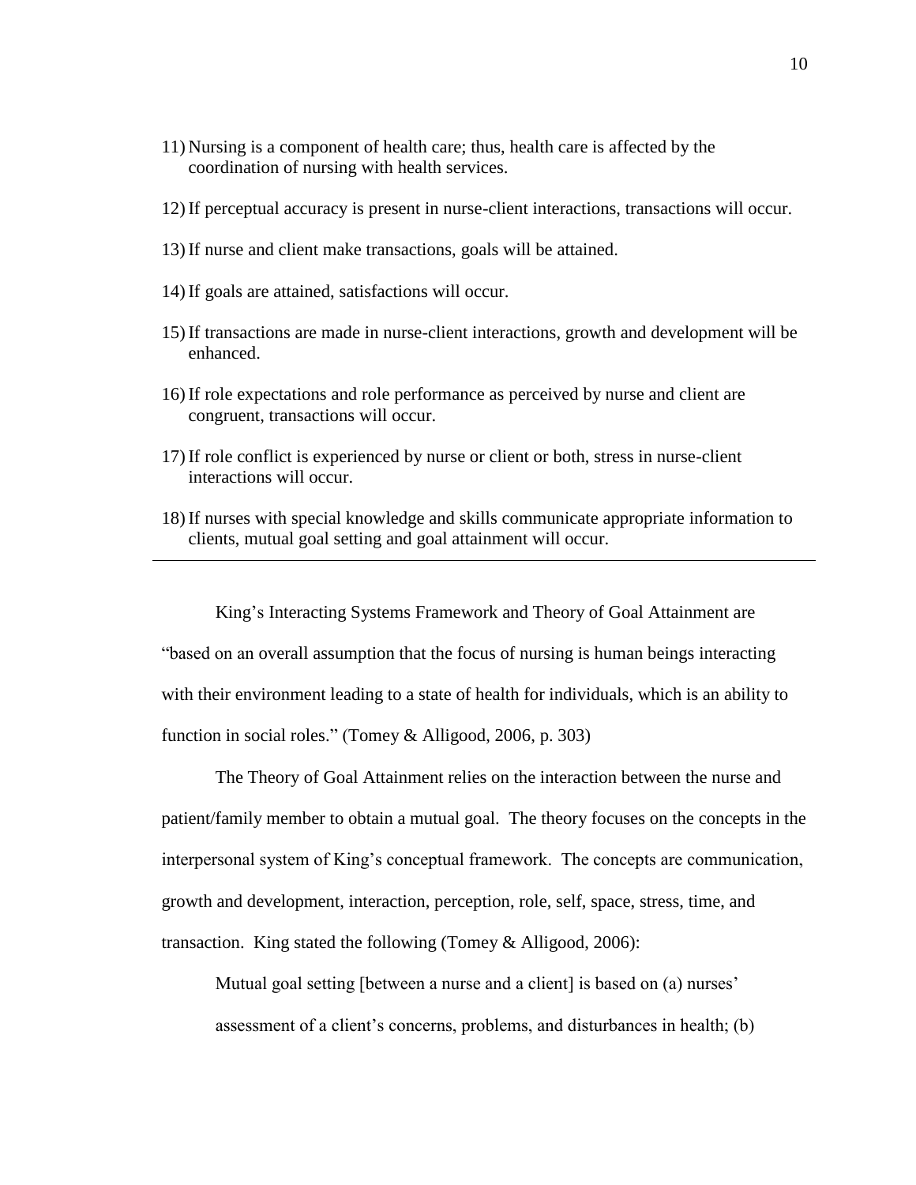11) Nursing is a component of health care; thus, health care is affected by the coordination of nursing with health services.

12) If perceptual accuracy is present in nurse-client interactions, transactions will occur.

13) If nurse and client make transactions, goals will be attained.

14) If goals are attained, satisfactions will occur.

15) If transactions are made in nurse-client interactions, growth and development will be enhanced.

16) If role expectations and role performance as perceived by nurse and client are congruent, transactions will occur.

17) If role conflict is experienced by nurse or client or both, stress in nurse-client interactions will occur.

18) If nurses with special knowledge and skills communicate appropriate information to clients, mutual goal setting and goal attainment will occur.

---

King's Interacting Systems Framework and Theory of Goal Attainment are "based on an overall assumption that the focus of nursing is human beings interacting with their environment leading to a state of health for individuals, which is an ability to function in social roles." (Tomey & Alligood, 2006, p. 303)

The Theory of Goal Attainment relies on the interaction between the nurse and patient/family member to obtain a mutual goal. The theory focuses on the concepts in the interpersonal system of King's conceptual framework. The concepts are communication, growth and development, interaction, perception, role, self, space, stress, time, and transaction. King stated the following (Tomey & Alligood, 2006):

> Mutual goal setting [between a nurse and a client] is based on (a) nurses' assessment of a client's concerns, problems, and disturbances in health; (b)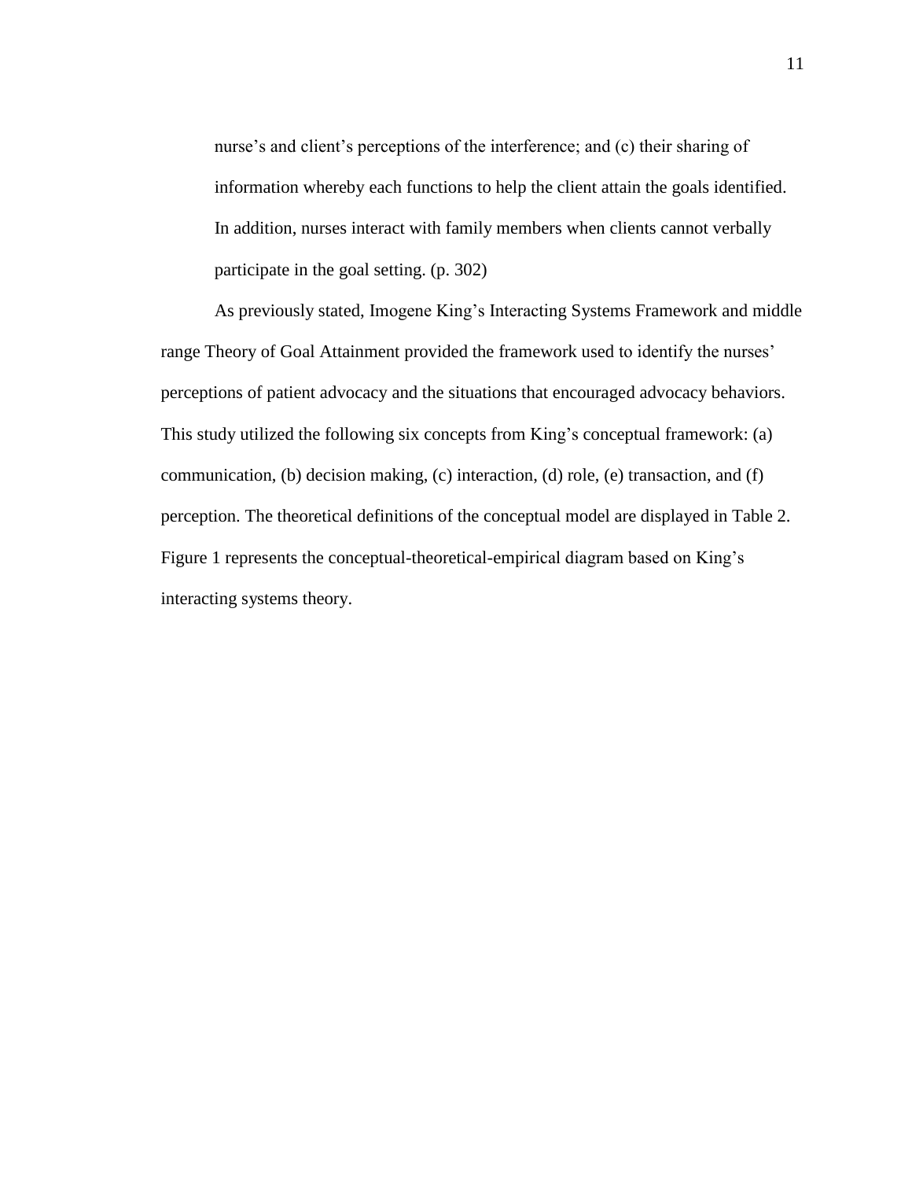> nurse's and client's perceptions of the interference; and (c) their sharing of information whereby each functions to help the client attain the goals identified. In addition, nurses interact with family members when clients cannot verbally participate in the goal setting. (p. 302)

As previously stated, Imogene King's Interacting Systems Framework and middle range Theory of Goal Attainment provided the framework used to identify the nurses' perceptions of patient advocacy and the situations that encouraged advocacy behaviors. This study utilized the following six concepts from King's conceptual framework: (a) communication, (b) decision making, (c) interaction, (d) role, (e) transaction, and (f) perception. The theoretical definitions of the conceptual model are displayed in Table 2. Figure 1 represents the conceptual-theoretical-empirical diagram based on King's interacting systems theory.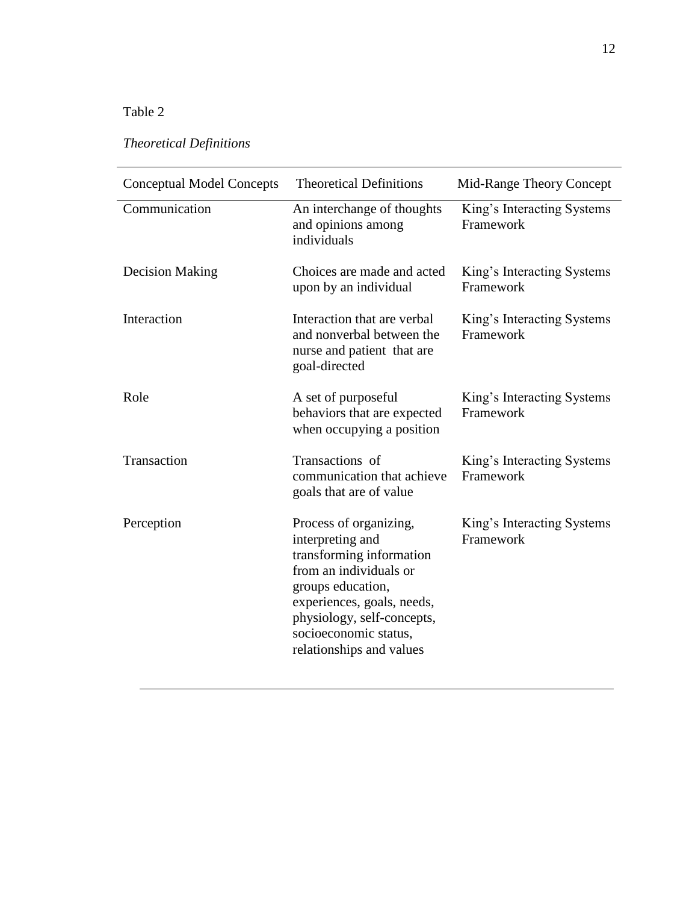Table 2

*Theoretical Definitions*

| Conceptual Model Concepts | Theoretical Definitions | Mid-Range Theory Concept |
| --- | --- | --- |
| Communication | An interchange of thoughts and opinions among individuals | King's Interacting Systems Framework |
| Decision Making | Choices are made and acted upon by an individual | King's Interacting Systems Framework |
| Interaction | Interaction that are verbal and nonverbal between the nurse and patient that are goal-directed | King's Interacting Systems Framework |
| Role | A set of purposeful behaviors that are expected when occupying a position | King's Interacting Systems Framework |
| Transaction | Transactions of communication that achieve goals that are of value | King's Interacting Systems Framework |
| Perception | Process of organizing, interpreting and transforming information from an individuals or groups education, experiences, goals, needs, physiology, self-concepts, socioeconomic status, relationships and values | King's Interacting Systems Framework |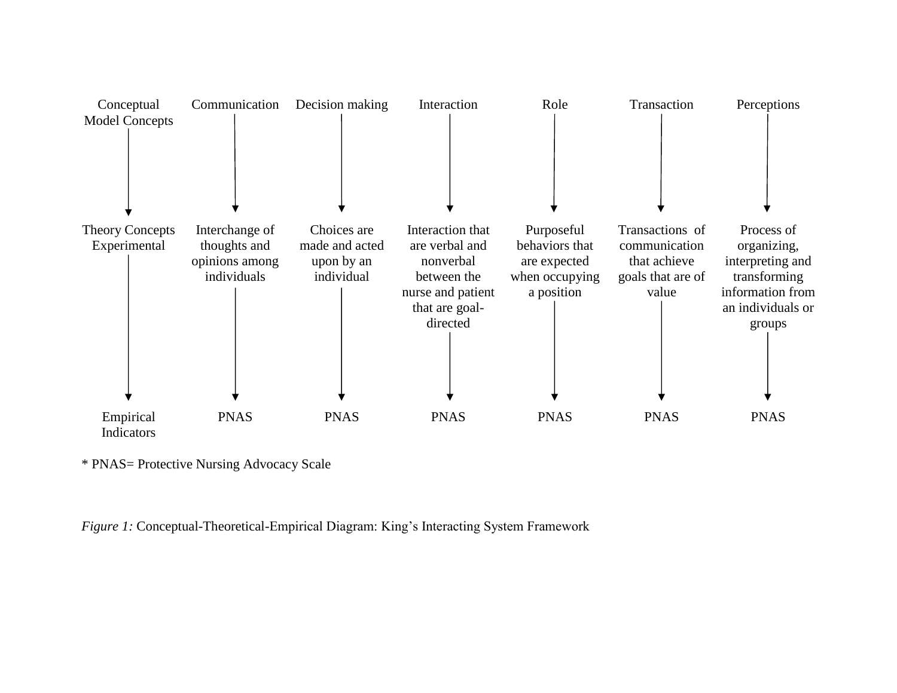| Conceptual Model Concepts | Communication | Decision making | Interaction | Role | Transaction | Perceptions |
|---|---|---|---|---|---|---|
| Theory Concepts Experimental | Interchange of thoughts and opinions among individuals | Choices are made and acted upon by an individual | Interaction that are verbal and nonverbal between the nurse and patient that are goal-directed | Purposeful behaviors that are expected when occupying a position | Transactions of communication that achieve goals that are of value | Process of organizing, interpreting and transforming information from an individuals or groups |
| Empirical Indicators | PNAS | PNAS | PNAS | PNAS | PNAS | PNAS |

* PNAS= Protective Nursing Advocacy Scale

*Figure 1:* Conceptual-Theoretical-Empirical Diagram: King's Interacting System Framework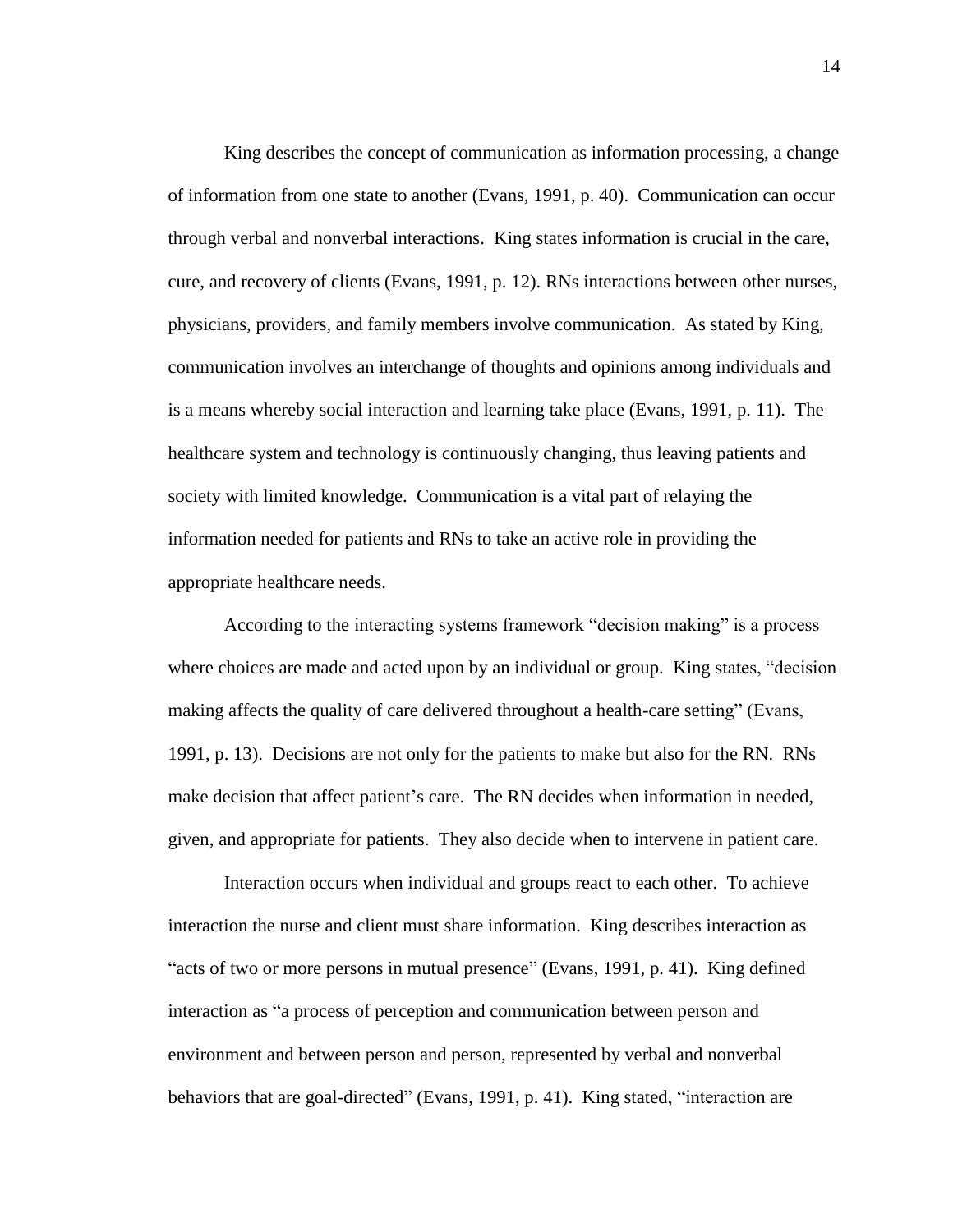King describes the concept of communication as information processing, a change of information from one state to another (Evans, 1991, p. 40). Communication can occur through verbal and nonverbal interactions. King states information is crucial in the care, cure, and recovery of clients (Evans, 1991, p. 12). RNs interactions between other nurses, physicians, providers, and family members involve communication. As stated by King, communication involves an interchange of thoughts and opinions among individuals and is a means whereby social interaction and learning take place (Evans, 1991, p. 11). The healthcare system and technology is continuously changing, thus leaving patients and society with limited knowledge. Communication is a vital part of relaying the information needed for patients and RNs to take an active role in providing the appropriate healthcare needs.

According to the interacting systems framework "decision making" is a process where choices are made and acted upon by an individual or group. King states, "decision making affects the quality of care delivered throughout a health-care setting" (Evans, 1991, p. 13). Decisions are not only for the patients to make but also for the RN. RNs make decision that affect patient's care. The RN decides when information in needed, given, and appropriate for patients. They also decide when to intervene in patient care.

Interaction occurs when individual and groups react to each other. To achieve interaction the nurse and client must share information. King describes interaction as "acts of two or more persons in mutual presence" (Evans, 1991, p. 41). King defined interaction as "a process of perception and communication between person and environment and between person and person, represented by verbal and nonverbal behaviors that are goal-directed" (Evans, 1991, p. 41). King stated, "interaction are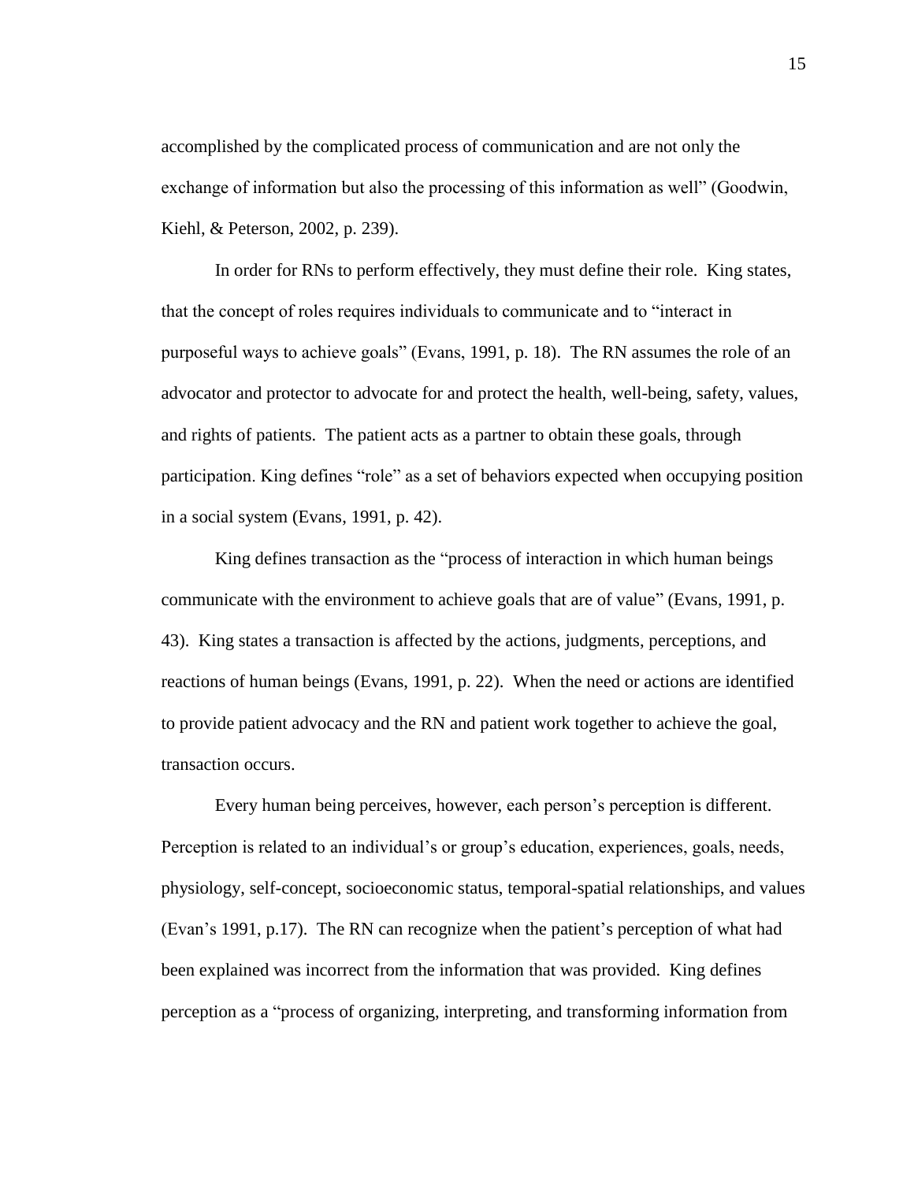accomplished by the complicated process of communication and are not only the exchange of information but also the processing of this information as well" (Goodwin, Kiehl, & Peterson, 2002, p. 239).

In order for RNs to perform effectively, they must define their role. King states, that the concept of roles requires individuals to communicate and to "interact in purposeful ways to achieve goals" (Evans, 1991, p. 18). The RN assumes the role of an advocator and protector to advocate for and protect the health, well-being, safety, values, and rights of patients. The patient acts as a partner to obtain these goals, through participation. King defines "role" as a set of behaviors expected when occupying position in a social system (Evans, 1991, p. 42).

King defines transaction as the "process of interaction in which human beings communicate with the environment to achieve goals that are of value" (Evans, 1991, p. 43). King states a transaction is affected by the actions, judgments, perceptions, and reactions of human beings (Evans, 1991, p. 22). When the need or actions are identified to provide patient advocacy and the RN and patient work together to achieve the goal, transaction occurs.

Every human being perceives, however, each person's perception is different. Perception is related to an individual's or group's education, experiences, goals, needs, physiology, self-concept, socioeconomic status, temporal-spatial relationships, and values (Evan's 1991, p.17). The RN can recognize when the patient's perception of what had been explained was incorrect from the information that was provided. King defines perception as a "process of organizing, interpreting, and transforming information from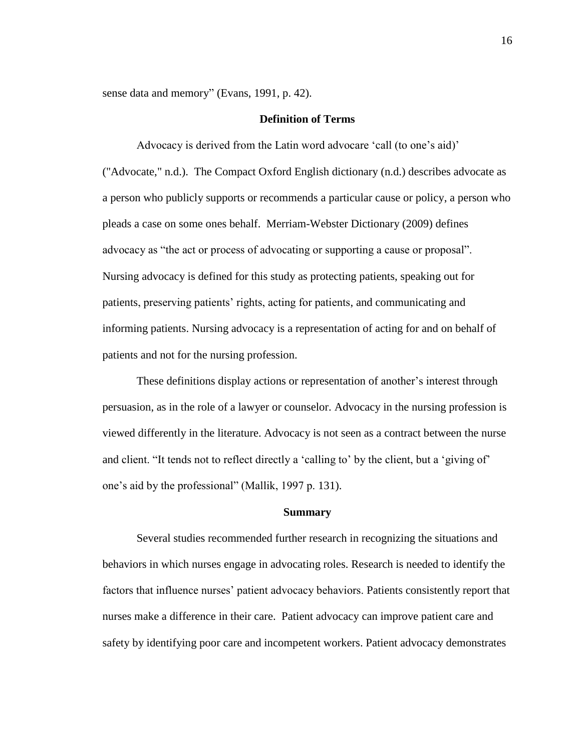sense data and memory" (Evans, 1991, p. 42).

## Definition of Terms

Advocacy is derived from the Latin word advocare 'call (to one's aid)' ("Advocate," n.d.). The Compact Oxford English dictionary (n.d.) describes advocate as a person who publicly supports or recommends a particular cause or policy, a person who pleads a case on some ones behalf. Merriam-Webster Dictionary (2009) defines advocacy as "the act or process of advocating or supporting a cause or proposal". Nursing advocacy is defined for this study as protecting patients, speaking out for patients, preserving patients' rights, acting for patients, and communicating and informing patients. Nursing advocacy is a representation of acting for and on behalf of patients and not for the nursing profession.

These definitions display actions or representation of another's interest through persuasion, as in the role of a lawyer or counselor. Advocacy in the nursing profession is viewed differently in the literature. Advocacy is not seen as a contract between the nurse and client. "It tends not to reflect directly a 'calling to' by the client, but a 'giving of' one's aid by the professional" (Mallik, 1997 p. 131).

## Summary

Several studies recommended further research in recognizing the situations and behaviors in which nurses engage in advocating roles. Research is needed to identify the factors that influence nurses' patient advocacy behaviors. Patients consistently report that nurses make a difference in their care. Patient advocacy can improve patient care and safety by identifying poor care and incompetent workers. Patient advocacy demonstrates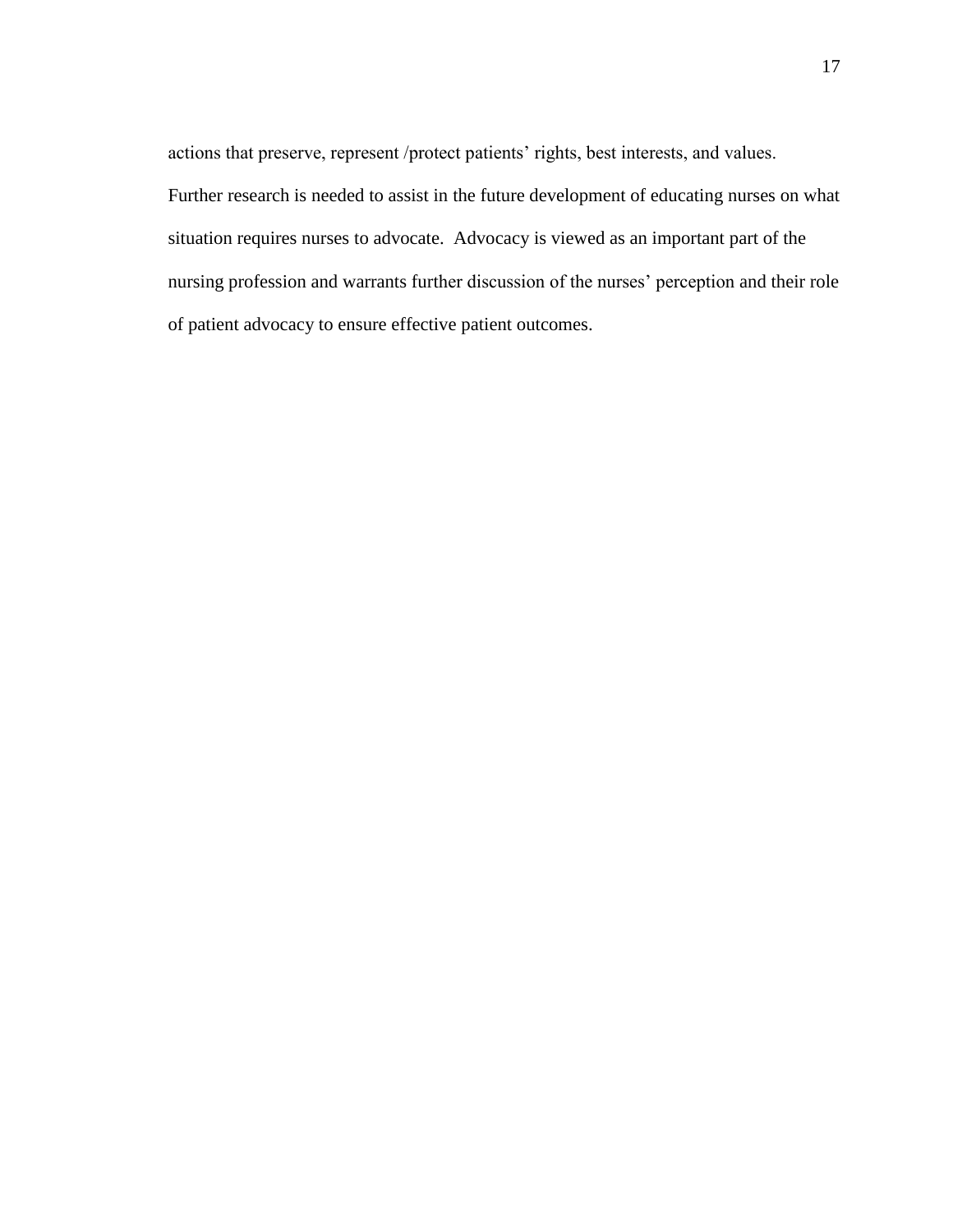actions that preserve, represent /protect patients' rights, best interests, and values. Further research is needed to assist in the future development of educating nurses on what situation requires nurses to advocate. Advocacy is viewed as an important part of the nursing profession and warrants further discussion of the nurses' perception and their role of patient advocacy to ensure effective patient outcomes.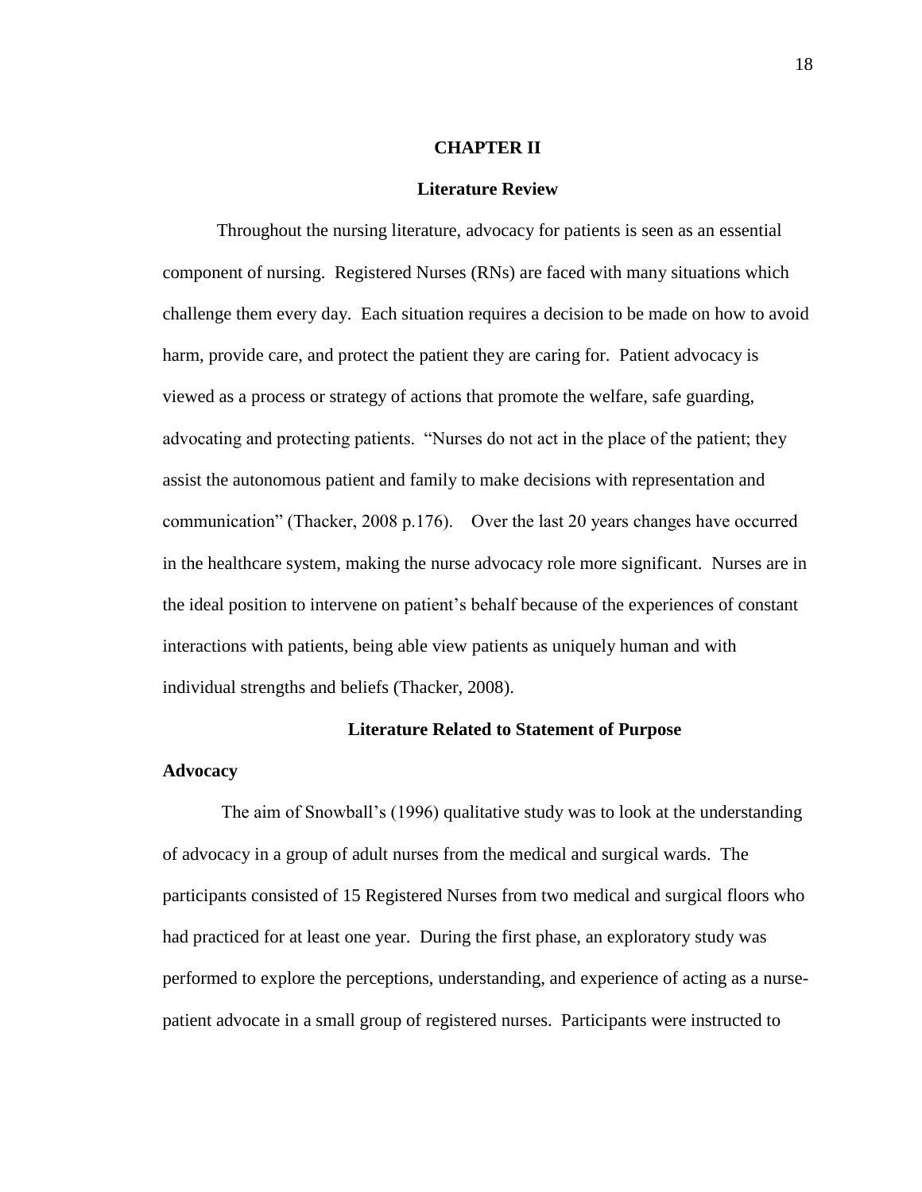# CHAPTER II

## Literature Review

Throughout the nursing literature, advocacy for patients is seen as an essential component of nursing. Registered Nurses (RNs) are faced with many situations which challenge them every day. Each situation requires a decision to be made on how to avoid harm, provide care, and protect the patient they are caring for. Patient advocacy is viewed as a process or strategy of actions that promote the welfare, safe guarding, advocating and protecting patients. "Nurses do not act in the place of the patient; they assist the autonomous patient and family to make decisions with representation and communication" (Thacker, 2008 p.176). Over the last 20 years changes have occurred in the healthcare system, making the nurse advocacy role more significant. Nurses are in the ideal position to intervene on patient's behalf because of the experiences of constant interactions with patients, being able view patients as uniquely human and with individual strengths and beliefs (Thacker, 2008).

## Literature Related to Statement of Purpose

### Advocacy

The aim of Snowball's (1996) qualitative study was to look at the understanding of advocacy in a group of adult nurses from the medical and surgical wards. The participants consisted of 15 Registered Nurses from two medical and surgical floors who had practiced for at least one year. During the first phase, an exploratory study was performed to explore the perceptions, understanding, and experience of acting as a nurse-patient advocate in a small group of registered nurses. Participants were instructed to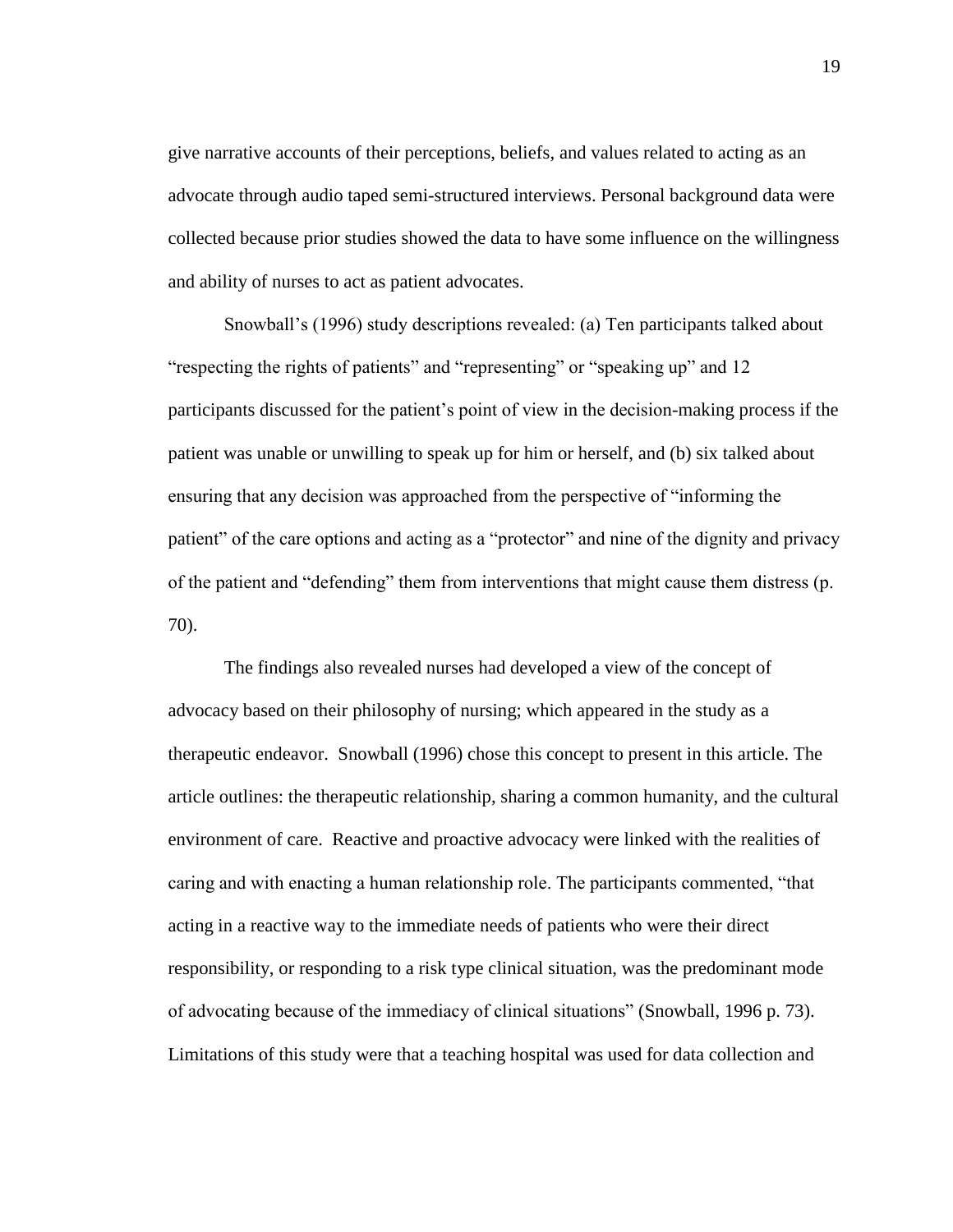give narrative accounts of their perceptions, beliefs, and values related to acting as an advocate through audio taped semi-structured interviews. Personal background data were collected because prior studies showed the data to have some influence on the willingness and ability of nurses to act as patient advocates.

Snowball's (1996) study descriptions revealed: (a) Ten participants talked about "respecting the rights of patients" and "representing" or "speaking up" and 12 participants discussed for the patient's point of view in the decision-making process if the patient was unable or unwilling to speak up for him or herself, and (b) six talked about ensuring that any decision was approached from the perspective of "informing the patient" of the care options and acting as a "protector" and nine of the dignity and privacy of the patient and "defending" them from interventions that might cause them distress (p. 70).

The findings also revealed nurses had developed a view of the concept of advocacy based on their philosophy of nursing; which appeared in the study as a therapeutic endeavor. Snowball (1996) chose this concept to present in this article. The article outlines: the therapeutic relationship, sharing a common humanity, and the cultural environment of care. Reactive and proactive advocacy were linked with the realities of caring and with enacting a human relationship role. The participants commented, "that acting in a reactive way to the immediate needs of patients who were their direct responsibility, or responding to a risk type clinical situation, was the predominant mode of advocating because of the immediacy of clinical situations" (Snowball, 1996 p. 73). Limitations of this study were that a teaching hospital was used for data collection and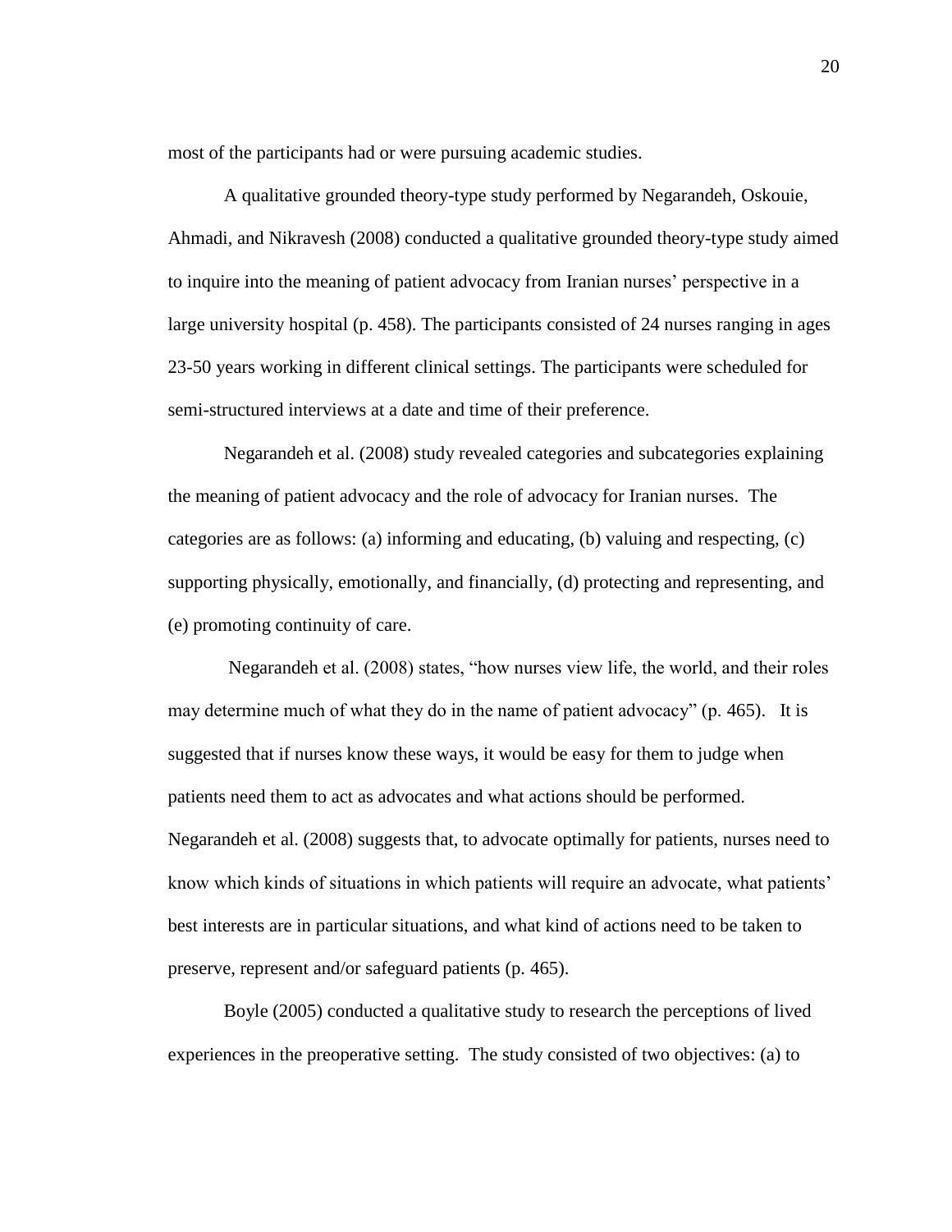most of the participants had or were pursuing academic studies.

A qualitative grounded theory-type study performed by Negarandeh, Oskouie, Ahmadi, and Nikravesh (2008) conducted a qualitative grounded theory-type study aimed to inquire into the meaning of patient advocacy from Iranian nurses' perspective in a large university hospital (p. 458). The participants consisted of 24 nurses ranging in ages 23-50 years working in different clinical settings. The participants were scheduled for semi-structured interviews at a date and time of their preference.

Negarandeh et al. (2008) study revealed categories and subcategories explaining the meaning of patient advocacy and the role of advocacy for Iranian nurses. The categories are as follows: (a) informing and educating, (b) valuing and respecting, (c) supporting physically, emotionally, and financially, (d) protecting and representing, and (e) promoting continuity of care.

Negarandeh et al. (2008) states, "how nurses view life, the world, and their roles may determine much of what they do in the name of patient advocacy" (p. 465). It is suggested that if nurses know these ways, it would be easy for them to judge when patients need them to act as advocates and what actions should be performed. Negarandeh et al. (2008) suggests that, to advocate optimally for patients, nurses need to know which kinds of situations in which patients will require an advocate, what patients' best interests are in particular situations, and what kind of actions need to be taken to preserve, represent and/or safeguard patients (p. 465).

Boyle (2005) conducted a qualitative study to research the perceptions of lived experiences in the preoperative setting. The study consisted of two objectives: (a) to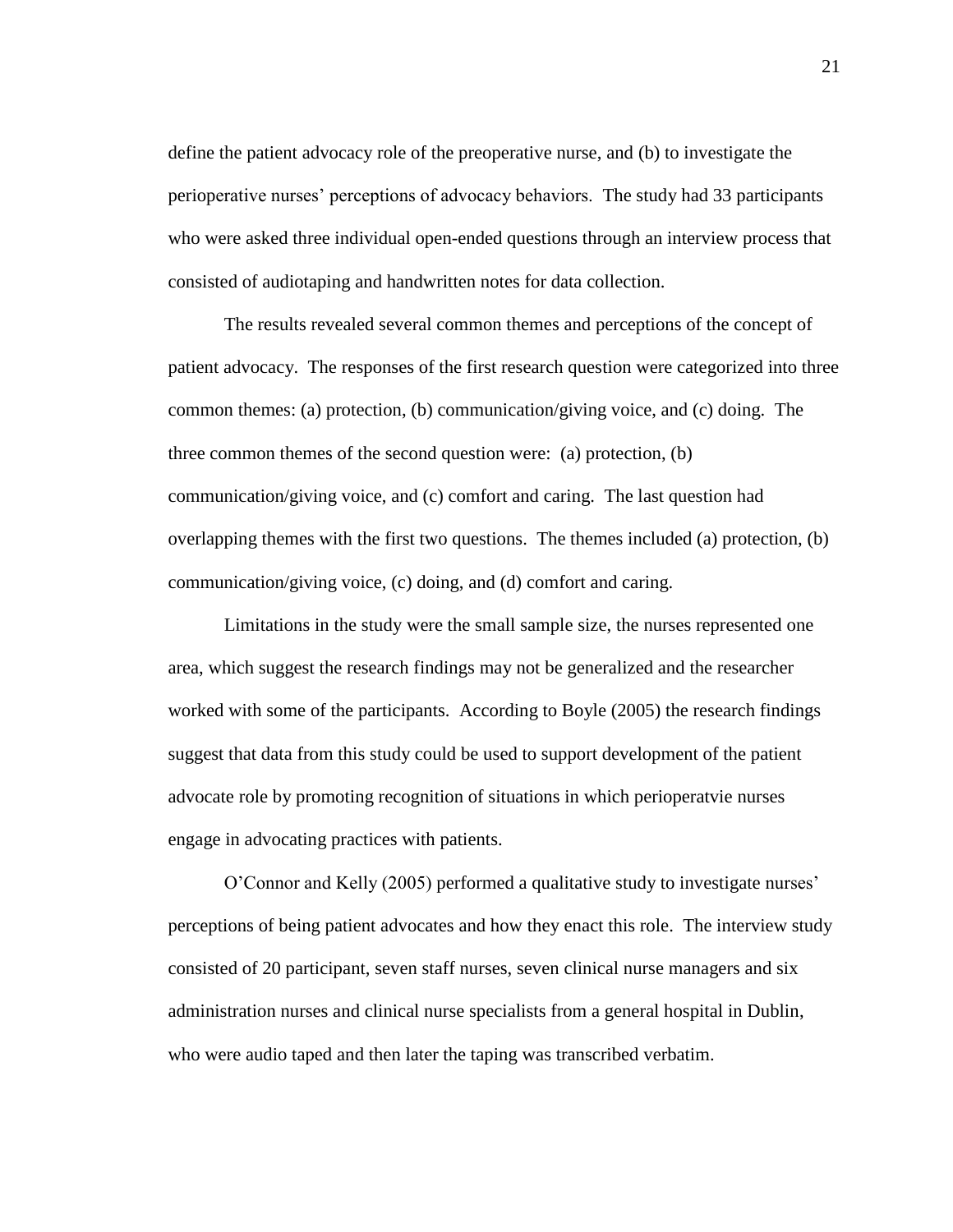define the patient advocacy role of the preoperative nurse, and (b) to investigate the perioperative nurses' perceptions of advocacy behaviors. The study had 33 participants who were asked three individual open-ended questions through an interview process that consisted of audiotaping and handwritten notes for data collection.

The results revealed several common themes and perceptions of the concept of patient advocacy. The responses of the first research question were categorized into three common themes: (a) protection, (b) communication/giving voice, and (c) doing. The three common themes of the second question were: (a) protection, (b) communication/giving voice, and (c) comfort and caring. The last question had overlapping themes with the first two questions. The themes included (a) protection, (b) communication/giving voice, (c) doing, and (d) comfort and caring.

Limitations in the study were the small sample size, the nurses represented one area, which suggest the research findings may not be generalized and the researcher worked with some of the participants. According to Boyle (2005) the research findings suggest that data from this study could be used to support development of the patient advocate role by promoting recognition of situations in which perioperatvie nurses engage in advocating practices with patients.

O'Connor and Kelly (2005) performed a qualitative study to investigate nurses' perceptions of being patient advocates and how they enact this role. The interview study consisted of 20 participant, seven staff nurses, seven clinical nurse managers and six administration nurses and clinical nurse specialists from a general hospital in Dublin, who were audio taped and then later the taping was transcribed verbatim.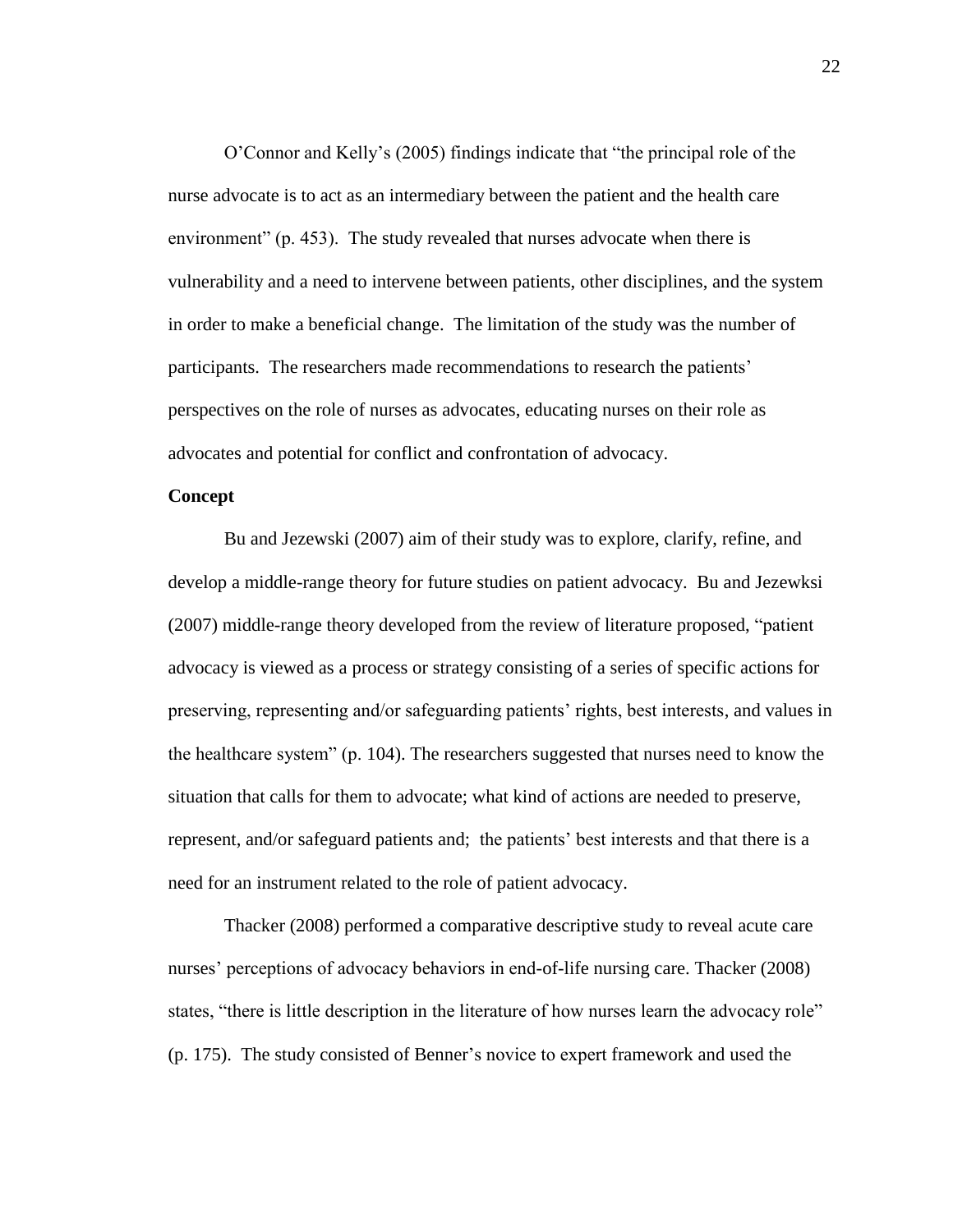O'Connor and Kelly's (2005) findings indicate that "the principal role of the nurse advocate is to act as an intermediary between the patient and the health care environment" (p. 453). The study revealed that nurses advocate when there is vulnerability and a need to intervene between patients, other disciplines, and the system in order to make a beneficial change. The limitation of the study was the number of participants. The researchers made recommendations to research the patients' perspectives on the role of nurses as advocates, educating nurses on their role as advocates and potential for conflict and confrontation of advocacy.

**Concept**

Bu and Jezewski (2007) aim of their study was to explore, clarify, refine, and develop a middle-range theory for future studies on patient advocacy. Bu and Jezewksi (2007) middle-range theory developed from the review of literature proposed, "patient advocacy is viewed as a process or strategy consisting of a series of specific actions for preserving, representing and/or safeguarding patients' rights, best interests, and values in the healthcare system" (p. 104). The researchers suggested that nurses need to know the situation that calls for them to advocate; what kind of actions are needed to preserve, represent, and/or safeguard patients and; the patients' best interests and that there is a need for an instrument related to the role of patient advocacy.

Thacker (2008) performed a comparative descriptive study to reveal acute care nurses' perceptions of advocacy behaviors in end-of-life nursing care. Thacker (2008) states, "there is little description in the literature of how nurses learn the advocacy role" (p. 175). The study consisted of Benner's novice to expert framework and used the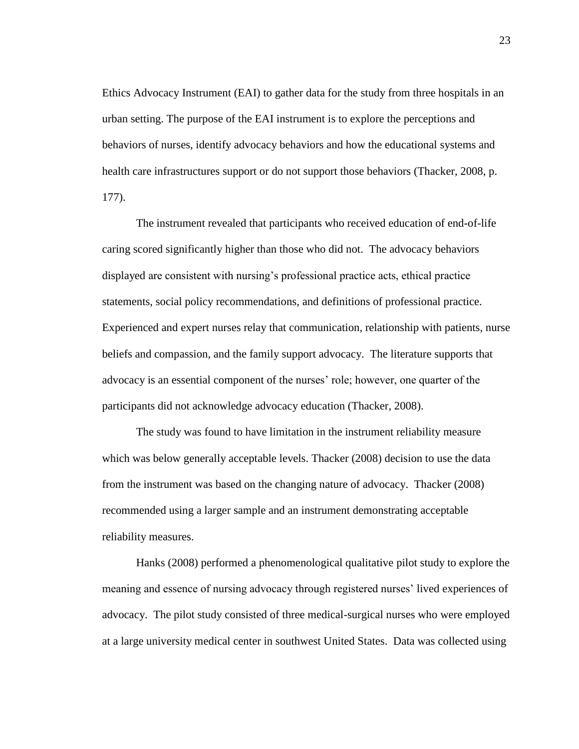Ethics Advocacy Instrument (EAI) to gather data for the study from three hospitals in an urban setting. The purpose of the EAI instrument is to explore the perceptions and behaviors of nurses, identify advocacy behaviors and how the educational systems and health care infrastructures support or do not support those behaviors (Thacker, 2008, p. 177).

The instrument revealed that participants who received education of end-of-life caring scored significantly higher than those who did not. The advocacy behaviors displayed are consistent with nursing's professional practice acts, ethical practice statements, social policy recommendations, and definitions of professional practice. Experienced and expert nurses relay that communication, relationship with patients, nurse beliefs and compassion, and the family support advocacy. The literature supports that advocacy is an essential component of the nurses' role; however, one quarter of the participants did not acknowledge advocacy education (Thacker, 2008).

The study was found to have limitation in the instrument reliability measure which was below generally acceptable levels. Thacker (2008) decision to use the data from the instrument was based on the changing nature of advocacy. Thacker (2008) recommended using a larger sample and an instrument demonstrating acceptable reliability measures.

Hanks (2008) performed a phenomenological qualitative pilot study to explore the meaning and essence of nursing advocacy through registered nurses' lived experiences of advocacy. The pilot study consisted of three medical-surgical nurses who were employed at a large university medical center in southwest United States. Data was collected using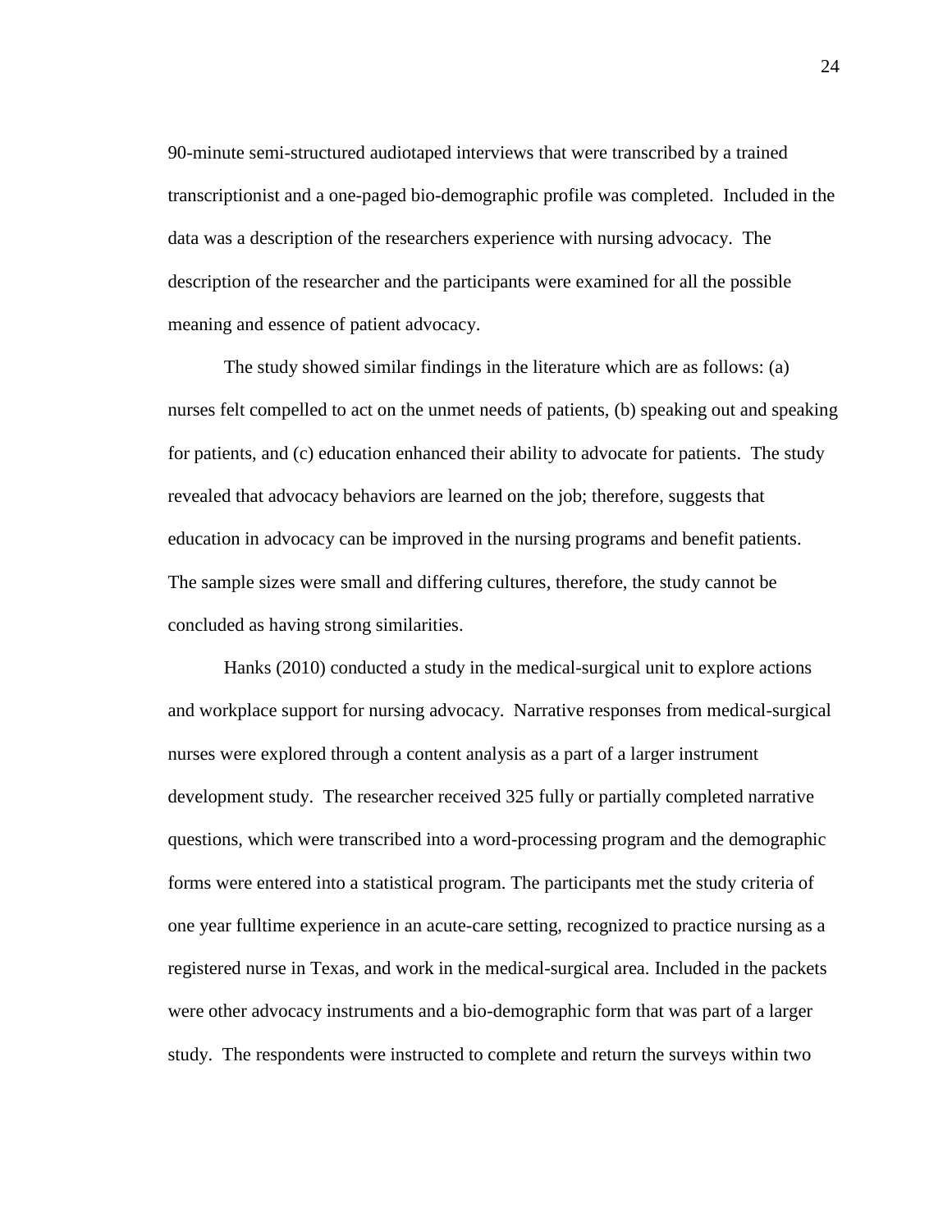90-minute semi-structured audiotaped interviews that were transcribed by a trained transcriptionist and a one-paged bio-demographic profile was completed. Included in the data was a description of the researchers experience with nursing advocacy. The description of the researcher and the participants were examined for all the possible meaning and essence of patient advocacy.

The study showed similar findings in the literature which are as follows: (a) nurses felt compelled to act on the unmet needs of patients, (b) speaking out and speaking for patients, and (c) education enhanced their ability to advocate for patients. The study revealed that advocacy behaviors are learned on the job; therefore, suggests that education in advocacy can be improved in the nursing programs and benefit patients. The sample sizes were small and differing cultures, therefore, the study cannot be concluded as having strong similarities.

Hanks (2010) conducted a study in the medical-surgical unit to explore actions and workplace support for nursing advocacy. Narrative responses from medical-surgical nurses were explored through a content analysis as a part of a larger instrument development study. The researcher received 325 fully or partially completed narrative questions, which were transcribed into a word-processing program and the demographic forms were entered into a statistical program. The participants met the study criteria of one year fulltime experience in an acute-care setting, recognized to practice nursing as a registered nurse in Texas, and work in the medical-surgical area. Included in the packets were other advocacy instruments and a bio-demographic form that was part of a larger study. The respondents were instructed to complete and return the surveys within two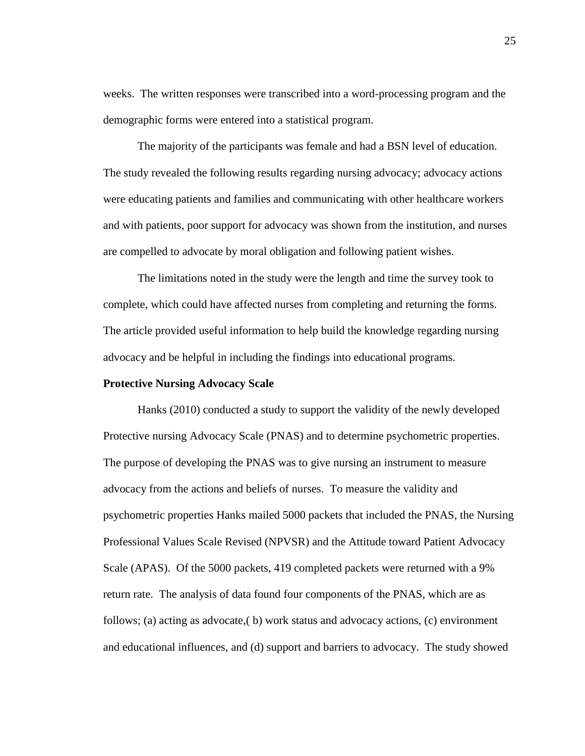weeks. The written responses were transcribed into a word-processing program and the demographic forms were entered into a statistical program.

The majority of the participants was female and had a BSN level of education. The study revealed the following results regarding nursing advocacy; advocacy actions were educating patients and families and communicating with other healthcare workers and with patients, poor support for advocacy was shown from the institution, and nurses are compelled to advocate by moral obligation and following patient wishes.

The limitations noted in the study were the length and time the survey took to complete, which could have affected nurses from completing and returning the forms. The article provided useful information to help build the knowledge regarding nursing advocacy and be helpful in including the findings into educational programs.

**Protective Nursing Advocacy Scale**

Hanks (2010) conducted a study to support the validity of the newly developed Protective nursing Advocacy Scale (PNAS) and to determine psychometric properties. The purpose of developing the PNAS was to give nursing an instrument to measure advocacy from the actions and beliefs of nurses. To measure the validity and psychometric properties Hanks mailed 5000 packets that included the PNAS, the Nursing Professional Values Scale Revised (NPVSR) and the Attitude toward Patient Advocacy Scale (APAS). Of the 5000 packets, 419 completed packets were returned with a 9% return rate. The analysis of data found four components of the PNAS, which are as follows; (a) acting as advocate,( b) work status and advocacy actions, (c) environment and educational influences, and (d) support and barriers to advocacy. The study showed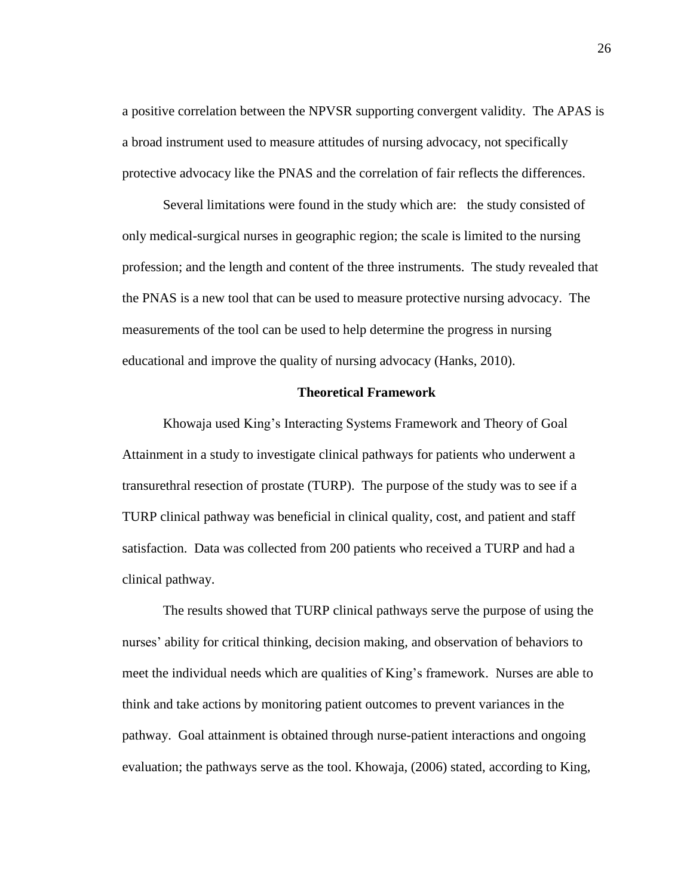a positive correlation between the NPVSR supporting convergent validity. The APAS is a broad instrument used to measure attitudes of nursing advocacy, not specifically protective advocacy like the PNAS and the correlation of fair reflects the differences.

Several limitations were found in the study which are: the study consisted of only medical-surgical nurses in geographic region; the scale is limited to the nursing profession; and the length and content of the three instruments. The study revealed that the PNAS is a new tool that can be used to measure protective nursing advocacy. The measurements of the tool can be used to help determine the progress in nursing educational and improve the quality of nursing advocacy (Hanks, 2010).

## Theoretical Framework

Khowaja used King's Interacting Systems Framework and Theory of Goal Attainment in a study to investigate clinical pathways for patients who underwent a transurethral resection of prostate (TURP). The purpose of the study was to see if a TURP clinical pathway was beneficial in clinical quality, cost, and patient and staff satisfaction. Data was collected from 200 patients who received a TURP and had a clinical pathway.

The results showed that TURP clinical pathways serve the purpose of using the nurses' ability for critical thinking, decision making, and observation of behaviors to meet the individual needs which are qualities of King's framework. Nurses are able to think and take actions by monitoring patient outcomes to prevent variances in the pathway. Goal attainment is obtained through nurse-patient interactions and ongoing evaluation; the pathways serve as the tool. Khowaja, (2006) stated, according to King,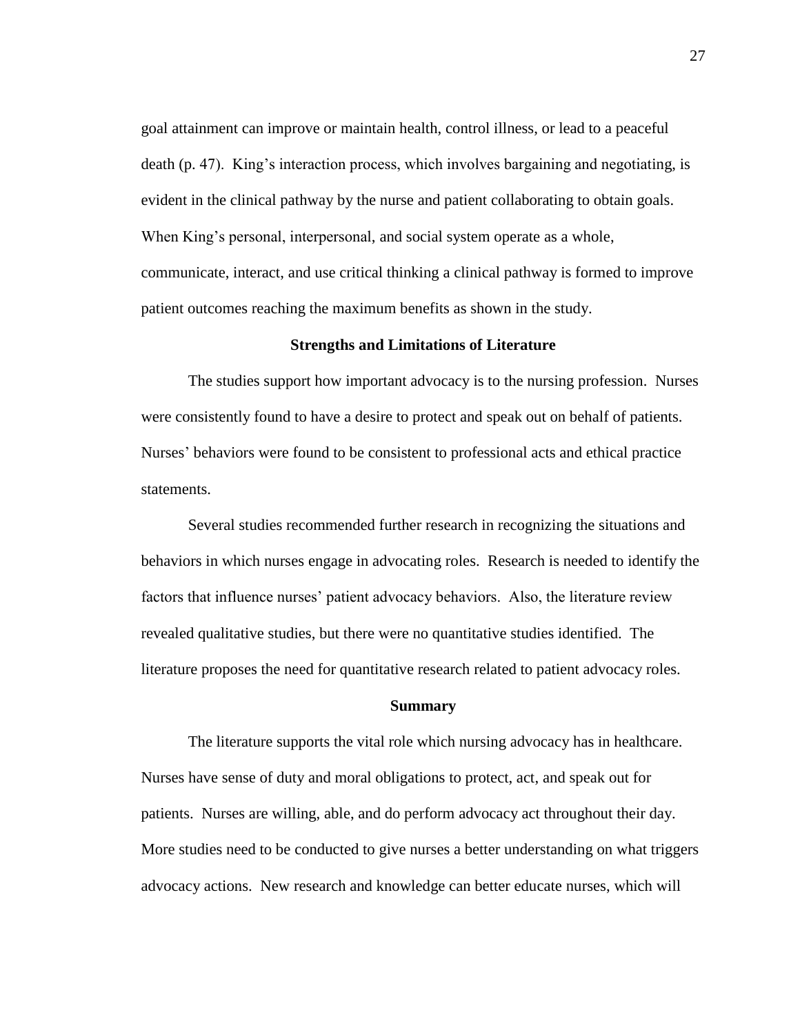goal attainment can improve or maintain health, control illness, or lead to a peaceful death (p. 47). King's interaction process, which involves bargaining and negotiating, is evident in the clinical pathway by the nurse and patient collaborating to obtain goals. When King's personal, interpersonal, and social system operate as a whole, communicate, interact, and use critical thinking a clinical pathway is formed to improve patient outcomes reaching the maximum benefits as shown in the study.

## Strengths and Limitations of Literature

The studies support how important advocacy is to the nursing profession. Nurses were consistently found to have a desire to protect and speak out on behalf of patients. Nurses' behaviors were found to be consistent to professional acts and ethical practice statements.

Several studies recommended further research in recognizing the situations and behaviors in which nurses engage in advocating roles. Research is needed to identify the factors that influence nurses' patient advocacy behaviors. Also, the literature review revealed qualitative studies, but there were no quantitative studies identified. The literature proposes the need for quantitative research related to patient advocacy roles.

## Summary

The literature supports the vital role which nursing advocacy has in healthcare. Nurses have sense of duty and moral obligations to protect, act, and speak out for patients. Nurses are willing, able, and do perform advocacy act throughout their day. More studies need to be conducted to give nurses a better understanding on what triggers advocacy actions. New research and knowledge can better educate nurses, which will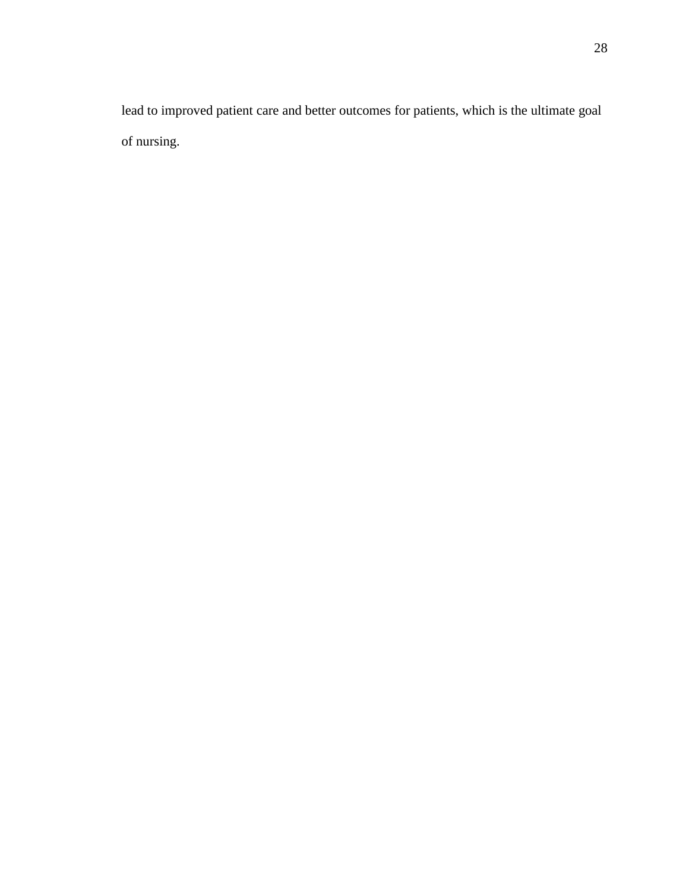lead to improved patient care and better outcomes for patients, which is the ultimate goal of nursing.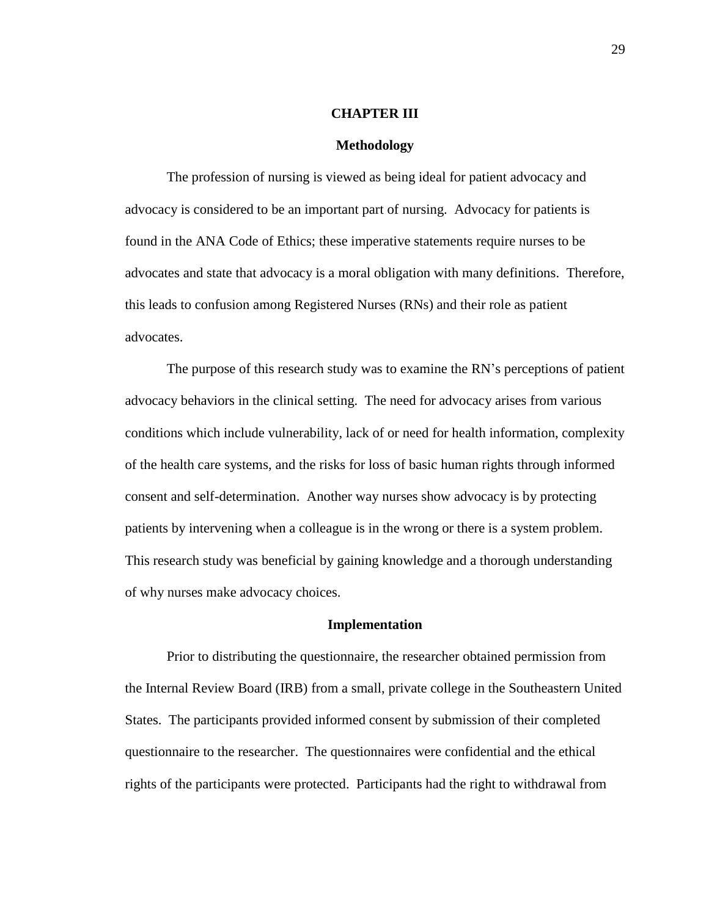# CHAPTER III

## Methodology

The profession of nursing is viewed as being ideal for patient advocacy and advocacy is considered to be an important part of nursing. Advocacy for patients is found in the ANA Code of Ethics; these imperative statements require nurses to be advocates and state that advocacy is a moral obligation with many definitions. Therefore, this leads to confusion among Registered Nurses (RNs) and their role as patient advocates.

The purpose of this research study was to examine the RN's perceptions of patient advocacy behaviors in the clinical setting. The need for advocacy arises from various conditions which include vulnerability, lack of or need for health information, complexity of the health care systems, and the risks for loss of basic human rights through informed consent and self-determination. Another way nurses show advocacy is by protecting patients by intervening when a colleague is in the wrong or there is a system problem. This research study was beneficial by gaining knowledge and a thorough understanding of why nurses make advocacy choices.

## Implementation

Prior to distributing the questionnaire, the researcher obtained permission from the Internal Review Board (IRB) from a small, private college in the Southeastern United States. The participants provided informed consent by submission of their completed questionnaire to the researcher. The questionnaires were confidential and the ethical rights of the participants were protected. Participants had the right to withdrawal from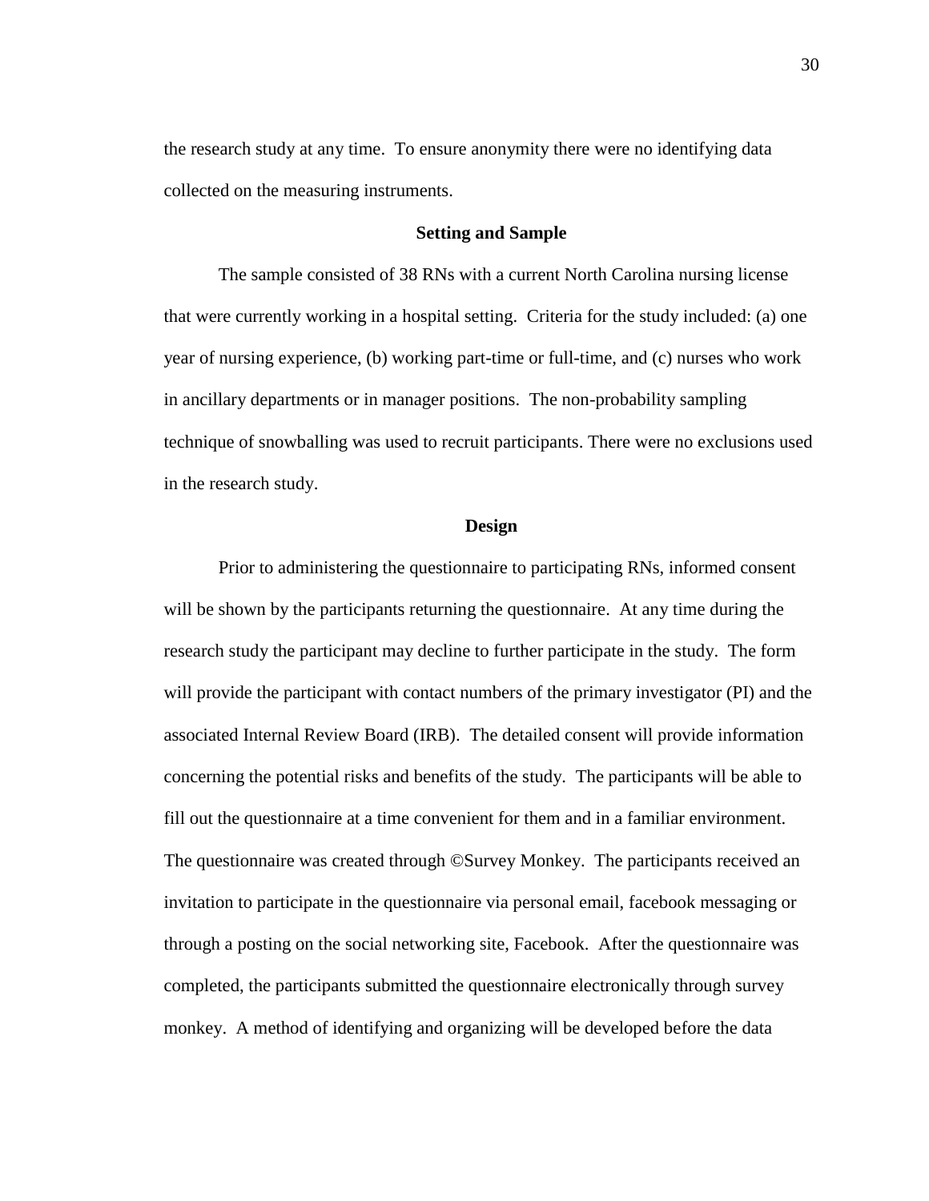the research study at any time. To ensure anonymity there were no identifying data collected on the measuring instruments.

## Setting and Sample

The sample consisted of 38 RNs with a current North Carolina nursing license that were currently working in a hospital setting. Criteria for the study included: (a) one year of nursing experience, (b) working part-time or full-time, and (c) nurses who work in ancillary departments or in manager positions. The non-probability sampling technique of snowballing was used to recruit participants. There were no exclusions used in the research study.

## Design

Prior to administering the questionnaire to participating RNs, informed consent will be shown by the participants returning the questionnaire. At any time during the research study the participant may decline to further participate in the study. The form will provide the participant with contact numbers of the primary investigator (PI) and the associated Internal Review Board (IRB). The detailed consent will provide information concerning the potential risks and benefits of the study. The participants will be able to fill out the questionnaire at a time convenient for them and in a familiar environment. The questionnaire was created through ©Survey Monkey. The participants received an invitation to participate in the questionnaire via personal email, facebook messaging or through a posting on the social networking site, Facebook. After the questionnaire was completed, the participants submitted the questionnaire electronically through survey monkey. A method of identifying and organizing will be developed before the data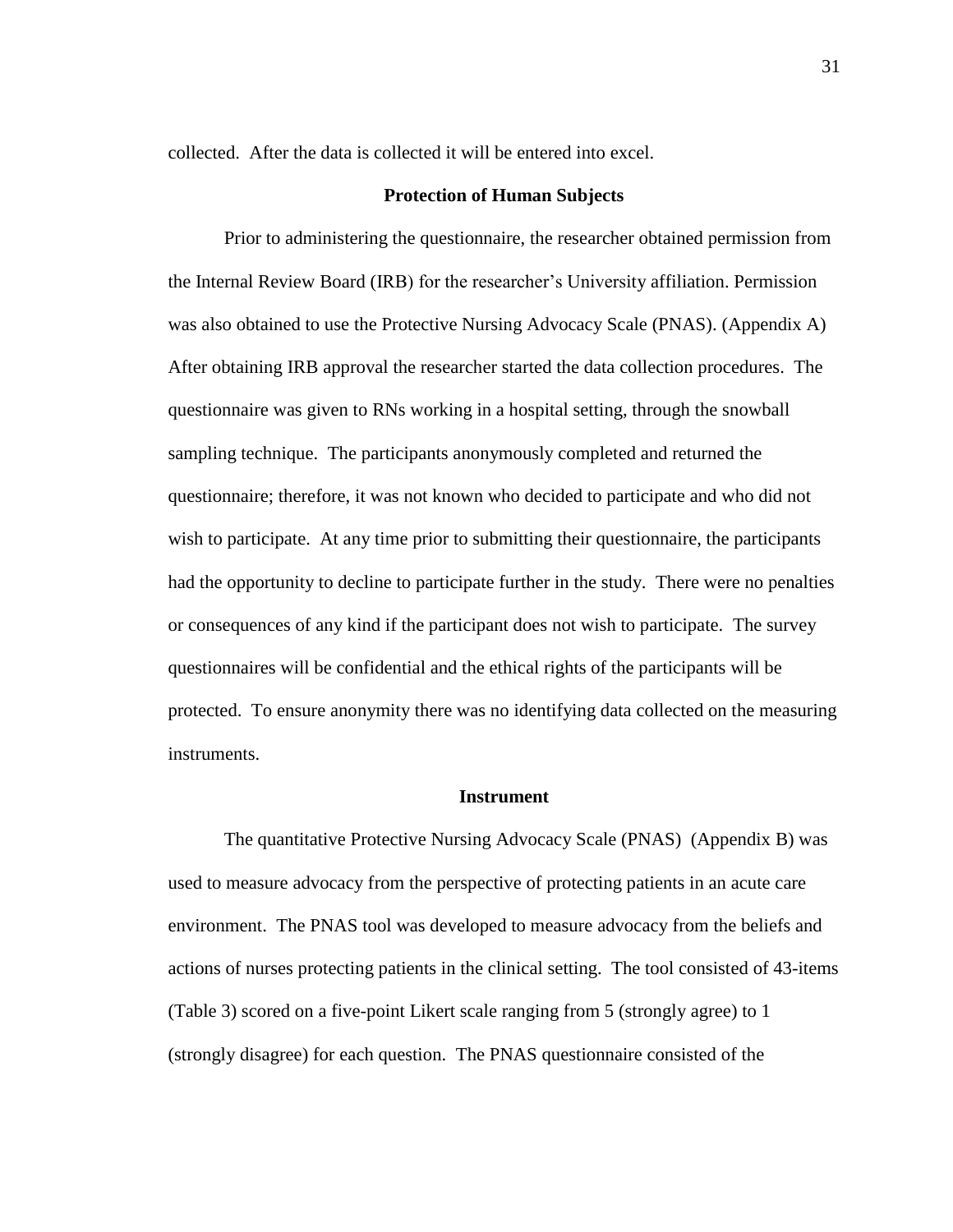collected. After the data is collected it will be entered into excel.

## Protection of Human Subjects

Prior to administering the questionnaire, the researcher obtained permission from the Internal Review Board (IRB) for the researcher's University affiliation. Permission was also obtained to use the Protective Nursing Advocacy Scale (PNAS). (Appendix A) After obtaining IRB approval the researcher started the data collection procedures. The questionnaire was given to RNs working in a hospital setting, through the snowball sampling technique. The participants anonymously completed and returned the questionnaire; therefore, it was not known who decided to participate and who did not wish to participate. At any time prior to submitting their questionnaire, the participants had the opportunity to decline to participate further in the study. There were no penalties or consequences of any kind if the participant does not wish to participate. The survey questionnaires will be confidential and the ethical rights of the participants will be protected. To ensure anonymity there was no identifying data collected on the measuring instruments.

## Instrument

The quantitative Protective Nursing Advocacy Scale (PNAS) (Appendix B) was used to measure advocacy from the perspective of protecting patients in an acute care environment. The PNAS tool was developed to measure advocacy from the beliefs and actions of nurses protecting patients in the clinical setting. The tool consisted of 43-items (Table 3) scored on a five-point Likert scale ranging from 5 (strongly agree) to 1 (strongly disagree) for each question. The PNAS questionnaire consisted of the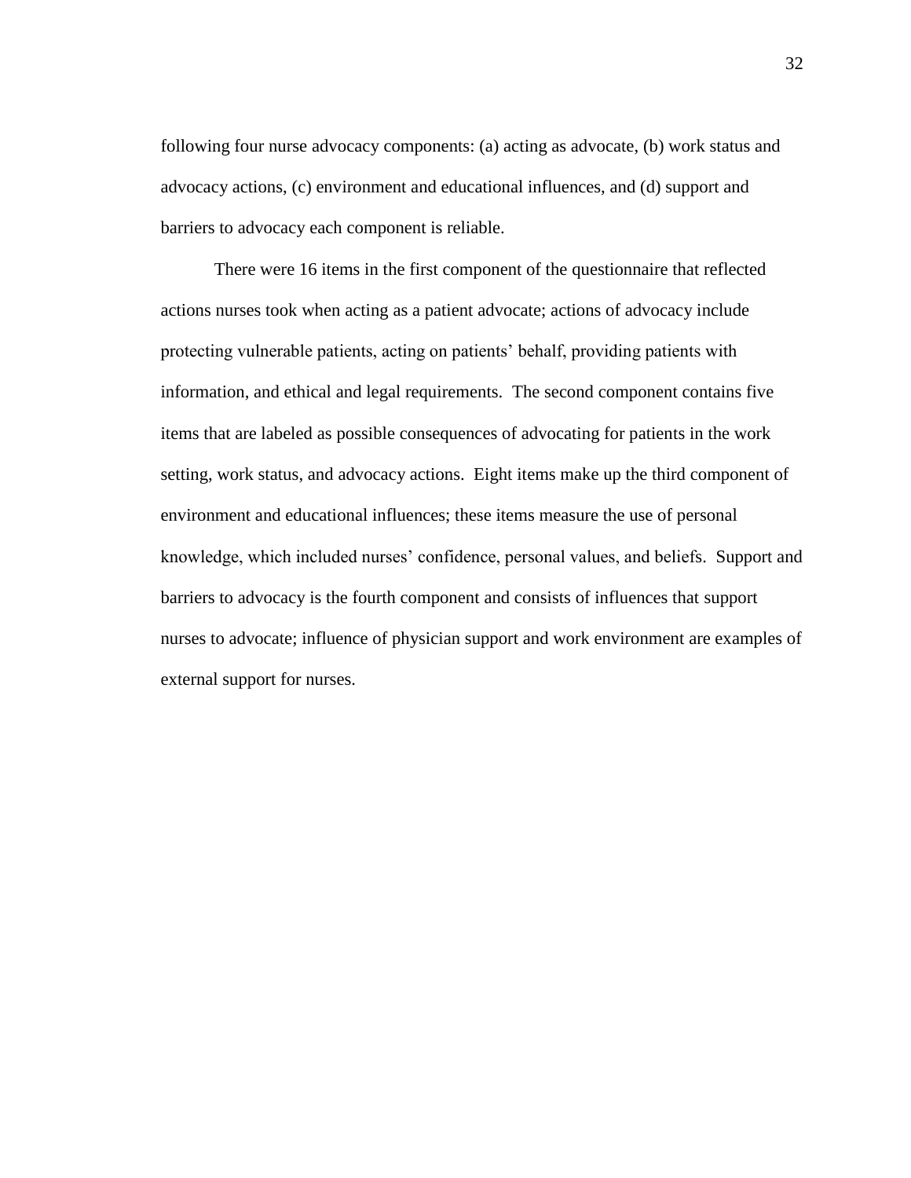following four nurse advocacy components: (a) acting as advocate, (b) work status and advocacy actions, (c) environment and educational influences, and (d) support and barriers to advocacy each component is reliable.

There were 16 items in the first component of the questionnaire that reflected actions nurses took when acting as a patient advocate; actions of advocacy include protecting vulnerable patients, acting on patients' behalf, providing patients with information, and ethical and legal requirements. The second component contains five items that are labeled as possible consequences of advocating for patients in the work setting, work status, and advocacy actions. Eight items make up the third component of environment and educational influences; these items measure the use of personal knowledge, which included nurses' confidence, personal values, and beliefs. Support and barriers to advocacy is the fourth component and consists of influences that support nurses to advocate; influence of physician support and work environment are examples of external support for nurses.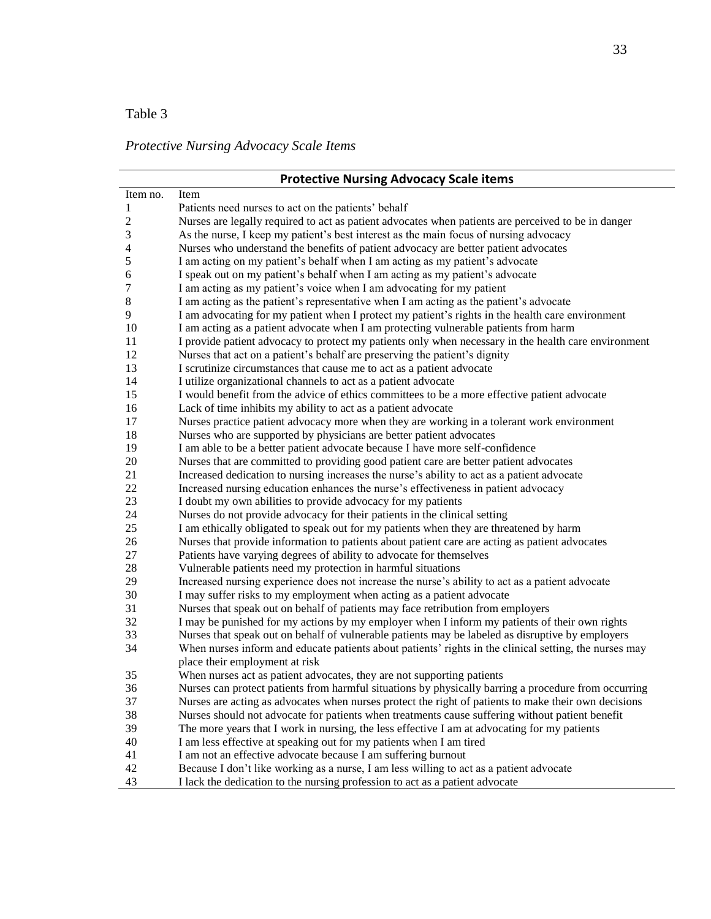Table 3

*Protective Nursing Advocacy Scale Items*

| **Protective Nursing Advocacy Scale items** | |
|---|---|
| Item no. | Item |
| 1 | Patients need nurses to act on the patients' behalf |
| 2 | Nurses are legally required to act as patient advocates when patients are perceived to be in danger |
| 3 | As the nurse, I keep my patient's best interest as the main focus of nursing advocacy |
| 4 | Nurses who understand the benefits of patient advocacy are better patient advocates |
| 5 | I am acting on my patient's behalf when I am acting as my patient's advocate |
| 6 | I speak out on my patient's behalf when I am acting as my patient's advocate |
| 7 | I am acting as my patient's voice when I am advocating for my patient |
| 8 | I am acting as the patient's representative when I am acting as the patient's advocate |
| 9 | I am advocating for my patient when I protect my patient's rights in the health care environment |
| 10 | I am acting as a patient advocate when I am protecting vulnerable patients from harm |
| 11 | I provide patient advocacy to protect my patients only when necessary in the health care environment |
| 12 | Nurses that act on a patient's behalf are preserving the patient's dignity |
| 13 | I scrutinize circumstances that cause me to act as a patient advocate |
| 14 | I utilize organizational channels to act as a patient advocate |
| 15 | I would benefit from the advice of ethics committees to be a more effective patient advocate |
| 16 | Lack of time inhibits my ability to act as a patient advocate |
| 17 | Nurses practice patient advocacy more when they are working in a tolerant work environment |
| 18 | Nurses who are supported by physicians are better patient advocates |
| 19 | I am able to be a better patient advocate because I have more self-confidence |
| 20 | Nurses that are committed to providing good patient care are better patient advocates |
| 21 | Increased dedication to nursing increases the nurse's ability to act as a patient advocate |
| 22 | Increased nursing education enhances the nurse's effectiveness in patient advocacy |
| 23 | I doubt my own abilities to provide advocacy for my patients |
| 24 | Nurses do not provide advocacy for their patients in the clinical setting |
| 25 | I am ethically obligated to speak out for my patients when they are threatened by harm |
| 26 | Nurses that provide information to patients about patient care are acting as patient advocates |
| 27 | Patients have varying degrees of ability to advocate for themselves |
| 28 | Vulnerable patients need my protection in harmful situations |
| 29 | Increased nursing experience does not increase the nurse's ability to act as a patient advocate |
| 30 | I may suffer risks to my employment when acting as a patient advocate |
| 31 | Nurses that speak out on behalf of patients may face retribution from employers |
| 32 | I may be punished for my actions by my employer when I inform my patients of their own rights |
| 33 | Nurses that speak out on behalf of vulnerable patients may be labeled as disruptive by employers |
| 34 | When nurses inform and educate patients about patients' rights in the clinical setting, the nurses may place their employment at risk |
| 35 | When nurses act as patient advocates, they are not supporting patients |
| 36 | Nurses can protect patients from harmful situations by physically barring a procedure from occurring |
| 37 | Nurses are acting as advocates when nurses protect the right of patients to make their own decisions |
| 38 | Nurses should not advocate for patients when treatments cause suffering without patient benefit |
| 39 | The more years that I work in nursing, the less effective I am at advocating for my patients |
| 40 | I am less effective at speaking out for my patients when I am tired |
| 41 | I am not an effective advocate because I am suffering burnout |
| 42 | Because I don't like working as a nurse, I am less willing to act as a patient advocate |
| 43 | I lack the dedication to the nursing profession to act as a patient advocate |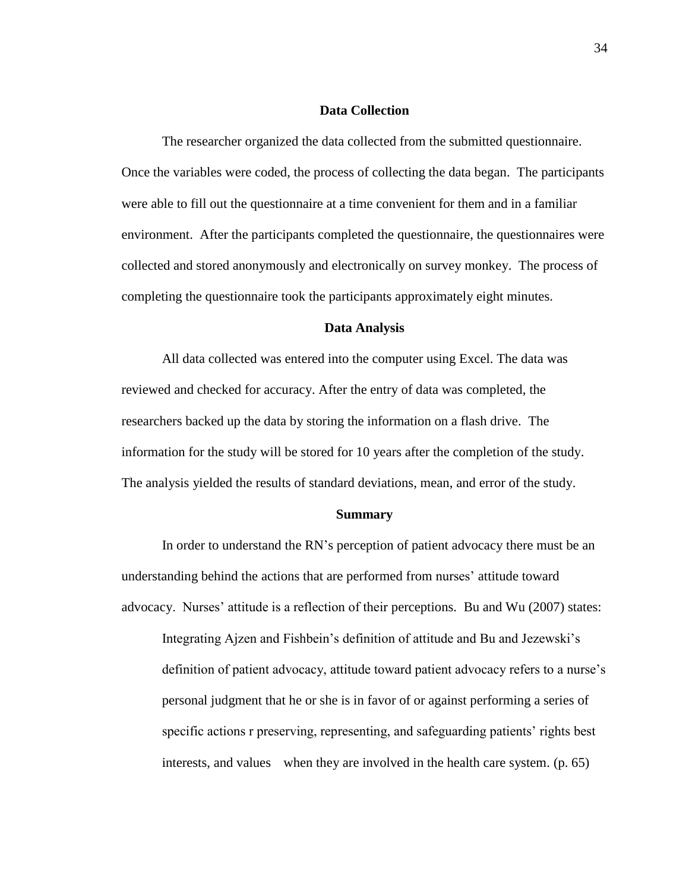## Data Collection

The researcher organized the data collected from the submitted questionnaire. Once the variables were coded, the process of collecting the data began. The participants were able to fill out the questionnaire at a time convenient for them and in a familiar environment. After the participants completed the questionnaire, the questionnaires were collected and stored anonymously and electronically on survey monkey. The process of completing the questionnaire took the participants approximately eight minutes.

## Data Analysis

All data collected was entered into the computer using Excel. The data was reviewed and checked for accuracy. After the entry of data was completed, the researchers backed up the data by storing the information on a flash drive. The information for the study will be stored for 10 years after the completion of the study. The analysis yielded the results of standard deviations, mean, and error of the study.

## Summary

In order to understand the RN's perception of patient advocacy there must be an understanding behind the actions that are performed from nurses' attitude toward advocacy. Nurses' attitude is a reflection of their perceptions. Bu and Wu (2007) states:

> Integrating Ajzen and Fishbein's definition of attitude and Bu and Jezewski's definition of patient advocacy, attitude toward patient advocacy refers to a nurse's personal judgment that he or she is in favor of or against performing a series of specific actions r preserving, representing, and safeguarding patients' rights best interests, and values when they are involved in the health care system. (p. 65)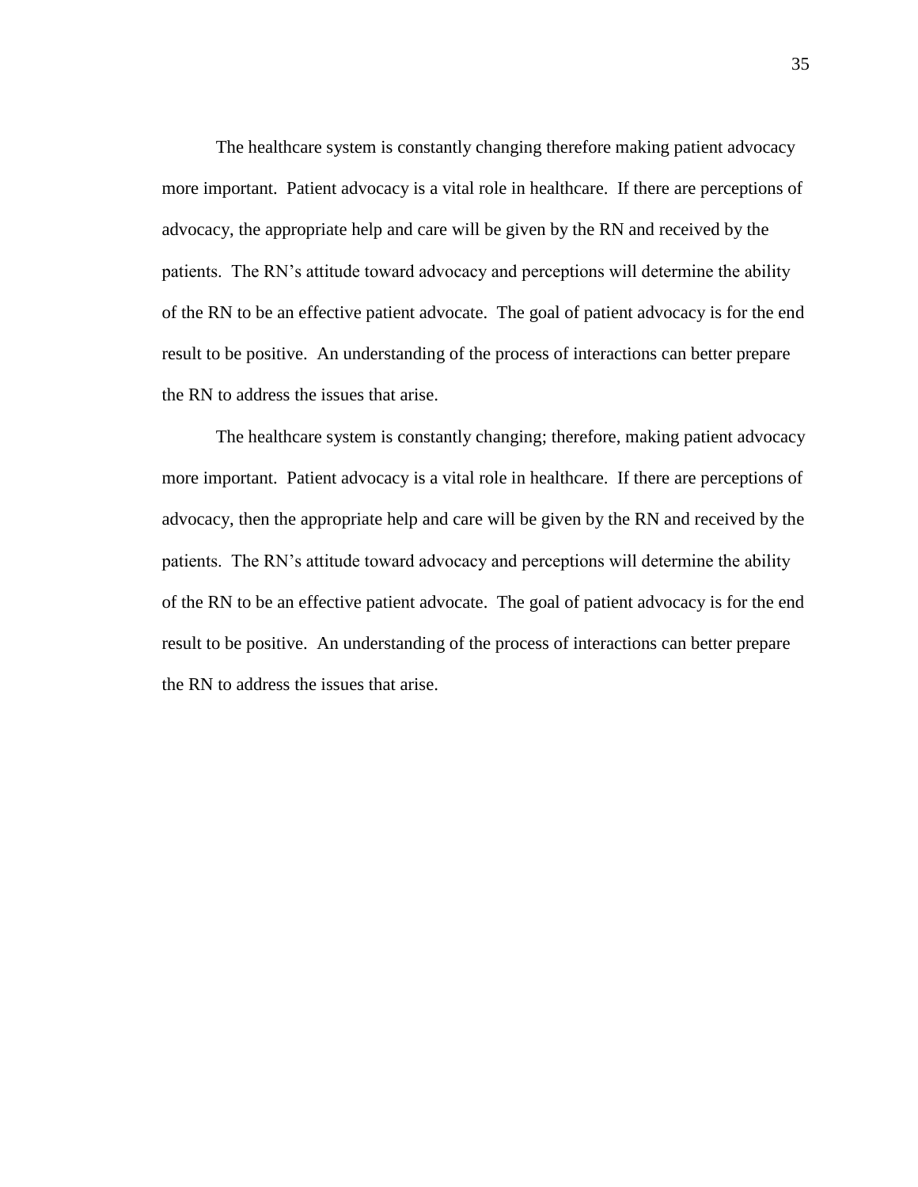The healthcare system is constantly changing therefore making patient advocacy more important. Patient advocacy is a vital role in healthcare. If there are perceptions of advocacy, the appropriate help and care will be given by the RN and received by the patients. The RN's attitude toward advocacy and perceptions will determine the ability of the RN to be an effective patient advocate. The goal of patient advocacy is for the end result to be positive. An understanding of the process of interactions can better prepare the RN to address the issues that arise.

The healthcare system is constantly changing; therefore, making patient advocacy more important. Patient advocacy is a vital role in healthcare. If there are perceptions of advocacy, then the appropriate help and care will be given by the RN and received by the patients. The RN's attitude toward advocacy and perceptions will determine the ability of the RN to be an effective patient advocate. The goal of patient advocacy is for the end result to be positive. An understanding of the process of interactions can better prepare the RN to address the issues that arise.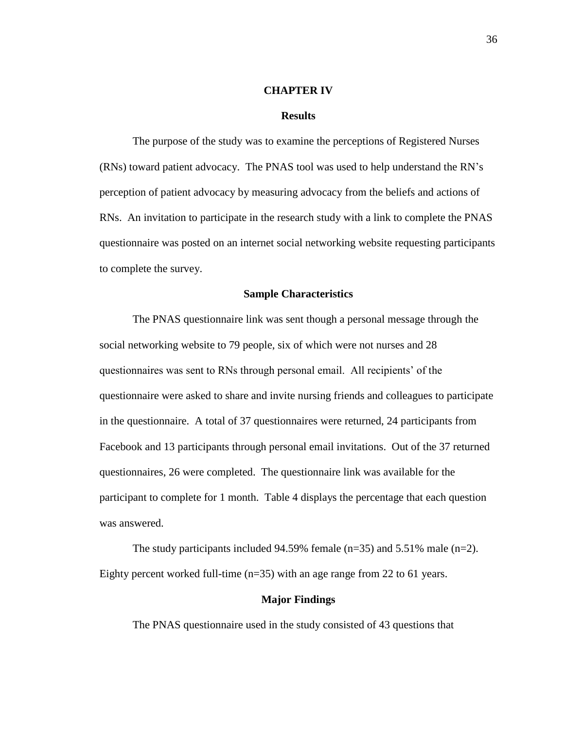# CHAPTER IV

## Results

The purpose of the study was to examine the perceptions of Registered Nurses (RNs) toward patient advocacy. The PNAS tool was used to help understand the RN's perception of patient advocacy by measuring advocacy from the beliefs and actions of RNs. An invitation to participate in the research study with a link to complete the PNAS questionnaire was posted on an internet social networking website requesting participants to complete the survey.

### Sample Characteristics

The PNAS questionnaire link was sent though a personal message through the social networking website to 79 people, six of which were not nurses and 28 questionnaires was sent to RNs through personal email. All recipients' of the questionnaire were asked to share and invite nursing friends and colleagues to participate in the questionnaire. A total of 37 questionnaires were returned, 24 participants from Facebook and 13 participants through personal email invitations. Out of the 37 returned questionnaires, 26 were completed. The questionnaire link was available for the participant to complete for 1 month. Table 4 displays the percentage that each question was answered.

The study participants included 94.59% female (n=35) and 5.51% male (n=2). Eighty percent worked full-time (n=35) with an age range from 22 to 61 years.

### Major Findings

The PNAS questionnaire used in the study consisted of 43 questions that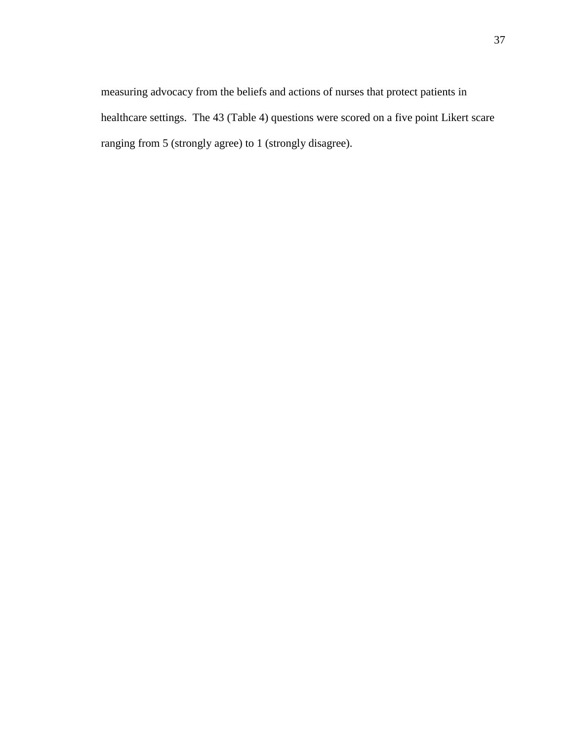measuring advocacy from the beliefs and actions of nurses that protect patients in healthcare settings.  The 43 (Table 4) questions were scored on a five point Likert scare ranging from 5 (strongly agree) to 1 (strongly disagree).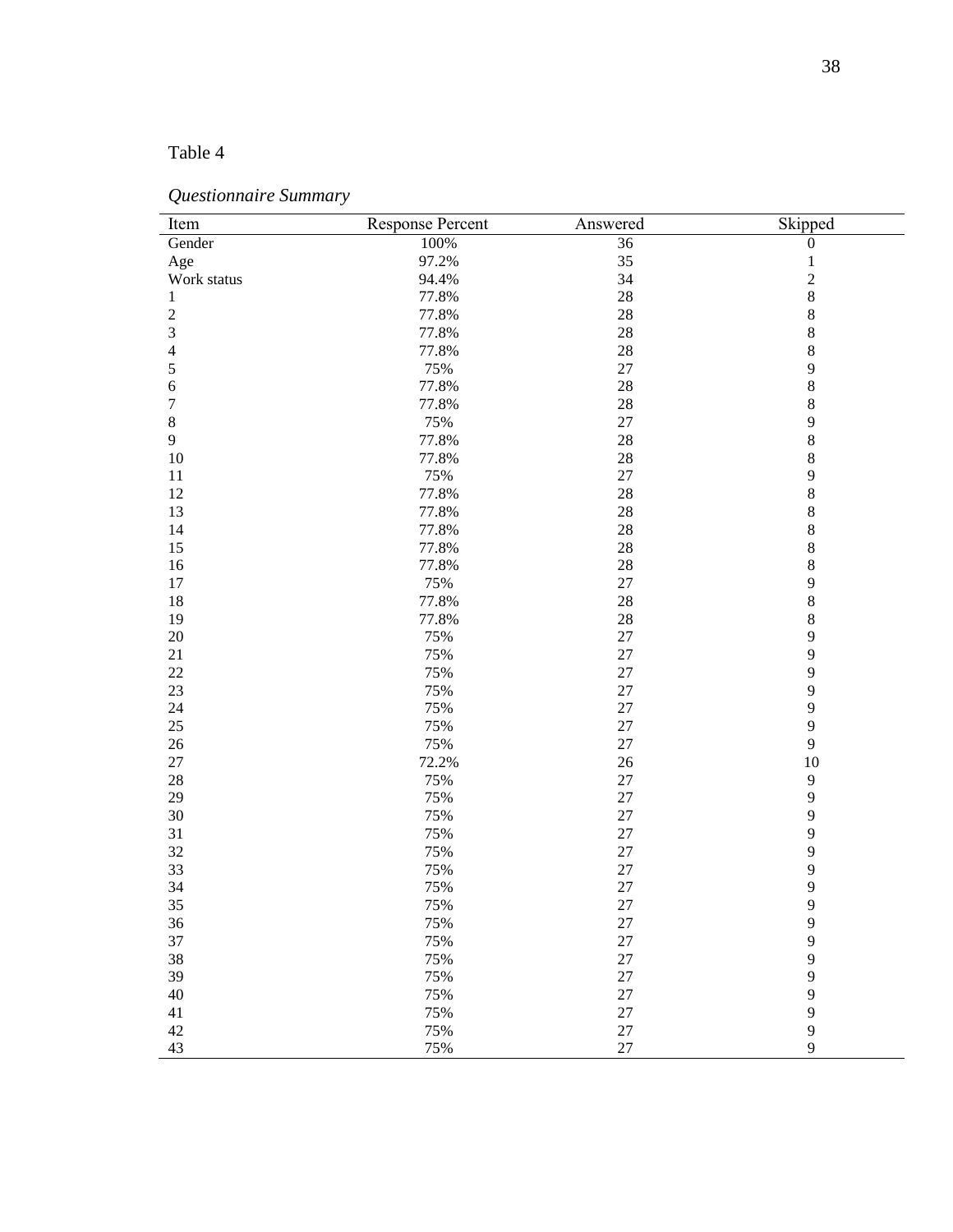Table 4

*Questionnaire Summary*

| Item | Response Percent | Answered | Skipped |
|---|---|---|---|
| Gender | 100% | 36 | 0 |
| Age | 97.2% | 35 | 1 |
| Work status | 94.4% | 34 | 2 |
| 1 | 77.8% | 28 | 8 |
| 2 | 77.8% | 28 | 8 |
| 3 | 77.8% | 28 | 8 |
| 4 | 77.8% | 28 | 8 |
| 5 | 75% | 27 | 9 |
| 6 | 77.8% | 28 | 8 |
| 7 | 77.8% | 28 | 8 |
| 8 | 75% | 27 | 9 |
| 9 | 77.8% | 28 | 8 |
| 10 | 77.8% | 28 | 8 |
| 11 | 75% | 27 | 9 |
| 12 | 77.8% | 28 | 8 |
| 13 | 77.8% | 28 | 8 |
| 14 | 77.8% | 28 | 8 |
| 15 | 77.8% | 28 | 8 |
| 16 | 77.8% | 28 | 8 |
| 17 | 75% | 27 | 9 |
| 18 | 77.8% | 28 | 8 |
| 19 | 77.8% | 28 | 8 |
| 20 | 75% | 27 | 9 |
| 21 | 75% | 27 | 9 |
| 22 | 75% | 27 | 9 |
| 23 | 75% | 27 | 9 |
| 24 | 75% | 27 | 9 |
| 25 | 75% | 27 | 9 |
| 26 | 75% | 27 | 9 |
| 27 | 72.2% | 26 | 10 |
| 28 | 75% | 27 | 9 |
| 29 | 75% | 27 | 9 |
| 30 | 75% | 27 | 9 |
| 31 | 75% | 27 | 9 |
| 32 | 75% | 27 | 9 |
| 33 | 75% | 27 | 9 |
| 34 | 75% | 27 | 9 |
| 35 | 75% | 27 | 9 |
| 36 | 75% | 27 | 9 |
| 37 | 75% | 27 | 9 |
| 38 | 75% | 27 | 9 |
| 39 | 75% | 27 | 9 |
| 40 | 75% | 27 | 9 |
| 41 | 75% | 27 | 9 |
| 42 | 75% | 27 | 9 |
| 43 | 75% | 27 | 9 |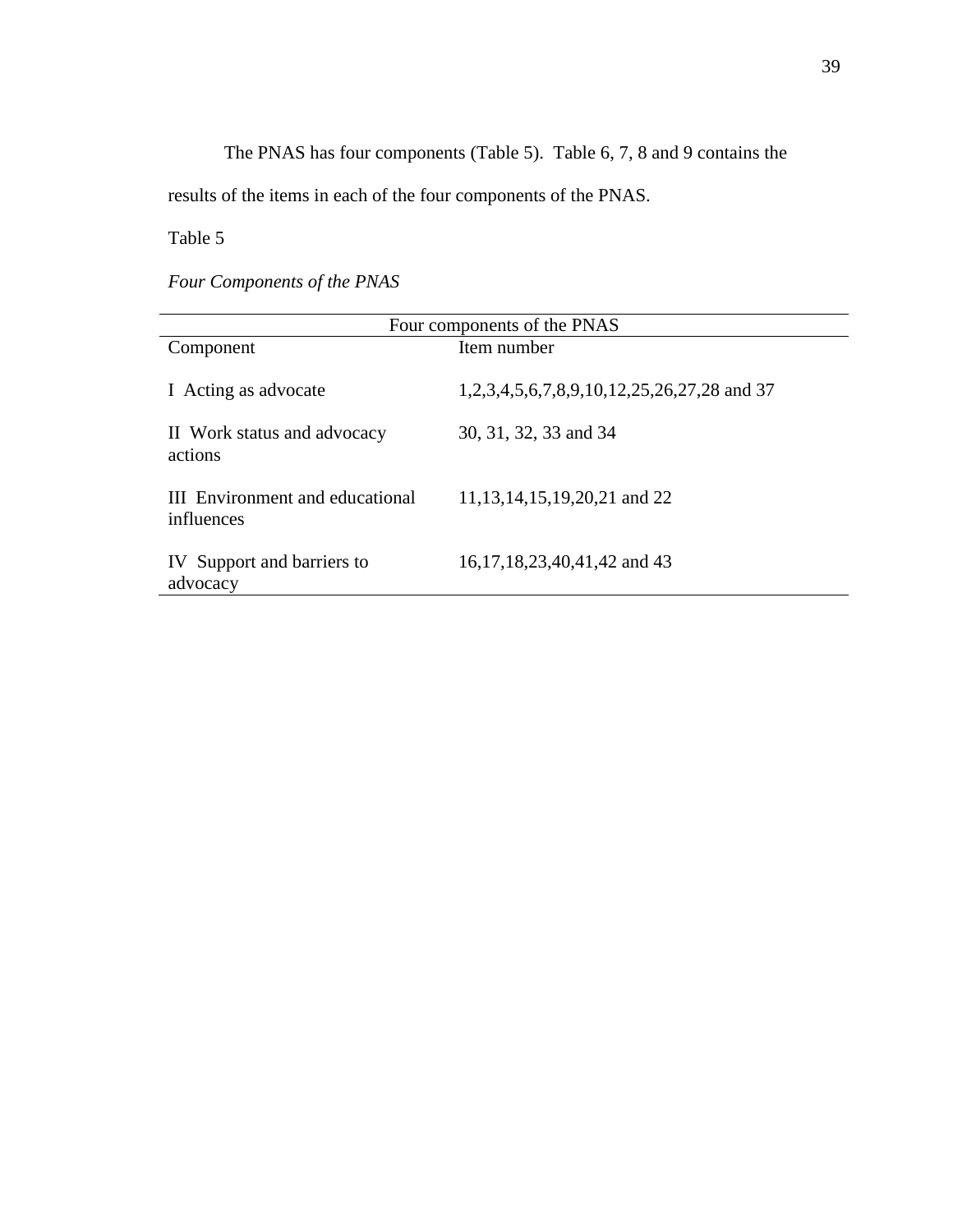The PNAS has four components (Table 5). Table 6, 7, 8 and 9 contains the results of the items in each of the four components of the PNAS.

Table 5

*Four Components of the PNAS*

| Four components of the PNAS | |
|---|---|
| Component | Item number |
| I Acting as advocate | 1,2,3,4,5,6,7,8,9,10,12,25,26,27,28 and 37 |
| II Work status and advocacy actions | 30, 31, 32, 33 and 34 |
| III Environment and educational influences | 11,13,14,15,19,20,21 and 22 |
| IV Support and barriers to advocacy | 16,17,18,23,40,41,42 and 43 |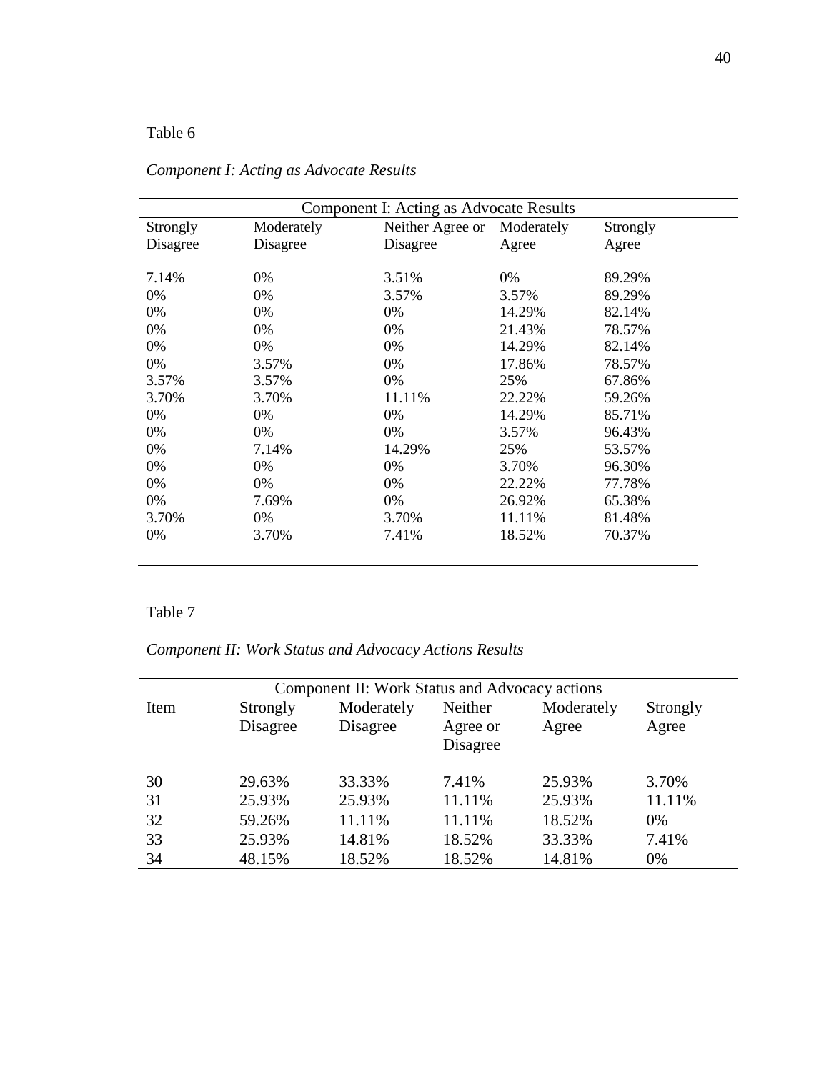Table 6

*Component I: Acting as Advocate Results*

| Component I: Acting as Advocate Results | | | | |
|---|---|---|---|---|
| Strongly Disagree | Moderately Disagree | Neither Agree or Disagree | Moderately Agree | Strongly Agree |
| 7.14% | 0% | 3.51% | 0% | 89.29% |
| 0% | 0% | 3.57% | 3.57% | 89.29% |
| 0% | 0% | 0% | 14.29% | 82.14% |
| 0% | 0% | 0% | 21.43% | 78.57% |
| 0% | 0% | 0% | 14.29% | 82.14% |
| 0% | 3.57% | 0% | 17.86% | 78.57% |
| 3.57% | 3.57% | 0% | 25% | 67.86% |
| 3.70% | 3.70% | 11.11% | 22.22% | 59.26% |
| 0% | 0% | 0% | 14.29% | 85.71% |
| 0% | 0% | 0% | 3.57% | 96.43% |
| 0% | 7.14% | 14.29% | 25% | 53.57% |
| 0% | 0% | 0% | 3.70% | 96.30% |
| 0% | 0% | 0% | 22.22% | 77.78% |
| 0% | 7.69% | 0% | 26.92% | 65.38% |
| 3.70% | 0% | 3.70% | 11.11% | 81.48% |
| 0% | 3.70% | 7.41% | 18.52% | 70.37% |

Table 7

*Component II: Work Status and Advocacy Actions Results*

| Component II: Work Status and Advocacy actions | | | | | |
|---|---|---|---|---|---|
| Item | Strongly Disagree | Moderately Disagree | Neither Agree or Disagree | Moderately Agree | Strongly Agree |
| 30 | 29.63% | 33.33% | 7.41% | 25.93% | 3.70% |
| 31 | 25.93% | 25.93% | 11.11% | 25.93% | 11.11% |
| 32 | 59.26% | 11.11% | 11.11% | 18.52% | 0% |
| 33 | 25.93% | 14.81% | 18.52% | 33.33% | 7.41% |
| 34 | 48.15% | 18.52% | 18.52% | 14.81% | 0% |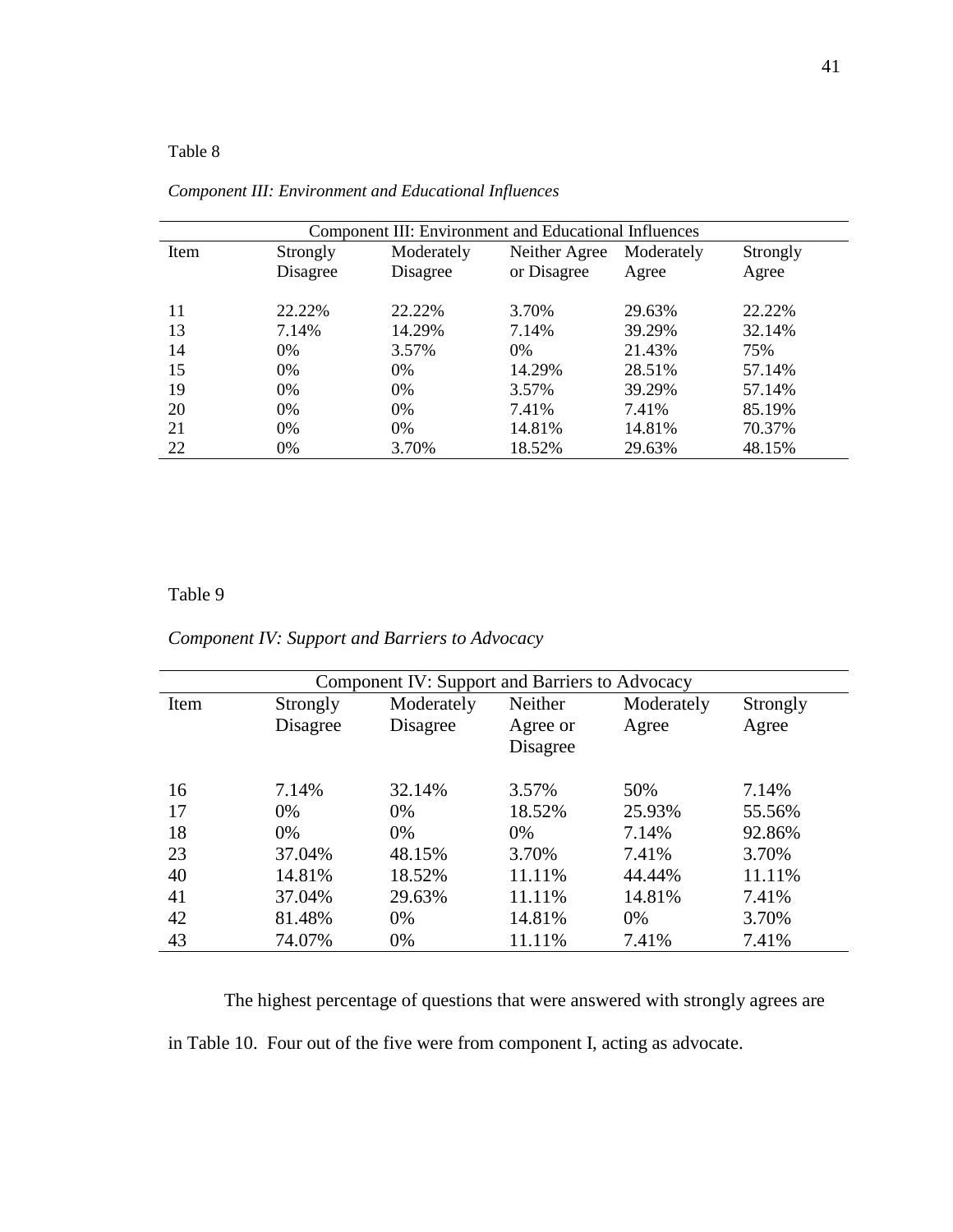Table 8

*Component III: Environment and Educational Influences*

| Component III: Environment and Educational Influences | | | | | |
|---|---|---|---|---|---|
| Item | Strongly Disagree | Moderately Disagree | Neither Agree or Disagree | Moderately Agree | Strongly Agree |
| 11 | 22.22% | 22.22% | 3.70% | 29.63% | 22.22% |
| 13 | 7.14% | 14.29% | 7.14% | 39.29% | 32.14% |
| 14 | 0% | 3.57% | 0% | 21.43% | 75% |
| 15 | 0% | 0% | 14.29% | 28.51% | 57.14% |
| 19 | 0% | 0% | 3.57% | 39.29% | 57.14% |
| 20 | 0% | 0% | 7.41% | 7.41% | 85.19% |
| 21 | 0% | 0% | 14.81% | 14.81% | 70.37% |
| 22 | 0% | 3.70% | 18.52% | 29.63% | 48.15% |

Table 9

*Component IV: Support and Barriers to Advocacy*

| Component IV: Support and Barriers to Advocacy | | | | | |
|---|---|---|---|---|---|
| Item | Strongly Disagree | Moderately Disagree | Neither Agree or Disagree | Moderately Agree | Strongly Agree |
| 16 | 7.14% | 32.14% | 3.57% | 50% | 7.14% |
| 17 | 0% | 0% | 18.52% | 25.93% | 55.56% |
| 18 | 0% | 0% | 0% | 7.14% | 92.86% |
| 23 | 37.04% | 48.15% | 3.70% | 7.41% | 3.70% |
| 40 | 14.81% | 18.52% | 11.11% | 44.44% | 11.11% |
| 41 | 37.04% | 29.63% | 11.11% | 14.81% | 7.41% |
| 42 | 81.48% | 0% | 14.81% | 0% | 3.70% |
| 43 | 74.07% | 0% | 11.11% | 7.41% | 7.41% |

The highest percentage of questions that were answered with strongly agrees are in Table 10. Four out of the five were from component I, acting as advocate.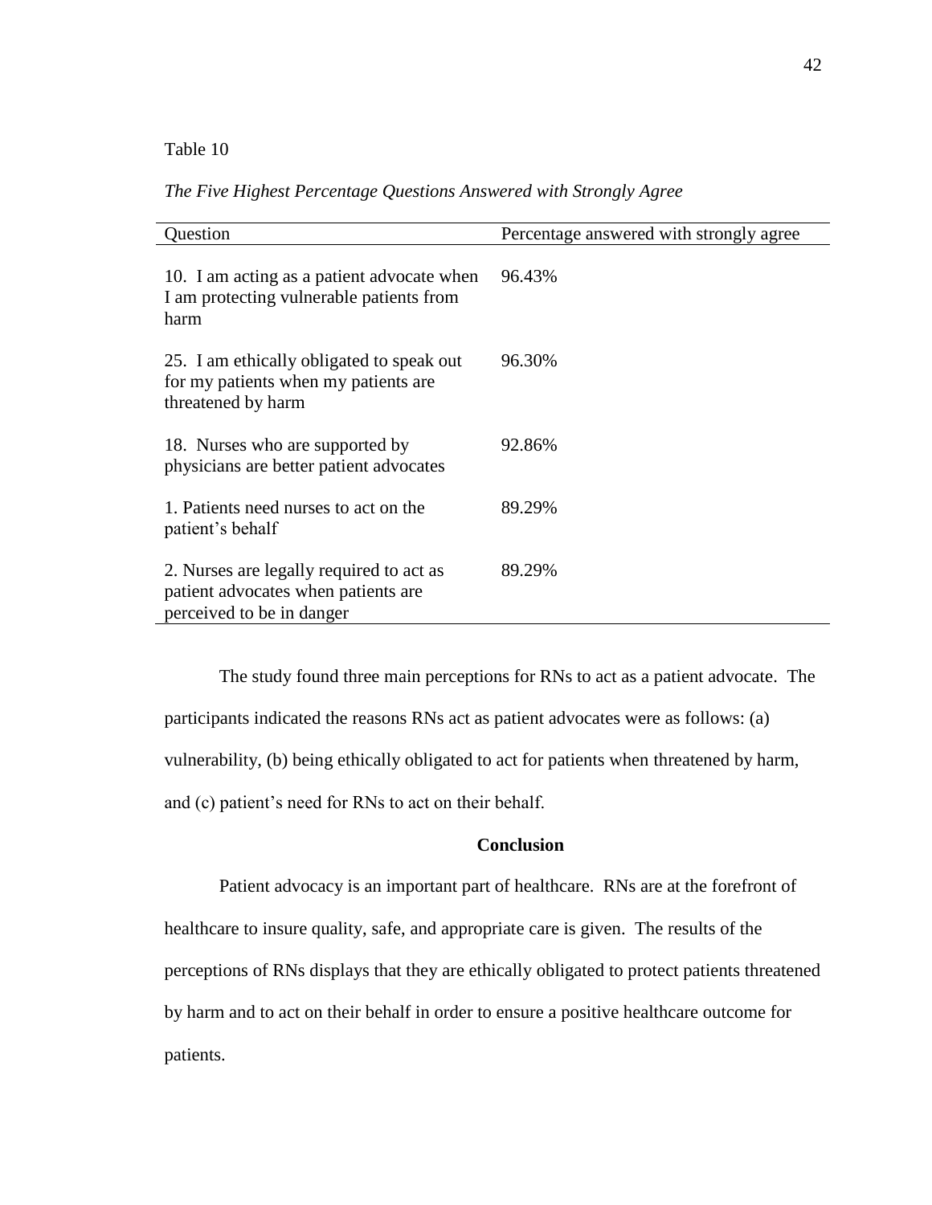Table 10

*The Five Highest Percentage Questions Answered with Strongly Agree*

| Question | Percentage answered with strongly agree |
|---|---|
| 10. I am acting as a patient advocate when I am protecting vulnerable patients from harm | 96.43% |
| 25. I am ethically obligated to speak out for my patients when my patients are threatened by harm | 96.30% |
| 18. Nurses who are supported by physicians are better patient advocates | 92.86% |
| 1. Patients need nurses to act on the patient's behalf | 89.29% |
| 2. Nurses are legally required to act as patient advocates when patients are perceived to be in danger | 89.29% |

The study found three main perceptions for RNs to act as a patient advocate. The participants indicated the reasons RNs act as patient advocates were as follows: (a) vulnerability, (b) being ethically obligated to act for patients when threatened by harm, and (c) patient's need for RNs to act on their behalf.

## Conclusion

Patient advocacy is an important part of healthcare. RNs are at the forefront of healthcare to insure quality, safe, and appropriate care is given. The results of the perceptions of RNs displays that they are ethically obligated to protect patients threatened by harm and to act on their behalf in order to ensure a positive healthcare outcome for patients.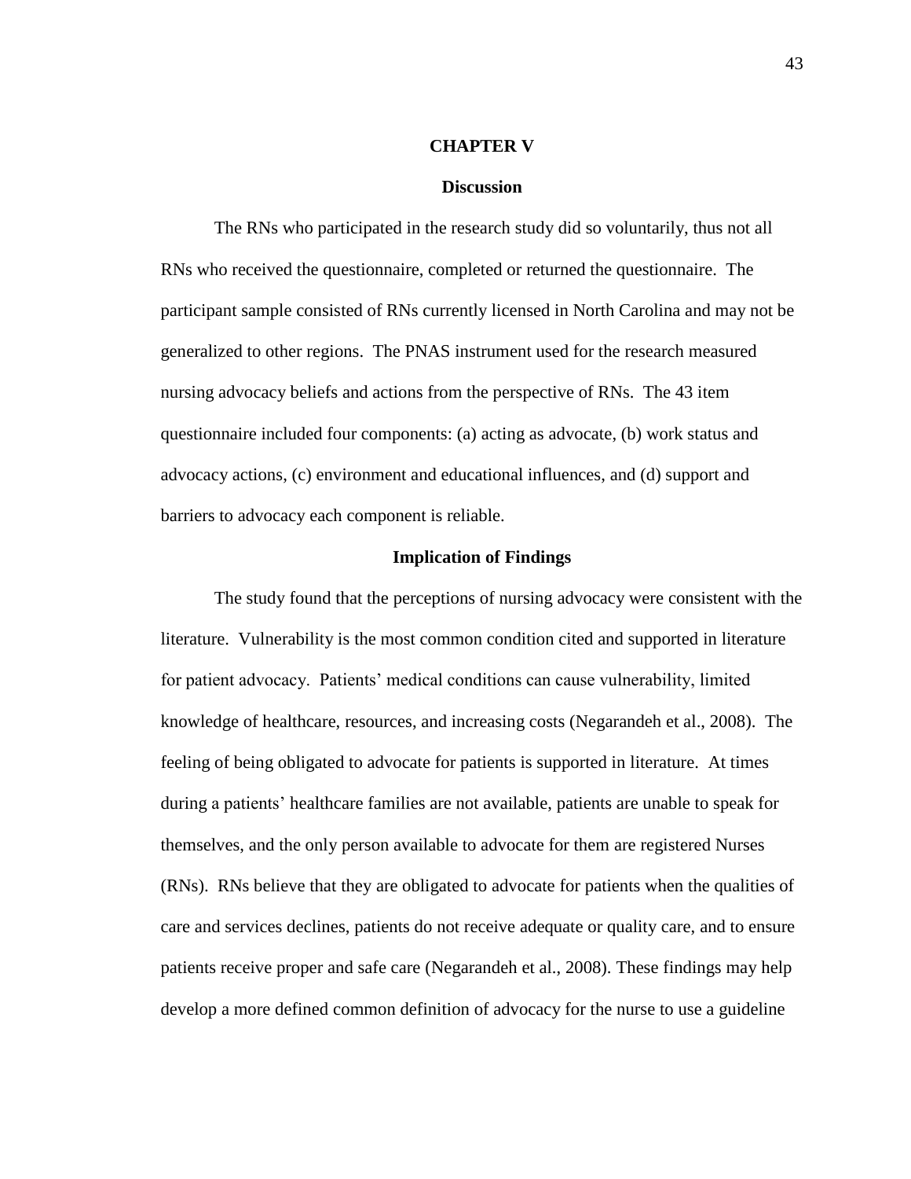# CHAPTER V

## Discussion

The RNs who participated in the research study did so voluntarily, thus not all RNs who received the questionnaire, completed or returned the questionnaire. The participant sample consisted of RNs currently licensed in North Carolina and may not be generalized to other regions. The PNAS instrument used for the research measured nursing advocacy beliefs and actions from the perspective of RNs. The 43 item questionnaire included four components: (a) acting as advocate, (b) work status and advocacy actions, (c) environment and educational influences, and (d) support and barriers to advocacy each component is reliable.

## Implication of Findings

The study found that the perceptions of nursing advocacy were consistent with the literature. Vulnerability is the most common condition cited and supported in literature for patient advocacy. Patients' medical conditions can cause vulnerability, limited knowledge of healthcare, resources, and increasing costs (Negarandeh et al., 2008). The feeling of being obligated to advocate for patients is supported in literature. At times during a patients' healthcare families are not available, patients are unable to speak for themselves, and the only person available to advocate for them are registered Nurses (RNs). RNs believe that they are obligated to advocate for patients when the qualities of care and services declines, patients do not receive adequate or quality care, and to ensure patients receive proper and safe care (Negarandeh et al., 2008). These findings may help develop a more defined common definition of advocacy for the nurse to use a guideline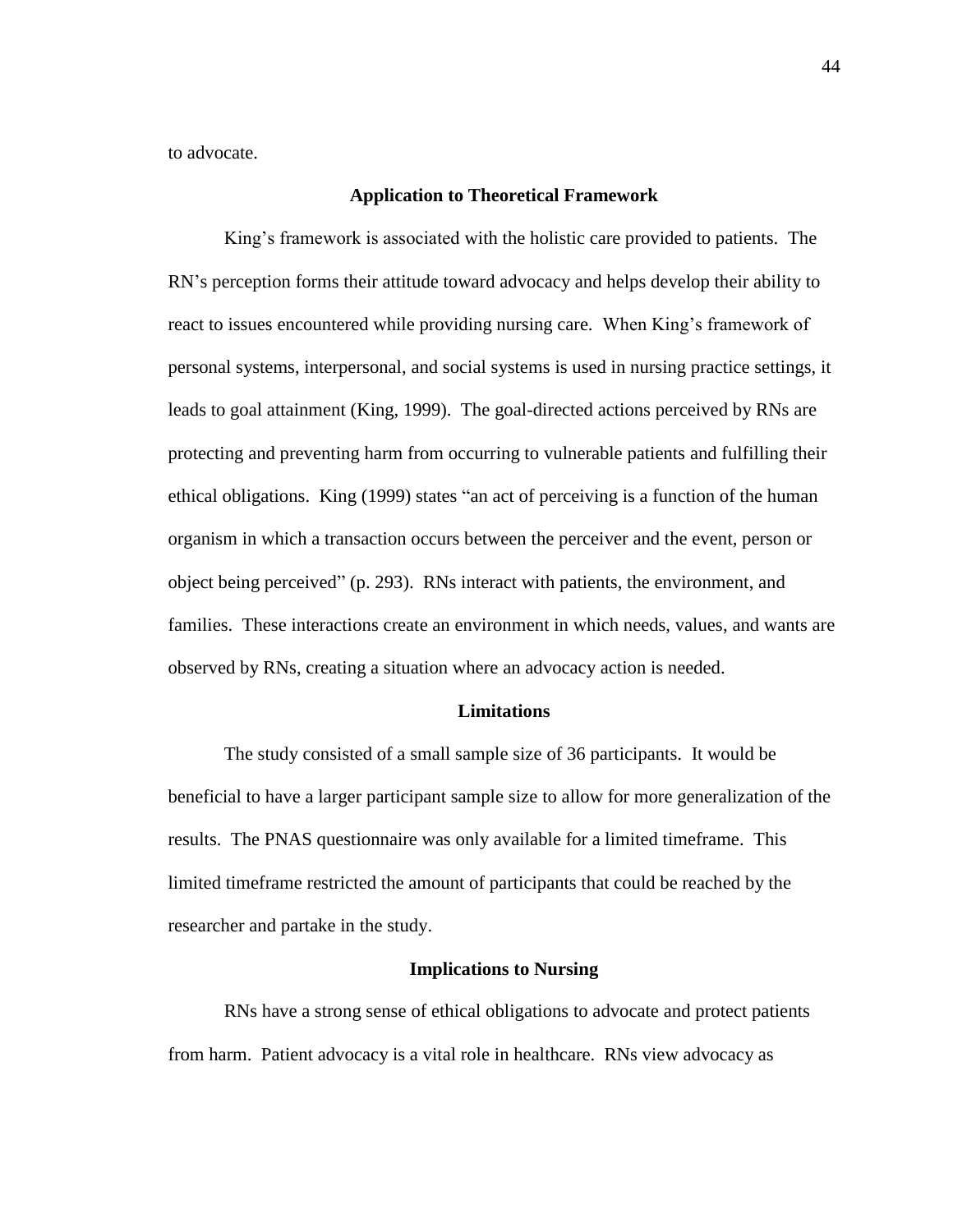to advocate.

## Application to Theoretical Framework

King's framework is associated with the holistic care provided to patients. The RN's perception forms their attitude toward advocacy and helps develop their ability to react to issues encountered while providing nursing care. When King's framework of personal systems, interpersonal, and social systems is used in nursing practice settings, it leads to goal attainment (King, 1999). The goal-directed actions perceived by RNs are protecting and preventing harm from occurring to vulnerable patients and fulfilling their ethical obligations. King (1999) states "an act of perceiving is a function of the human organism in which a transaction occurs between the perceiver and the event, person or object being perceived" (p. 293). RNs interact with patients, the environment, and families. These interactions create an environment in which needs, values, and wants are observed by RNs, creating a situation where an advocacy action is needed.

## Limitations

The study consisted of a small sample size of 36 participants. It would be beneficial to have a larger participant sample size to allow for more generalization of the results. The PNAS questionnaire was only available for a limited timeframe. This limited timeframe restricted the amount of participants that could be reached by the researcher and partake in the study.

## Implications to Nursing

RNs have a strong sense of ethical obligations to advocate and protect patients from harm. Patient advocacy is a vital role in healthcare. RNs view advocacy as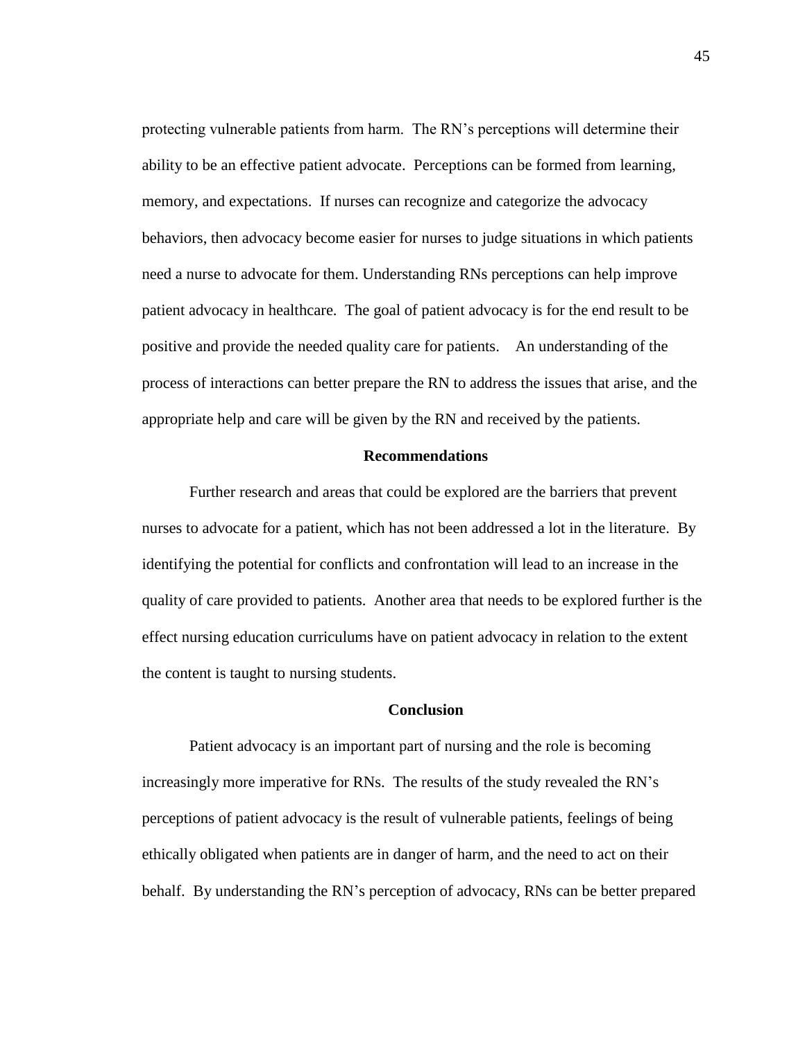protecting vulnerable patients from harm. The RN's perceptions will determine their ability to be an effective patient advocate. Perceptions can be formed from learning, memory, and expectations. If nurses can recognize and categorize the advocacy behaviors, then advocacy become easier for nurses to judge situations in which patients need a nurse to advocate for them. Understanding RNs perceptions can help improve patient advocacy in healthcare. The goal of patient advocacy is for the end result to be positive and provide the needed quality care for patients. An understanding of the process of interactions can better prepare the RN to address the issues that arise, and the appropriate help and care will be given by the RN and received by the patients.

## Recommendations

Further research and areas that could be explored are the barriers that prevent nurses to advocate for a patient, which has not been addressed a lot in the literature. By identifying the potential for conflicts and confrontation will lead to an increase in the quality of care provided to patients. Another area that needs to be explored further is the effect nursing education curriculums have on patient advocacy in relation to the extent the content is taught to nursing students.

## Conclusion

Patient advocacy is an important part of nursing and the role is becoming increasingly more imperative for RNs. The results of the study revealed the RN's perceptions of patient advocacy is the result of vulnerable patients, feelings of being ethically obligated when patients are in danger of harm, and the need to act on their behalf. By understanding the RN's perception of advocacy, RNs can be better prepared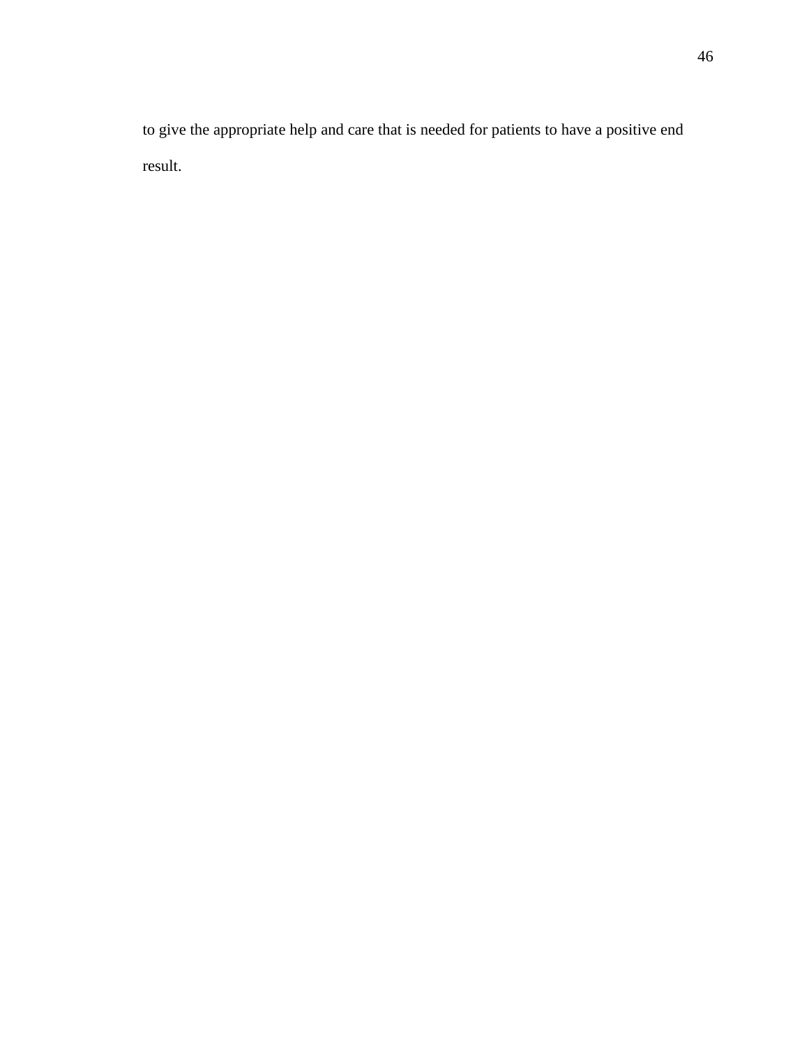to give the appropriate help and care that is needed for patients to have a positive end result.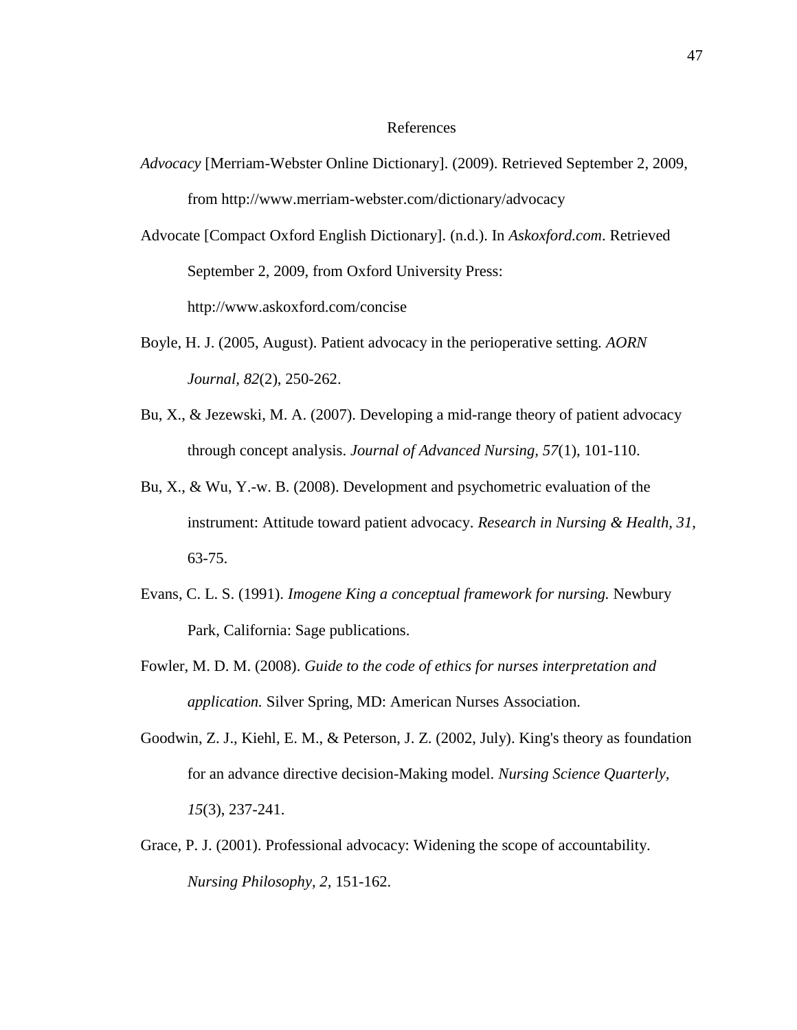# References

*Advocacy* [Merriam-Webster Online Dictionary]. (2009). Retrieved September 2, 2009, from http://www.merriam-webster.com/dictionary/advocacy

Advocate [Compact Oxford English Dictionary]. (n.d.). In *Askoxford.com*. Retrieved September 2, 2009, from Oxford University Press: http://www.askoxford.com/concise

Boyle, H. J. (2005, August). Patient advocacy in the perioperative setting. *AORN Journal, 82*(2), 250-262.

Bu, X., & Jezewski, M. A. (2007). Developing a mid-range theory of patient advocacy through concept analysis. *Journal of Advanced Nursing, 57*(1), 101-110.

Bu, X., & Wu, Y.-w. B. (2008). Development and psychometric evaluation of the instrument: Attitude toward patient advocacy. *Research in Nursing & Health, 31*, 63-75.

Evans, C. L. S. (1991). *Imogene King a conceptual framework for nursing.* Newbury Park, California: Sage publications.

Fowler, M. D. M. (2008). *Guide to the code of ethics for nurses interpretation and application.* Silver Spring, MD: American Nurses Association.

Goodwin, Z. J., Kiehl, E. M., & Peterson, J. Z. (2002, July). King's theory as foundation for an advance directive decision-Making model. *Nursing Science Quarterly, 15*(3), 237-241.

Grace, P. J. (2001). Professional advocacy: Widening the scope of accountability. *Nursing Philosophy, 2*, 151-162.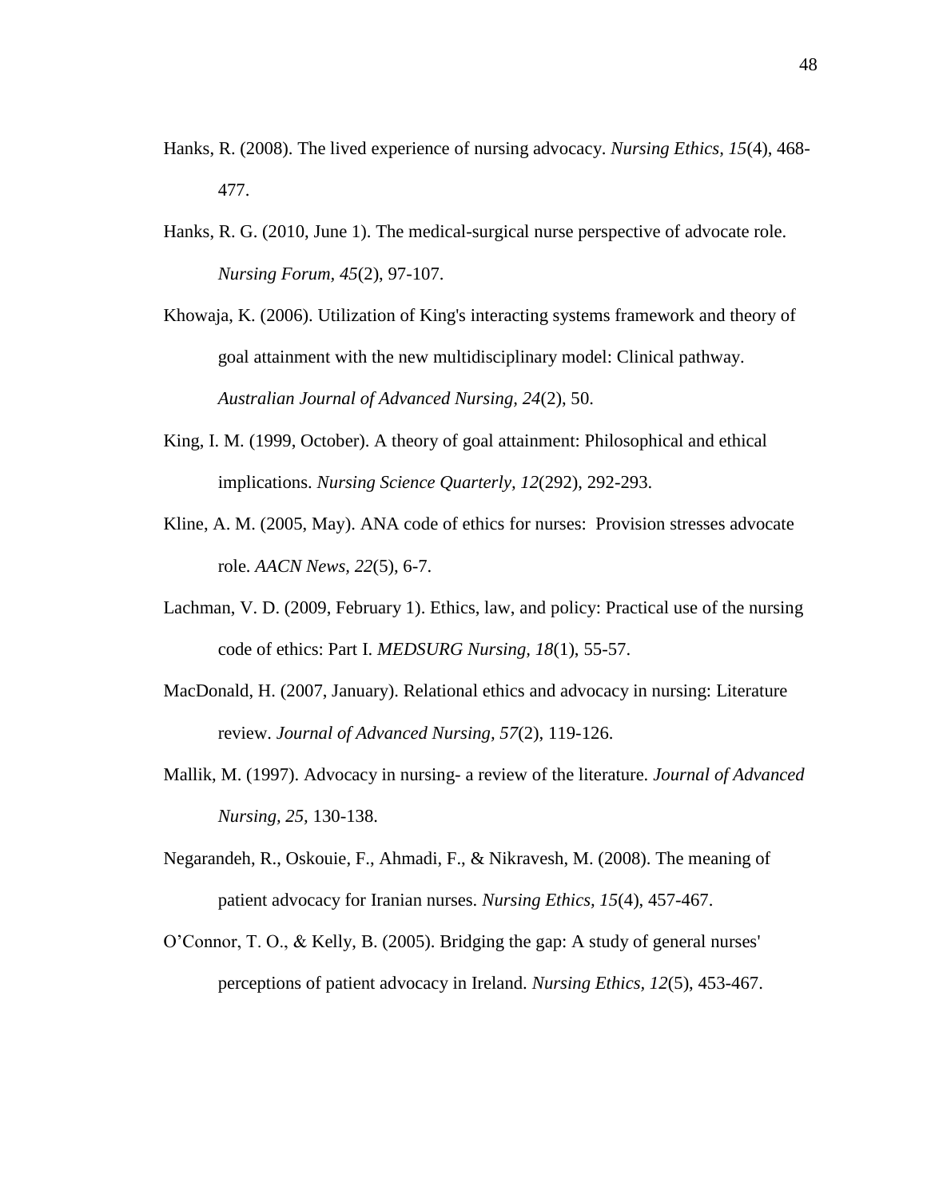Hanks, R. (2008). The lived experience of nursing advocacy. *Nursing Ethics*, *15*(4), 468-477.

Hanks, R. G. (2010, June 1). The medical-surgical nurse perspective of advocate role. *Nursing Forum*, *45*(2), 97-107.

Khowaja, K. (2006). Utilization of King's interacting systems framework and theory of goal attainment with the new multidisciplinary model: Clinical pathway. *Australian Journal of Advanced Nursing*, *24*(2), 50.

King, I. M. (1999, October). A theory of goal attainment: Philosophical and ethical implications. *Nursing Science Quarterly*, *12*(292), 292-293.

Kline, A. M. (2005, May). ANA code of ethics for nurses: Provision stresses advocate role. *AACN News*, *22*(5), 6-7.

Lachman, V. D. (2009, February 1). Ethics, law, and policy: Practical use of the nursing code of ethics: Part I. *MEDSURG Nursing*, *18*(1), 55-57.

MacDonald, H. (2007, January). Relational ethics and advocacy in nursing: Literature review. *Journal of Advanced Nursing*, *57*(2), 119-126.

Mallik, M. (1997). Advocacy in nursing- a review of the literature. *Journal of Advanced Nursing*, *25*, 130-138.

Negarandeh, R., Oskouie, F., Ahmadi, F., & Nikravesh, M. (2008). The meaning of patient advocacy for Iranian nurses. *Nursing Ethics*, *15*(4), 457-467.

O'Connor, T. O., & Kelly, B. (2005). Bridging the gap: A study of general nurses' perceptions of patient advocacy in Ireland. *Nursing Ethics*, *12*(5), 453-467.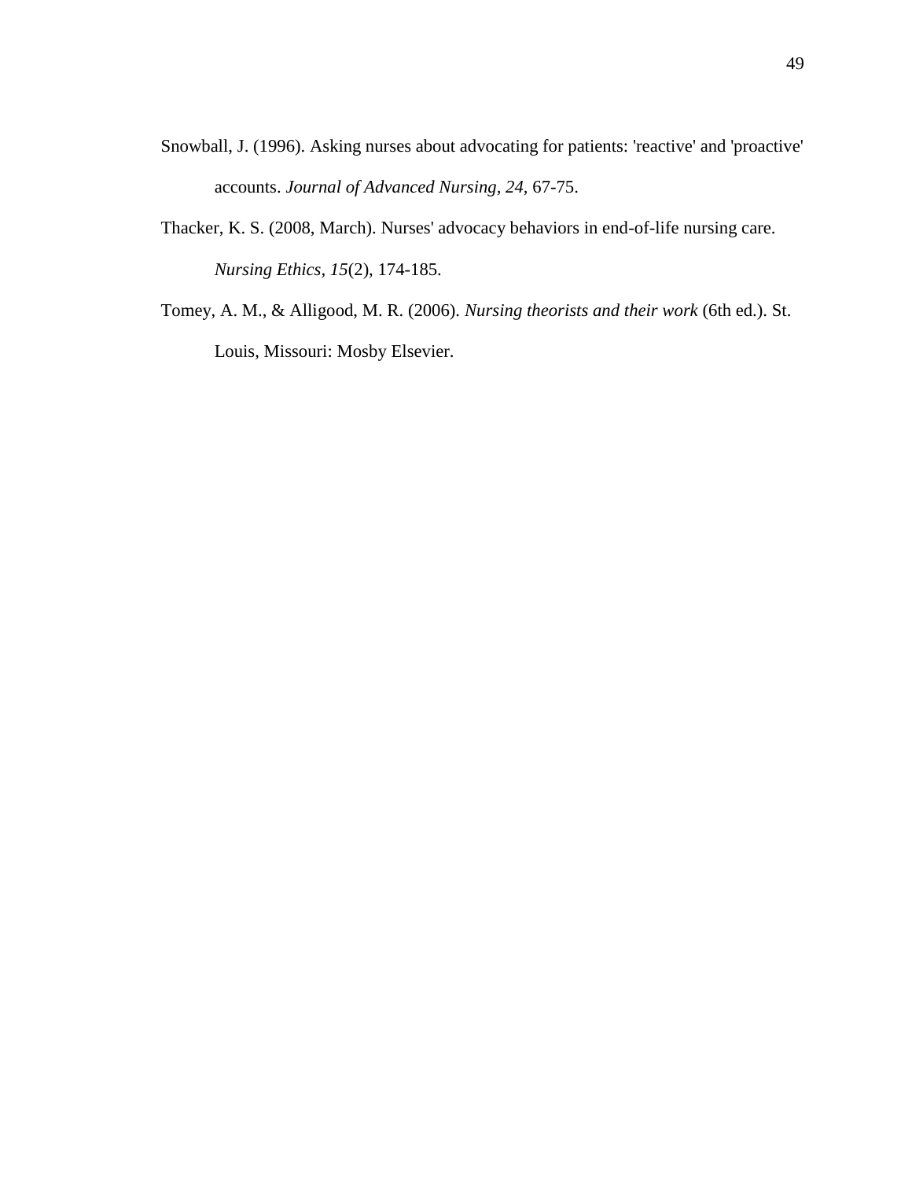Snowball, J. (1996). Asking nurses about advocating for patients: 'reactive' and 'proactive' accounts. *Journal of Advanced Nursing, 24*, 67-75.

Thacker, K. S. (2008, March). Nurses' advocacy behaviors in end-of-life nursing care. *Nursing Ethics, 15*(2), 174-185.

Tomey, A. M., & Alligood, M. R. (2006). *Nursing theorists and their work* (6th ed.). St. Louis, Missouri: Mosby Elsevier.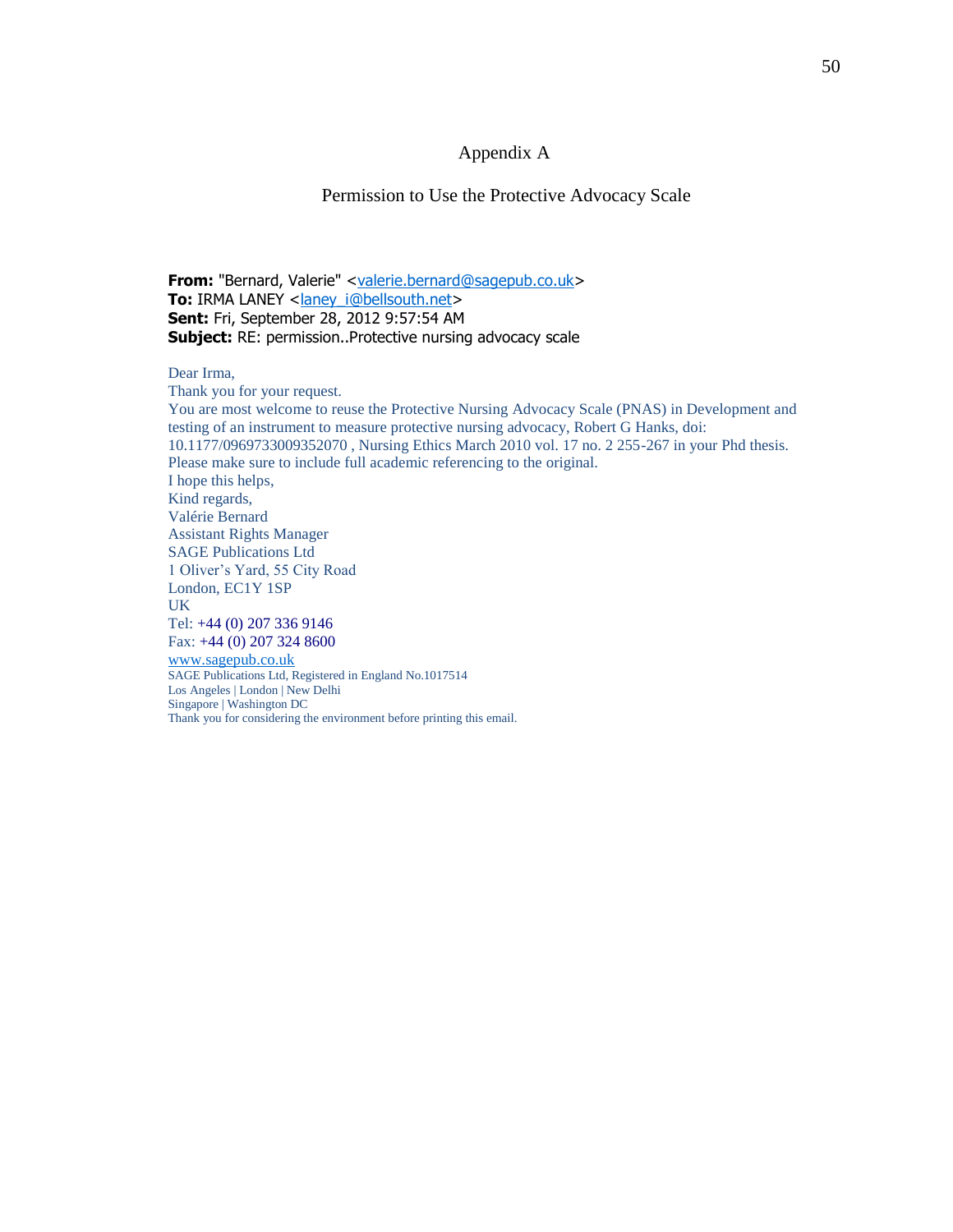# Appendix A

## Permission to Use the Protective Advocacy Scale

**From:** "Bernard, Valerie" <valerie.bernard@sagepub.co.uk>
**To:** IRMA LANEY <laney_i@bellsouth.net>
**Sent:** Fri, September 28, 2012 9:57:54 AM
**Subject:** RE: permission..Protective nursing advocacy scale

Dear Irma,
Thank you for your request.
You are most welcome to reuse the Protective Nursing Advocacy Scale (PNAS) in Development and testing of an instrument to measure protective nursing advocacy, Robert G Hanks, doi: 10.1177/0969733009352070 , Nursing Ethics March 2010 vol. 17 no. 2 255-267 in your Phd thesis.
Please make sure to include full academic referencing to the original.
I hope this helps,
Kind regards,
Valérie Bernard
Assistant Rights Manager
SAGE Publications Ltd
1 Oliver's Yard, 55 City Road
London, EC1Y 1SP
UK
Tel: +44 (0) 207 336 9146
Fax: +44 (0) 207 324 8600
www.sagepub.co.uk
SAGE Publications Ltd, Registered in England No.1017514
Los Angeles | London | New Delhi
Singapore | Washington DC
Thank you for considering the environment before printing this email.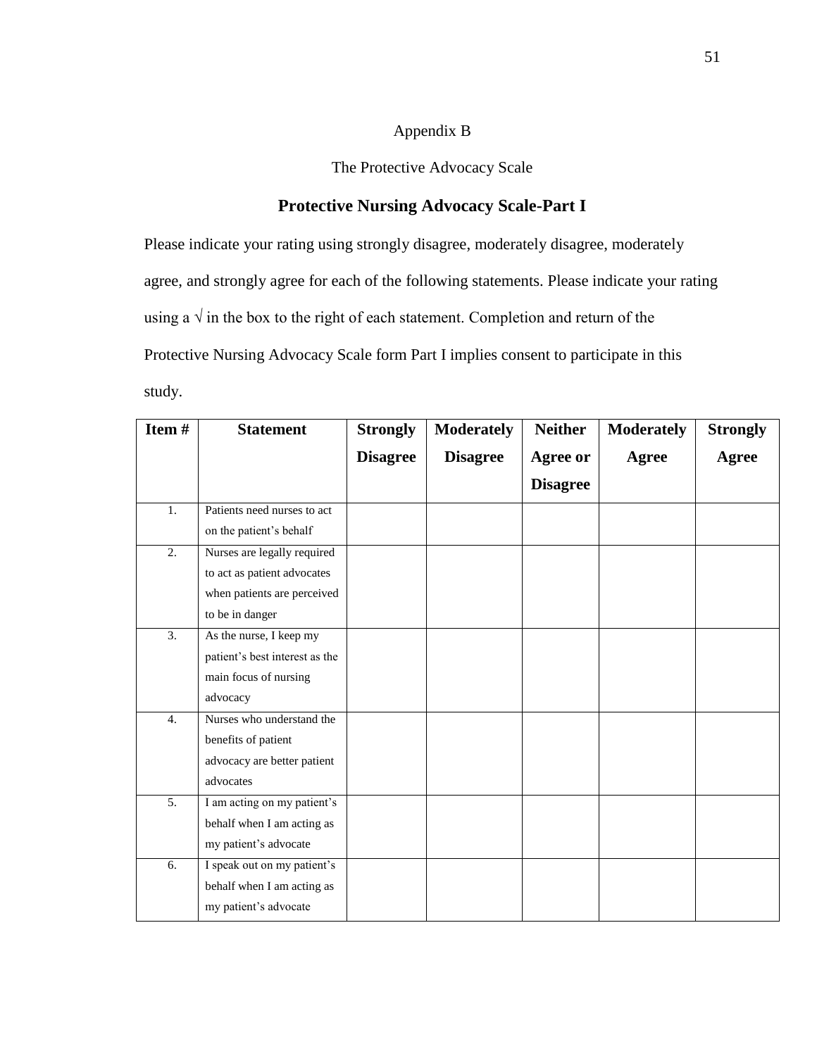Appendix B

The Protective Advocacy Scale

## Protective Nursing Advocacy Scale-Part I

Please indicate your rating using strongly disagree, moderately disagree, moderately agree, and strongly agree for each of the following statements. Please indicate your rating using a √ in the box to the right of each statement. Completion and return of the Protective Nursing Advocacy Scale form Part I implies consent to participate in this study.

| Item # | Statement | Strongly Disagree | Moderately Disagree | Neither Agree or Disagree | Moderately Agree | Strongly Agree |
|---|---|---|---|---|---|---|
| 1. | Patients need nurses to act on the patient's behalf | | | | | |
| 2. | Nurses are legally required to act as patient advocates when patients are perceived to be in danger | | | | | |
| 3. | As the nurse, I keep my patient's best interest as the main focus of nursing advocacy | | | | | |
| 4. | Nurses who understand the benefits of patient advocacy are better patient advocates | | | | | |
| 5. | I am acting on my patient's behalf when I am acting as my patient's advocate | | | | | |
| 6. | I speak out on my patient's behalf when I am acting as my patient's advocate | | | | | |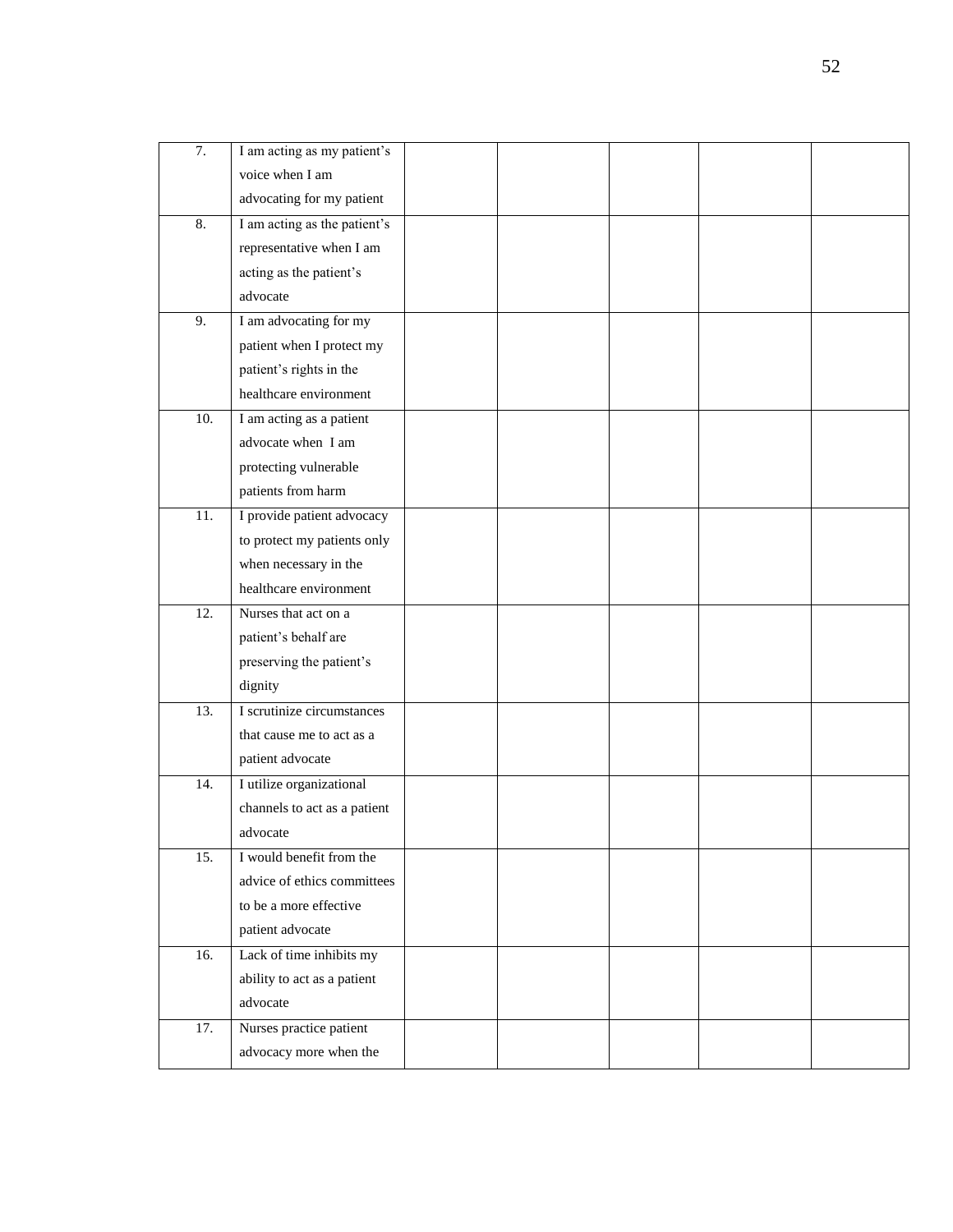| | | | | | | |
|---|---|---|---|---|---|---|
| 7. | I am acting as my patient's voice when I am advocating for my patient | | | | | |
| 8. | I am acting as the patient's representative when I am acting as the patient's advocate | | | | | |
| 9. | I am advocating for my patient when I protect my patient's rights in the healthcare environment | | | | | |
| 10. | I am acting as a patient advocate when I am protecting vulnerable patients from harm | | | | | |
| 11. | I provide patient advocacy to protect my patients only when necessary in the healthcare environment | | | | | |
| 12. | Nurses that act on a patient's behalf are preserving the patient's dignity | | | | | |
| 13. | I scrutinize circumstances that cause me to act as a patient advocate | | | | | |
| 14. | I utilize organizational channels to act as a patient advocate | | | | | |
| 15. | I would benefit from the advice of ethics committees to be a more effective patient advocate | | | | | |
| 16. | Lack of time inhibits my ability to act as a patient advocate | | | | | |
| 17. | Nurses practice patient advocacy more when the | | | | | |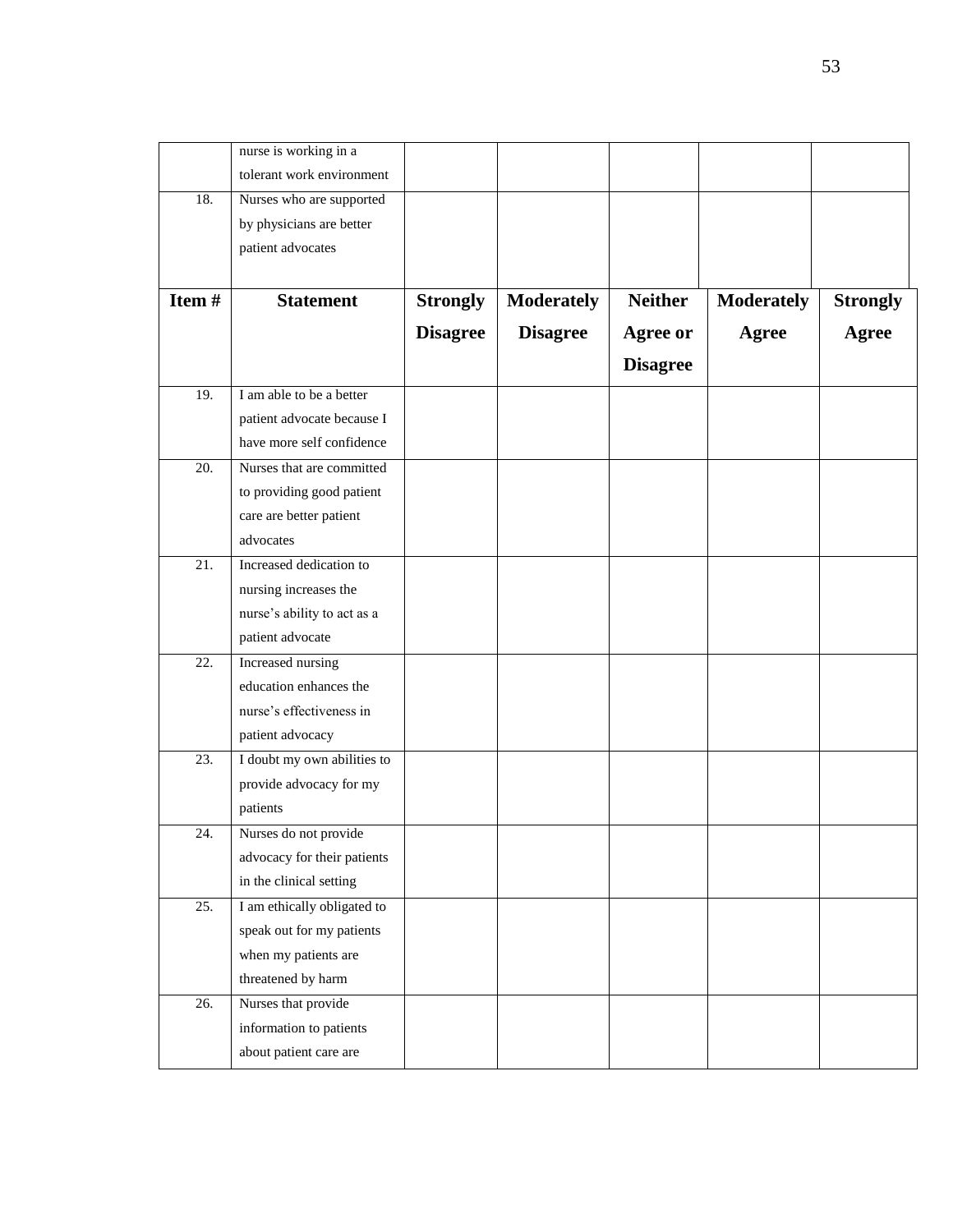| Item # | Statement | Strongly Disagree | Moderately Disagree | Neither Agree or Disagree | Moderately Agree | Strongly Agree |
|---|---|---|---|---|---|---|
| | nurse is working in a tolerant work environment | | | | | |
| 18. | Nurses who are supported by physicians are better patient advocates | | | | | |
| 19. | I am able to be a better patient advocate because I have more self confidence | | | | | |
| 20. | Nurses that are committed to providing good patient care are better patient advocates | | | | | |
| 21. | Increased dedication to nursing increases the nurse's ability to act as a patient advocate | | | | | |
| 22. | Increased nursing education enhances the nurse's effectiveness in patient advocacy | | | | | |
| 23. | I doubt my own abilities to provide advocacy for my patients | | | | | |
| 24. | Nurses do not provide advocacy for their patients in the clinical setting | | | | | |
| 25. | I am ethically obligated to speak out for my patients when my patients are threatened by harm | | | | | |
| 26. | Nurses that provide information to patients about patient care are | | | | | |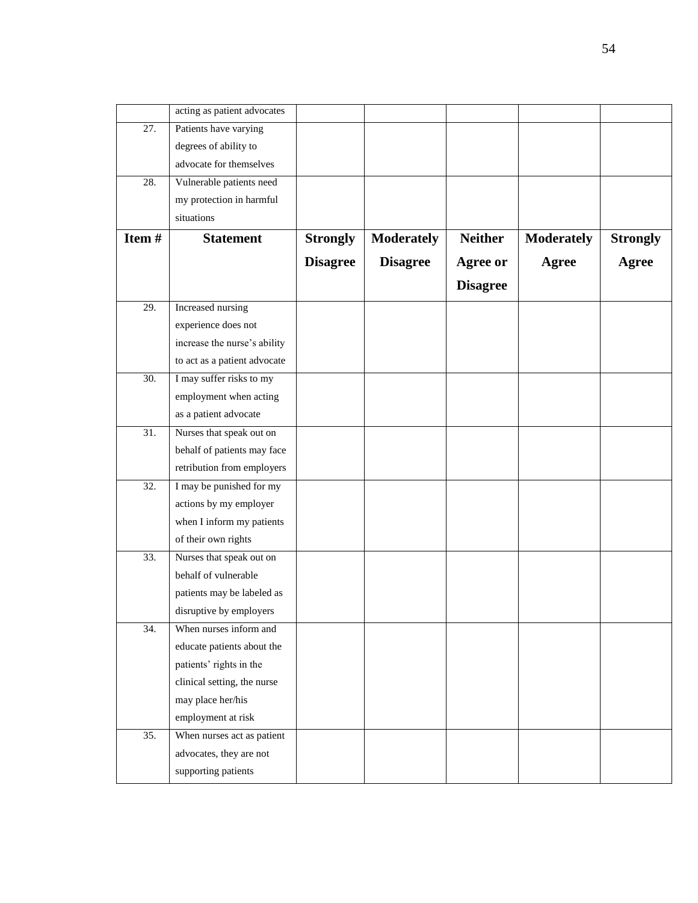| Item # | Statement | Strongly Disagree | Moderately Disagree | Neither Agree or Disagree | Moderately Agree | Strongly Agree |
|---|---|---|---|---|---|---|
| | acting as patient advocates | | | | | |
| 27. | Patients have varying degrees of ability to advocate for themselves | | | | | |
| 28. | Vulnerable patients need my protection in harmful situations | | | | | |
| 29. | Increased nursing experience does not increase the nurse's ability to act as a patient advocate | | | | | |
| 30. | I may suffer risks to my employment when acting as a patient advocate | | | | | |
| 31. | Nurses that speak out on behalf of patients may face retribution from employers | | | | | |
| 32. | I may be punished for my actions by my employer when I inform my patients of their own rights | | | | | |
| 33. | Nurses that speak out on behalf of vulnerable patients may be labeled as disruptive by employers | | | | | |
| 34. | When nurses inform and educate patients about the patients' rights in the clinical setting, the nurse may place her/his employment at risk | | | | | |
| 35. | When nurses act as patient advocates, they are not supporting patients | | | | | |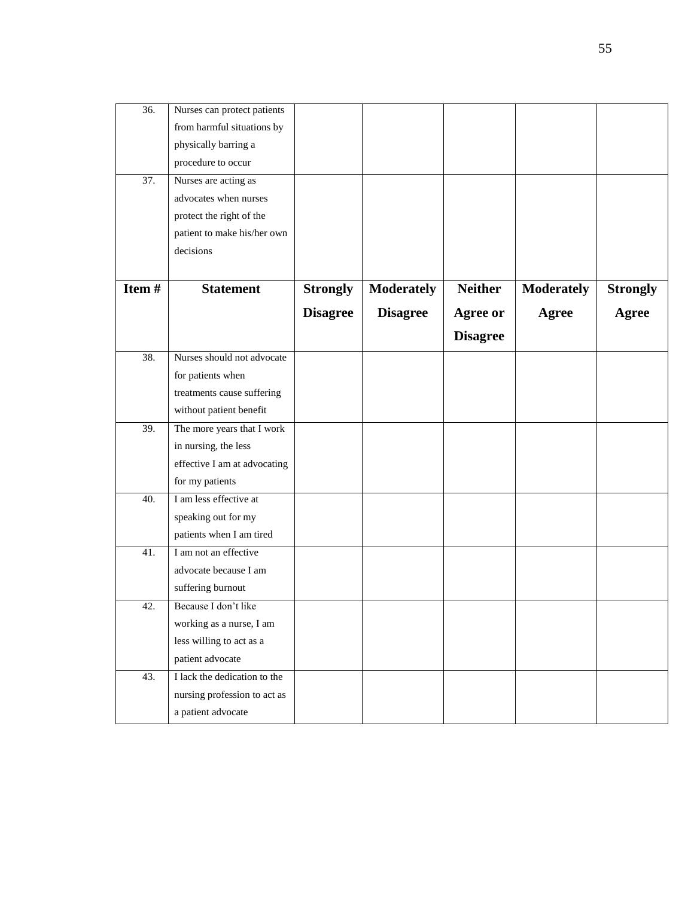| Item # | Statement | Strongly Disagree | Moderately Disagree | Neither Agree or Disagree | Moderately Agree | Strongly Agree |
|---|---|---|---|---|---|---|
| 36. | Nurses can protect patients from harmful situations by physically barring a procedure to occur | | | | | |
| 37. | Nurses are acting as advocates when nurses protect the right of the patient to make his/her own decisions | | | | | |
| 38. | Nurses should not advocate for patients when treatments cause suffering without patient benefit | | | | | |
| 39. | The more years that I work in nursing, the less effective I am at advocating for my patients | | | | | |
| 40. | I am less effective at speaking out for my patients when I am tired | | | | | |
| 41. | I am not an effective advocate because I am suffering burnout | | | | | |
| 42. | Because I don't like working as a nurse, I am less willing to act as a patient advocate | | | | | |
| 43. | I lack the dedication to the nursing profession to act as a patient advocate | | | | | |